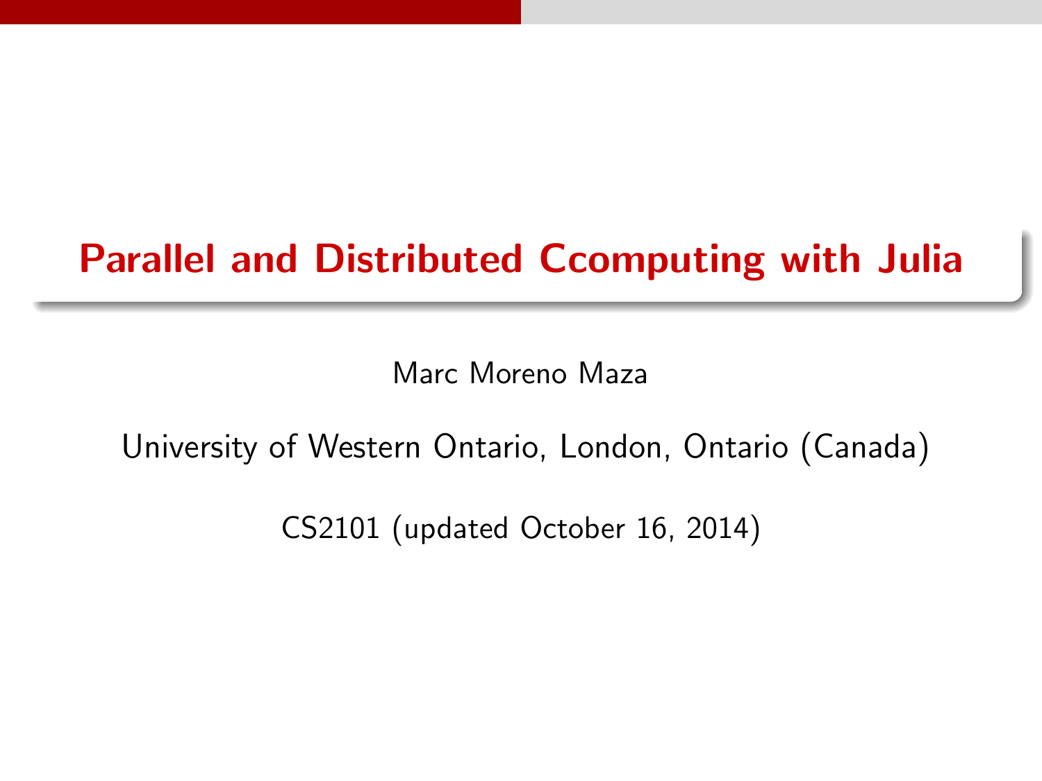# Parallel and Distributed Ccomputing with Julia

Marc Moreno Maza

University of Western Ontario, London, Ontario (Canada)

CS2101 (updated October 16, 2014)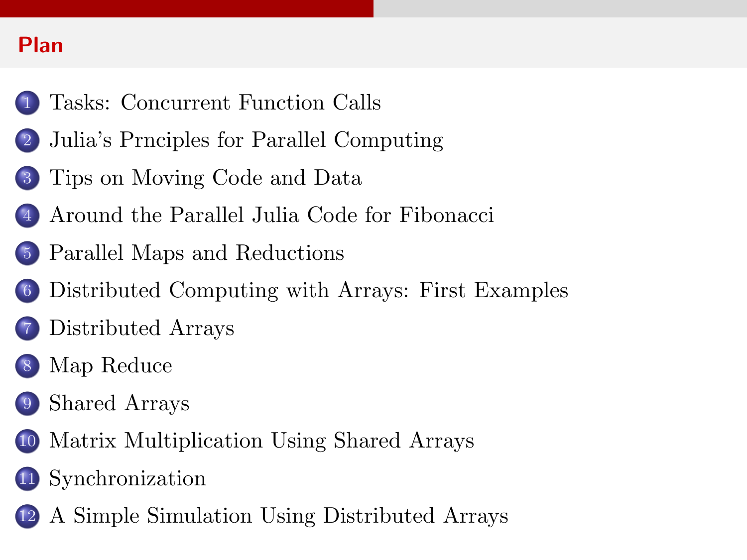## Plan

1. Tasks: Concurrent Function Calls
2. Julia's Prnciples for Parallel Computing
3. Tips on Moving Code and Data
4. Around the Parallel Julia Code for Fibonacci
5. Parallel Maps and Reductions
6. Distributed Computing with Arrays: First Examples
7. Distributed Arrays
8. Map Reduce
9. Shared Arrays
10. Matrix Multiplication Using Shared Arrays
11. Synchronization
12. A Simple Simulation Using Distributed Arrays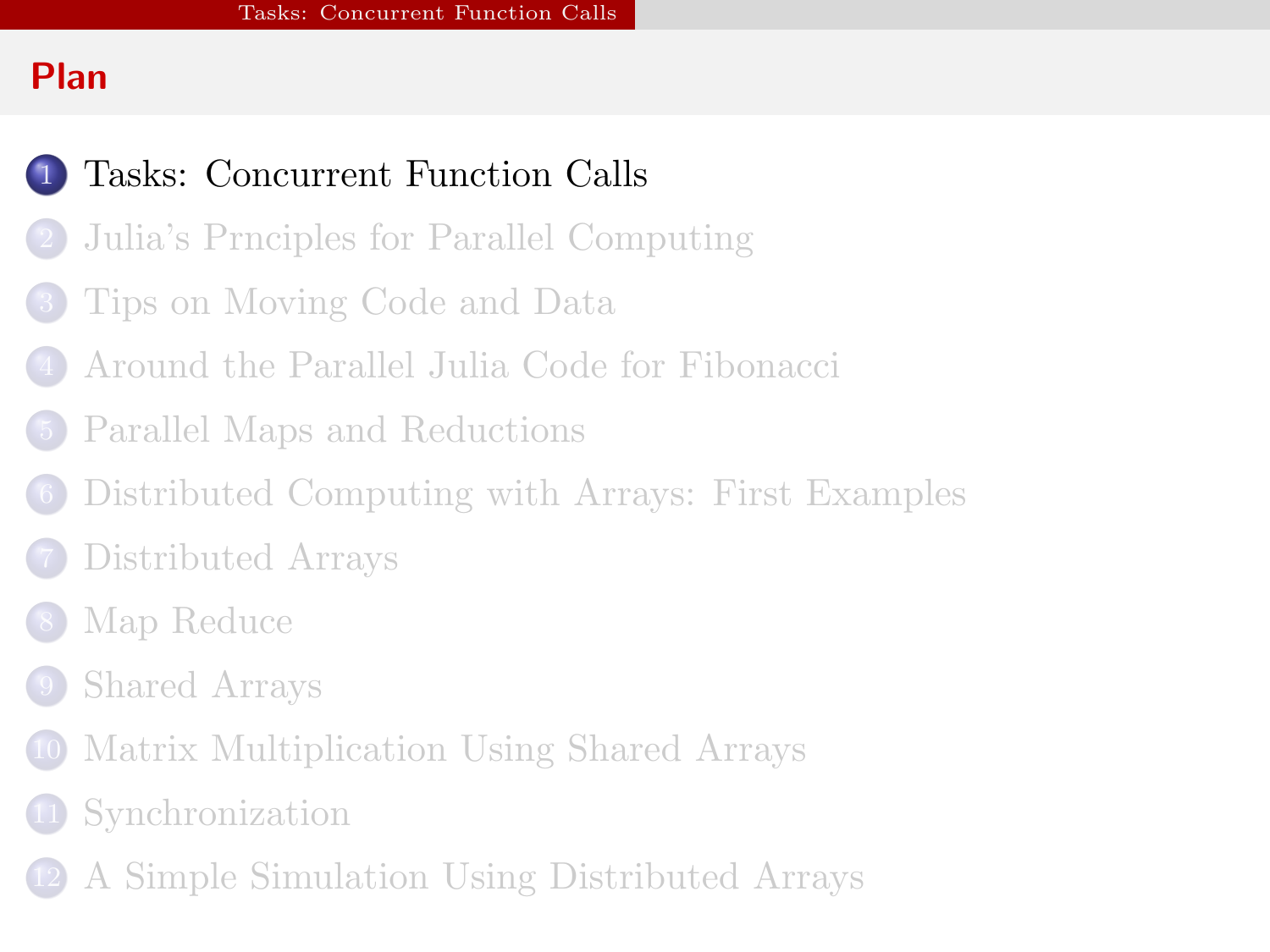## Plan

1. Tasks: Concurrent Function Calls
2. Julia's Prnciples for Parallel Computing
3. Tips on Moving Code and Data
4. Around the Parallel Julia Code for Fibonacci
5. Parallel Maps and Reductions
6. Distributed Computing with Arrays: First Examples
7. Distributed Arrays
8. Map Reduce
9. Shared Arrays
10. Matrix Multiplication Using Shared Arrays
11. Synchronization
12. A Simple Simulation Using Distributed Arrays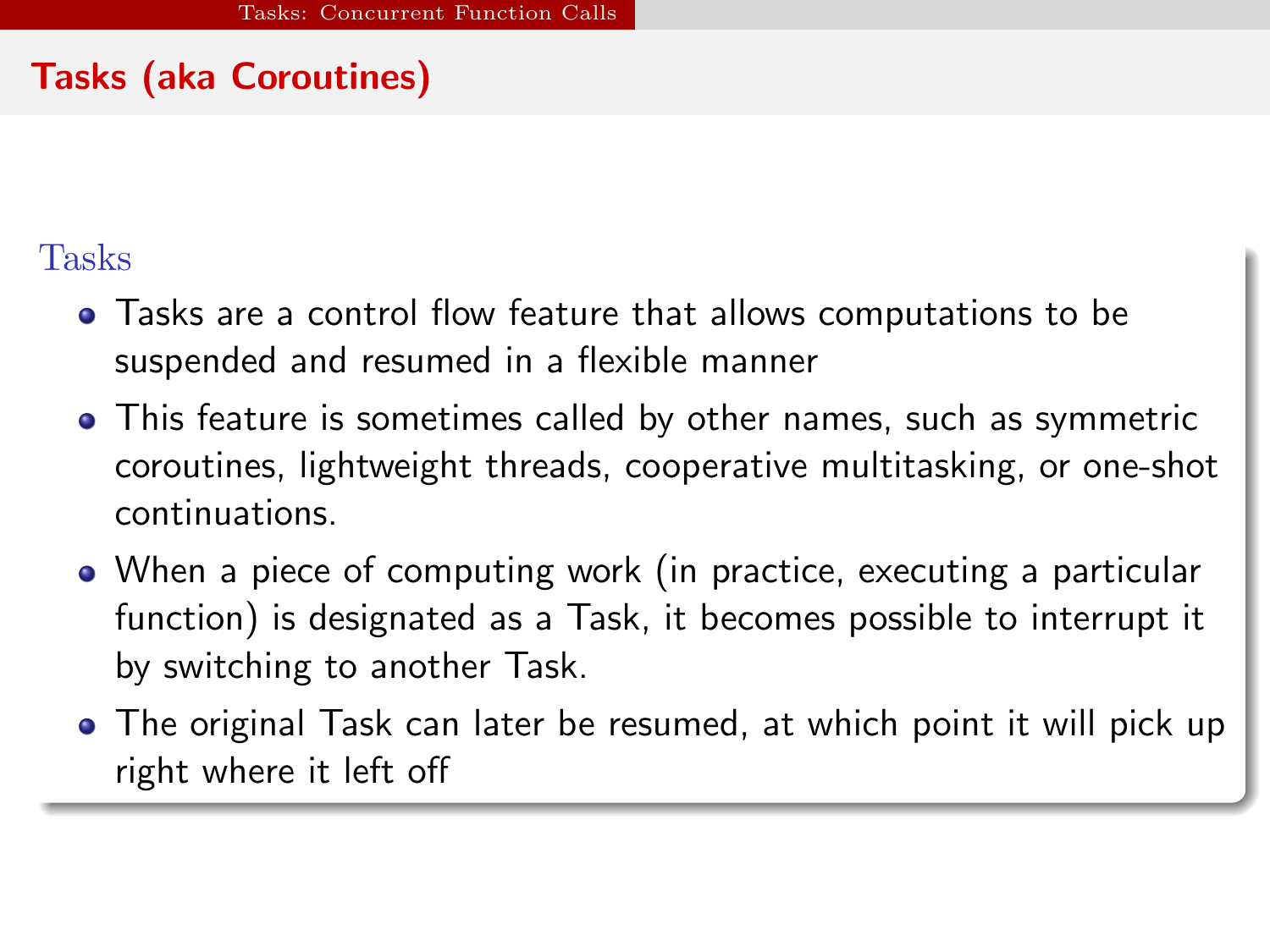## Tasks (aka Coroutines)

### Tasks

- Tasks are a control flow feature that allows computations to be suspended and resumed in a flexible manner
- This feature is sometimes called by other names, such as symmetric coroutines, lightweight threads, cooperative multitasking, or one-shot continuations.
- When a piece of computing work (in practice, executing a particular function) is designated as a Task, it becomes possible to interrupt it by switching to another Task.
- The original Task can later be resumed, at which point it will pick up right where it left off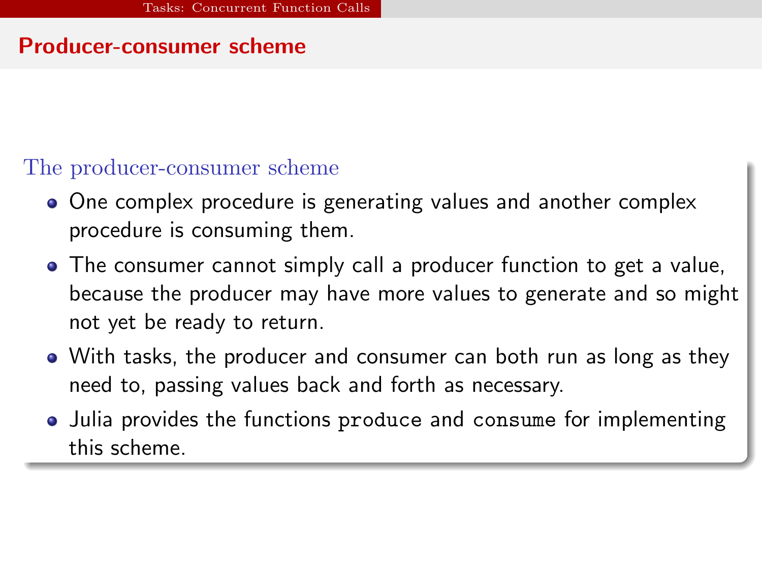## Producer-consumer scheme

### The producer-consumer scheme

- One complex procedure is generating values and another complex procedure is consuming them.
- The consumer cannot simply call a producer function to get a value, because the producer may have more values to generate and so might not yet be ready to return.
- With tasks, the producer and consumer can both run as long as they need to, passing values back and forth as necessary.
- Julia provides the functions `produce` and `consume` for implementing this scheme.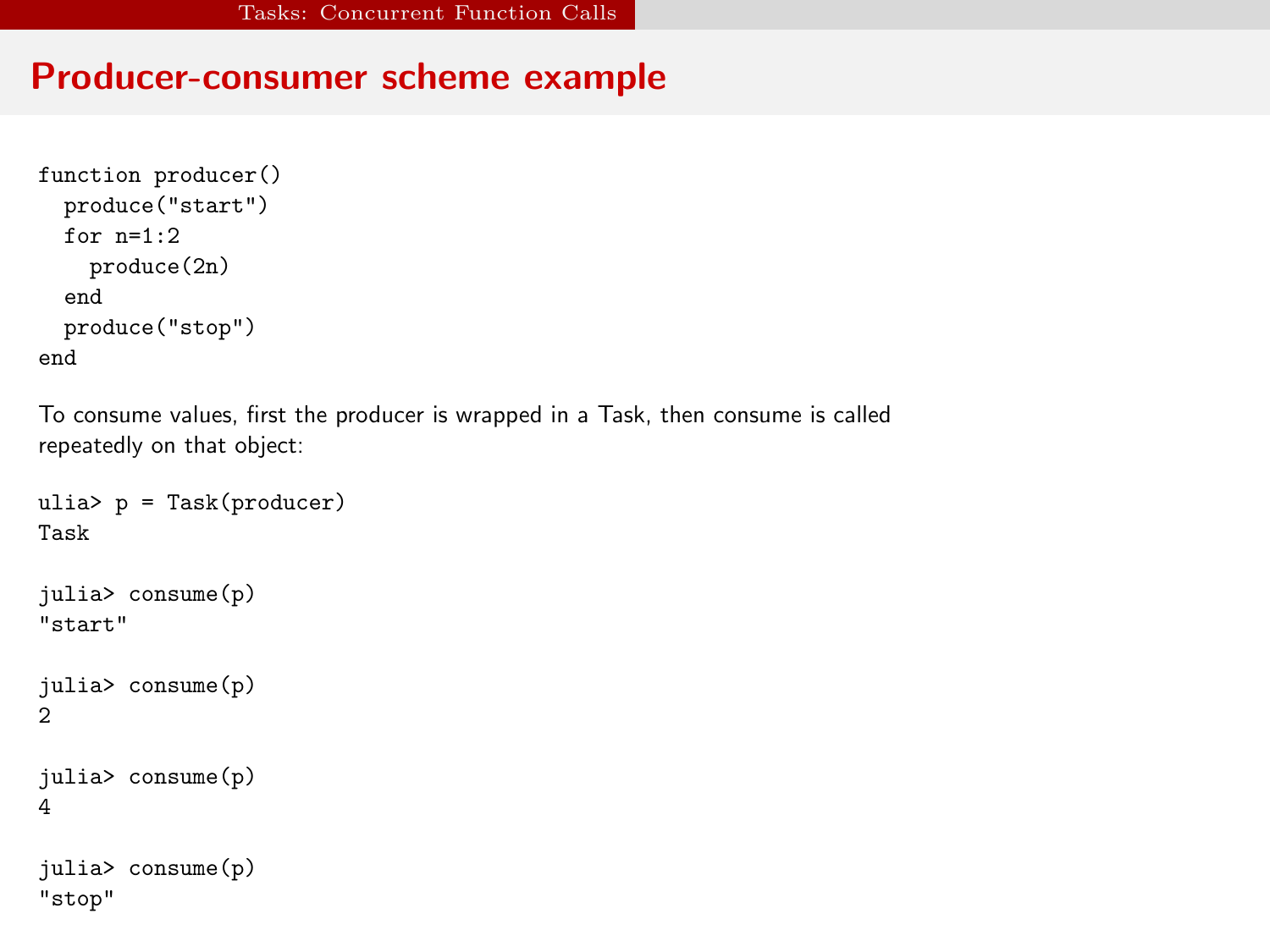# Producer-consumer scheme example

```
function producer()
  produce("start")
  for n=1:2
    produce(2n)
  end
  produce("stop")
end
```

To consume values, first the producer is wrapped in a Task, then consume is called repeatedly on that object:

```
ulia> p = Task(producer)
Task

julia> consume(p)
"start"

julia> consume(p)
2

julia> consume(p)
4

julia> consume(p)
"stop"
```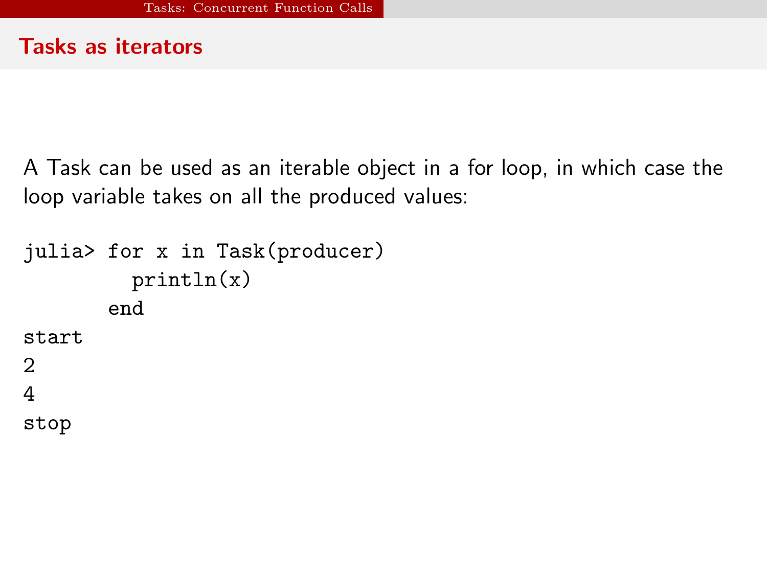## Tasks as iterators

A Task can be used as an iterable object in a for loop, in which case the loop variable takes on all the produced values:

```
julia> for x in Task(producer)
         println(x)
       end
start
2
4
stop
```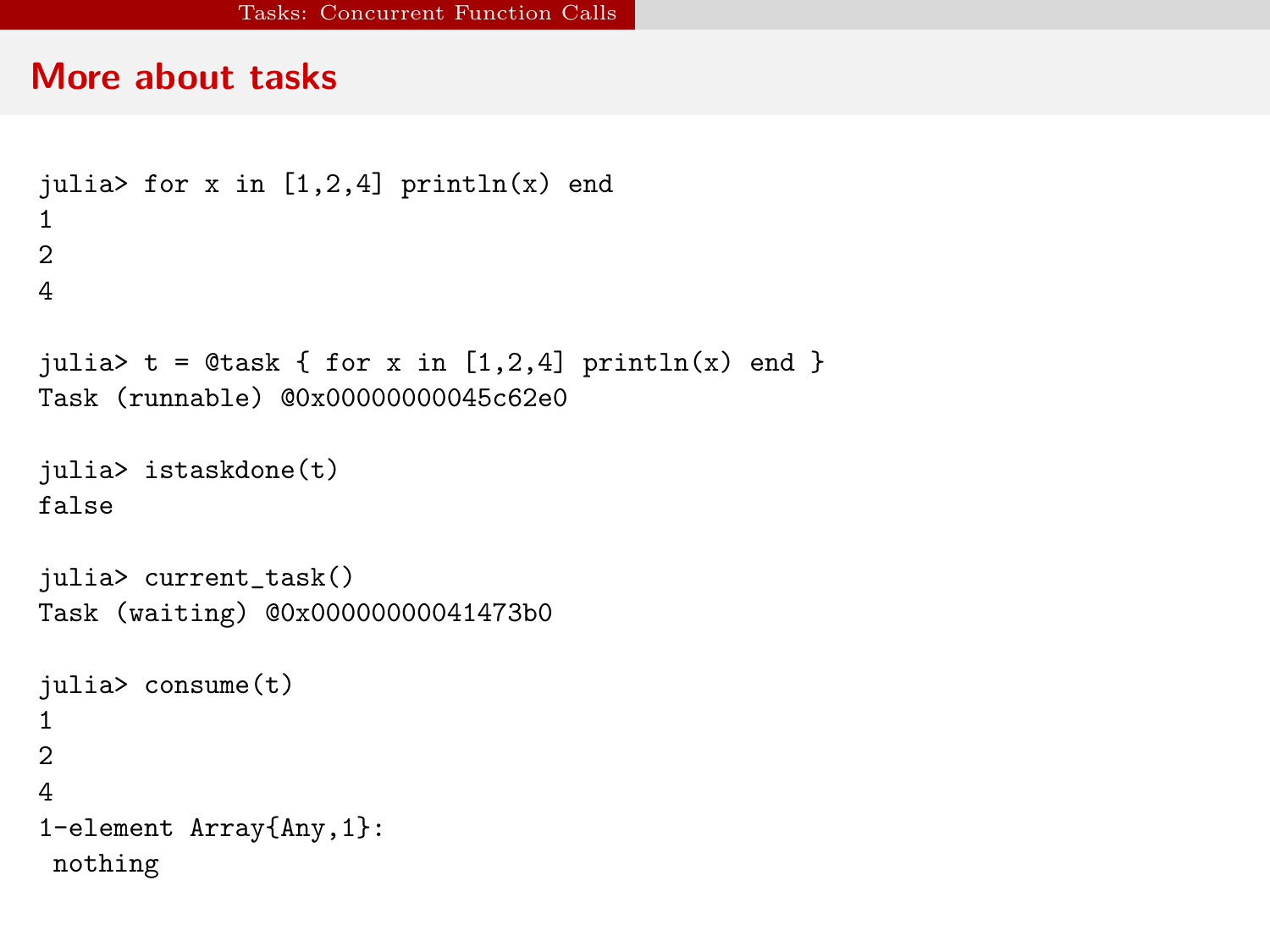## More about tasks

```
julia> for x in [1,2,4] println(x) end
1
2
4

julia> t = @task { for x in [1,2,4] println(x) end }
Task (runnable) @0x00000000045c62e0

julia> istaskdone(t)
false

julia> current_task()
Task (waiting) @0x00000000041473b0

julia> consume(t)
1
2
4
1-element Array{Any,1}:
 nothing
```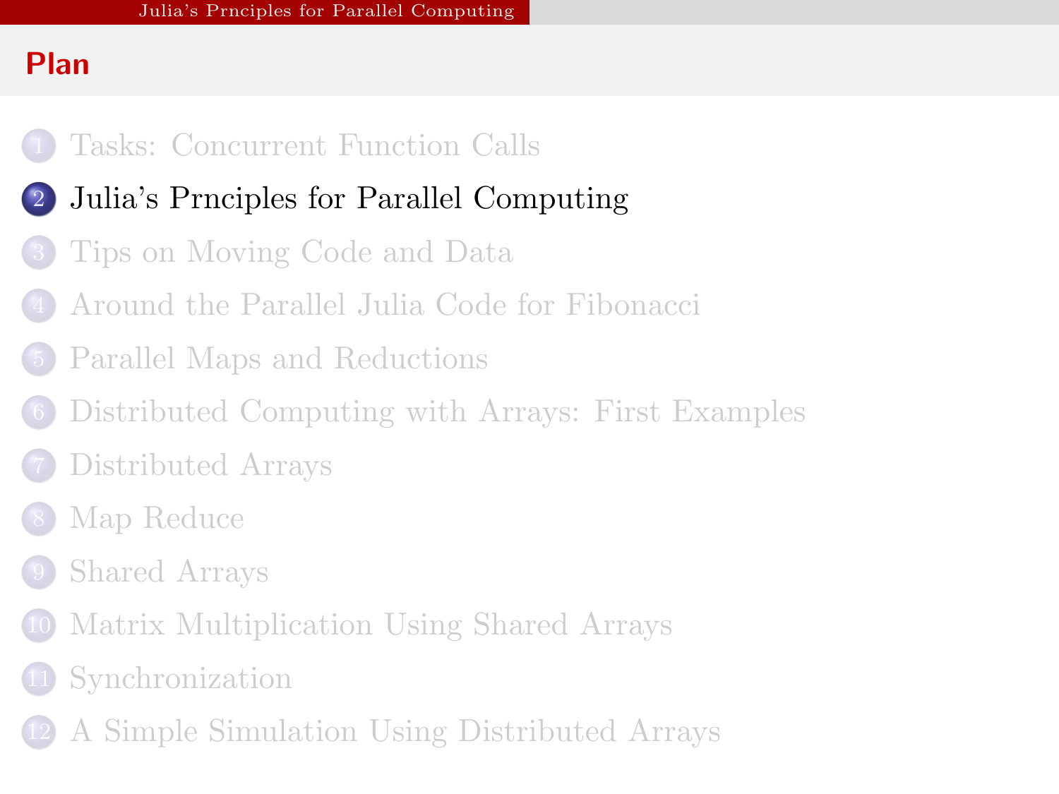## Plan

1. Tasks: Concurrent Function Calls
2. Julia's Prnciples for Parallel Computing
3. Tips on Moving Code and Data
4. Around the Parallel Julia Code for Fibonacci
5. Parallel Maps and Reductions
6. Distributed Computing with Arrays: First Examples
7. Distributed Arrays
8. Map Reduce
9. Shared Arrays
10. Matrix Multiplication Using Shared Arrays
11. Synchronization
12. A Simple Simulation Using Distributed Arrays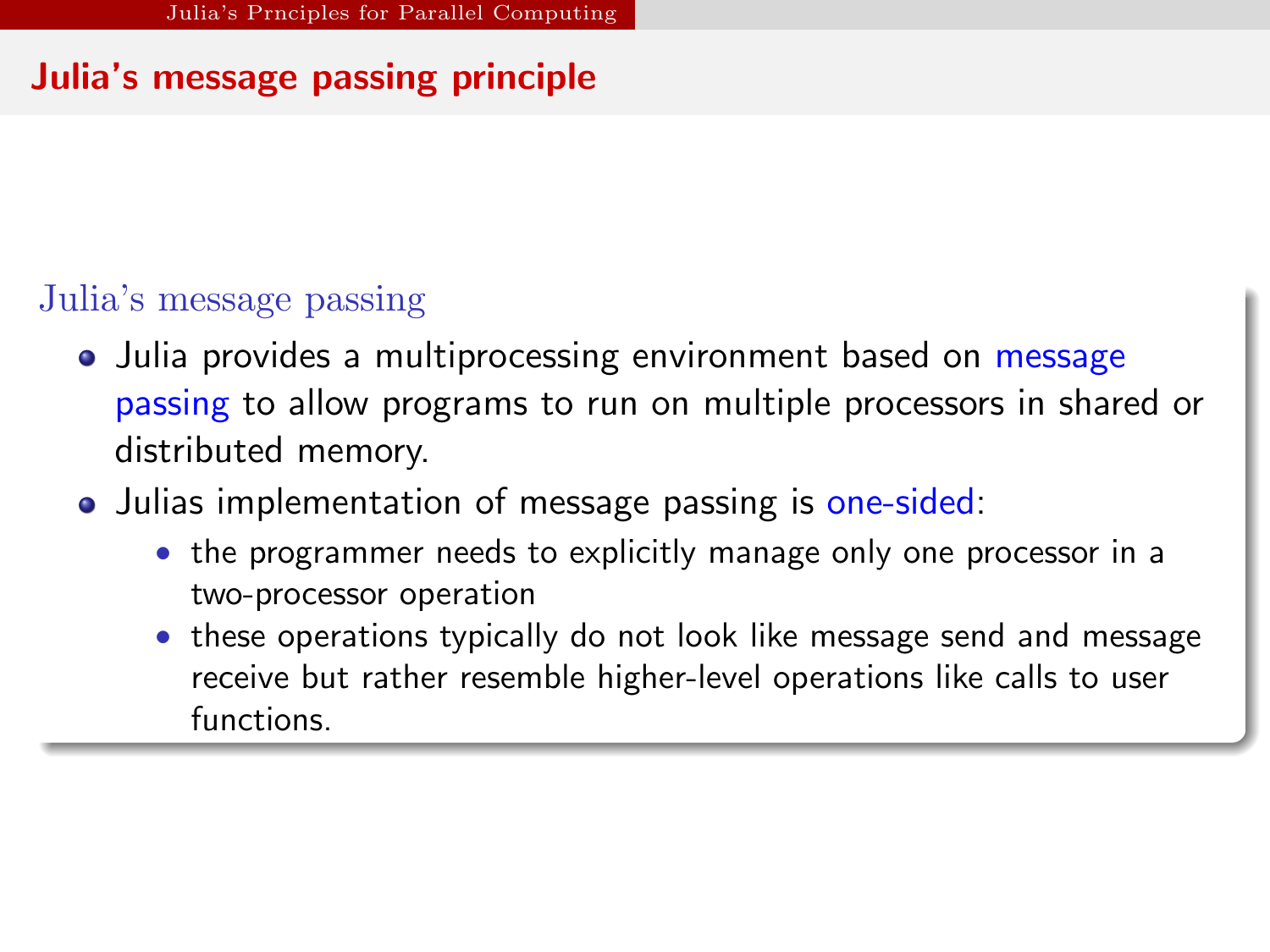## Julia's message passing principle

### Julia's message passing

- Julia provides a multiprocessing environment based on message passing to allow programs to run on multiple processors in shared or distributed memory.
- Julias implementation of message passing is one-sided:
  - the programmer needs to explicitly manage only one processor in a two-processor operation
  - these operations typically do not look like message send and message receive but rather resemble higher-level operations like calls to user functions.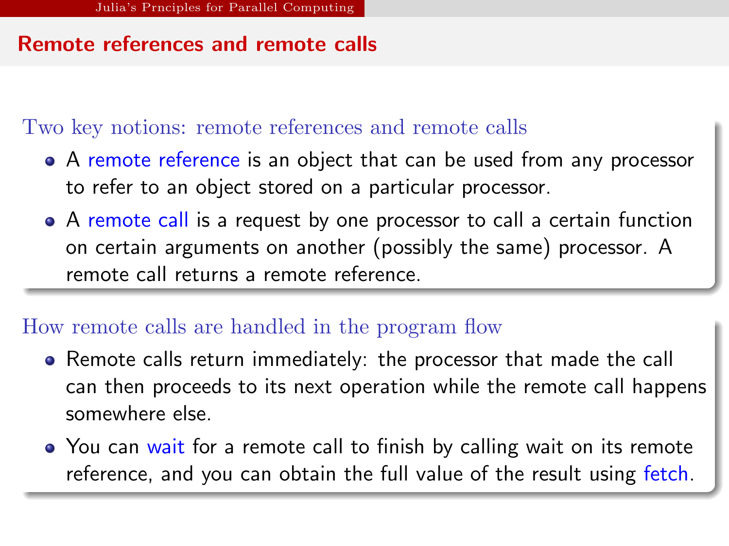## Remote references and remote calls

### Two key notions: remote references and remote calls

- A remote reference is an object that can be used from any processor to refer to an object stored on a particular processor.
- A remote call is a request by one processor to call a certain function on certain arguments on another (possibly the same) processor. A remote call returns a remote reference.

### How remote calls are handled in the program flow

- Remote calls return immediately: the processor that made the call can then proceeds to its next operation while the remote call happens somewhere else.
- You can wait for a remote call to finish by calling wait on its remote reference, and you can obtain the full value of the result using fetch.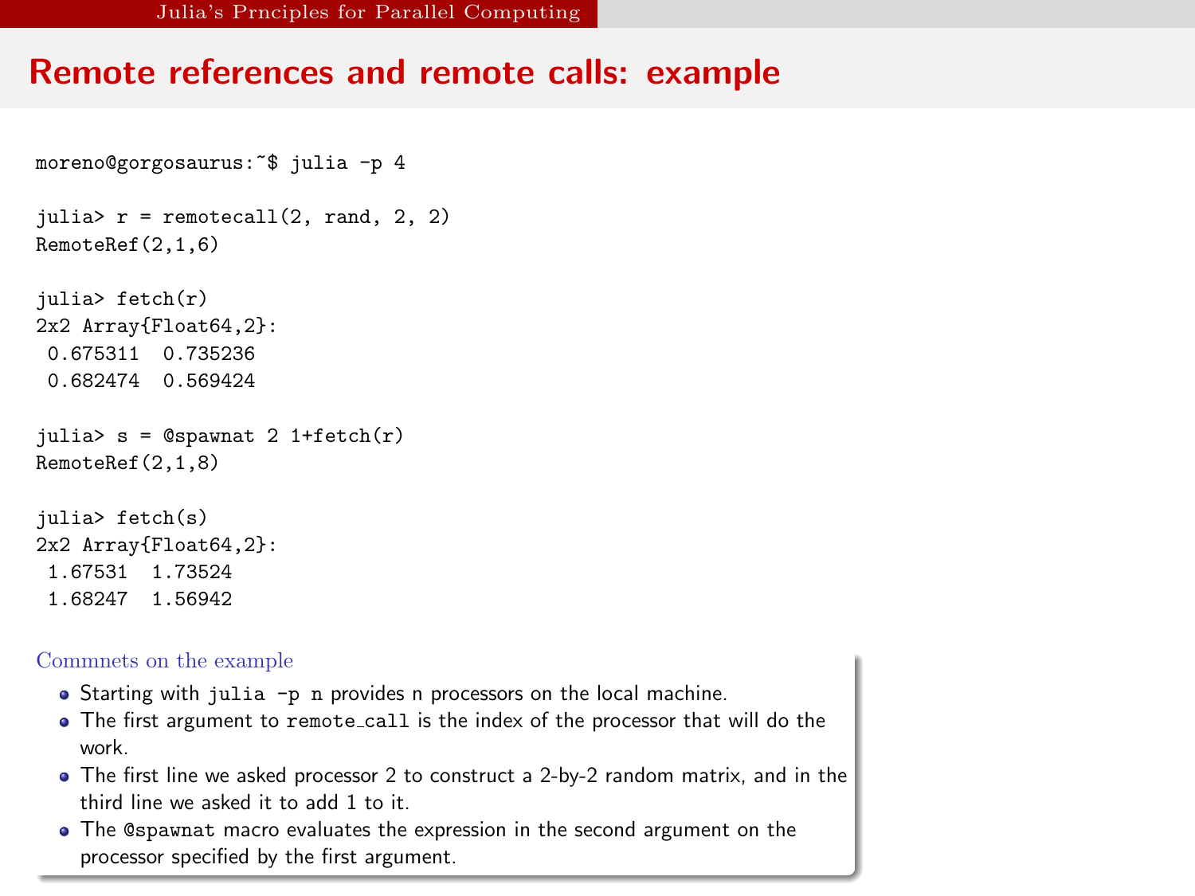## Remote references and remote calls: example

```
moreno@gorgosaurus:~$ julia -p 4

julia> r = remotecall(2, rand, 2, 2)
RemoteRef(2,1,6)

julia> fetch(r)
2x2 Array{Float64,2}:
 0.675311  0.735236
 0.682474  0.569424

julia> s = @spawnat 2 1+fetch(r)
RemoteRef(2,1,8)

julia> fetch(s)
2x2 Array{Float64,2}:
 1.67531  1.73524
 1.68247  1.56942
```

Commnets on the example

- Starting with `julia -p n` provides n processors on the local machine.
- The first argument to `remote_call` is the index of the processor that will do the work.
- The first line we asked processor 2 to construct a 2-by-2 random matrix, and in the third line we asked it to add 1 to it.
- The `@spawnat` macro evaluates the expression in the second argument on the processor specified by the first argument.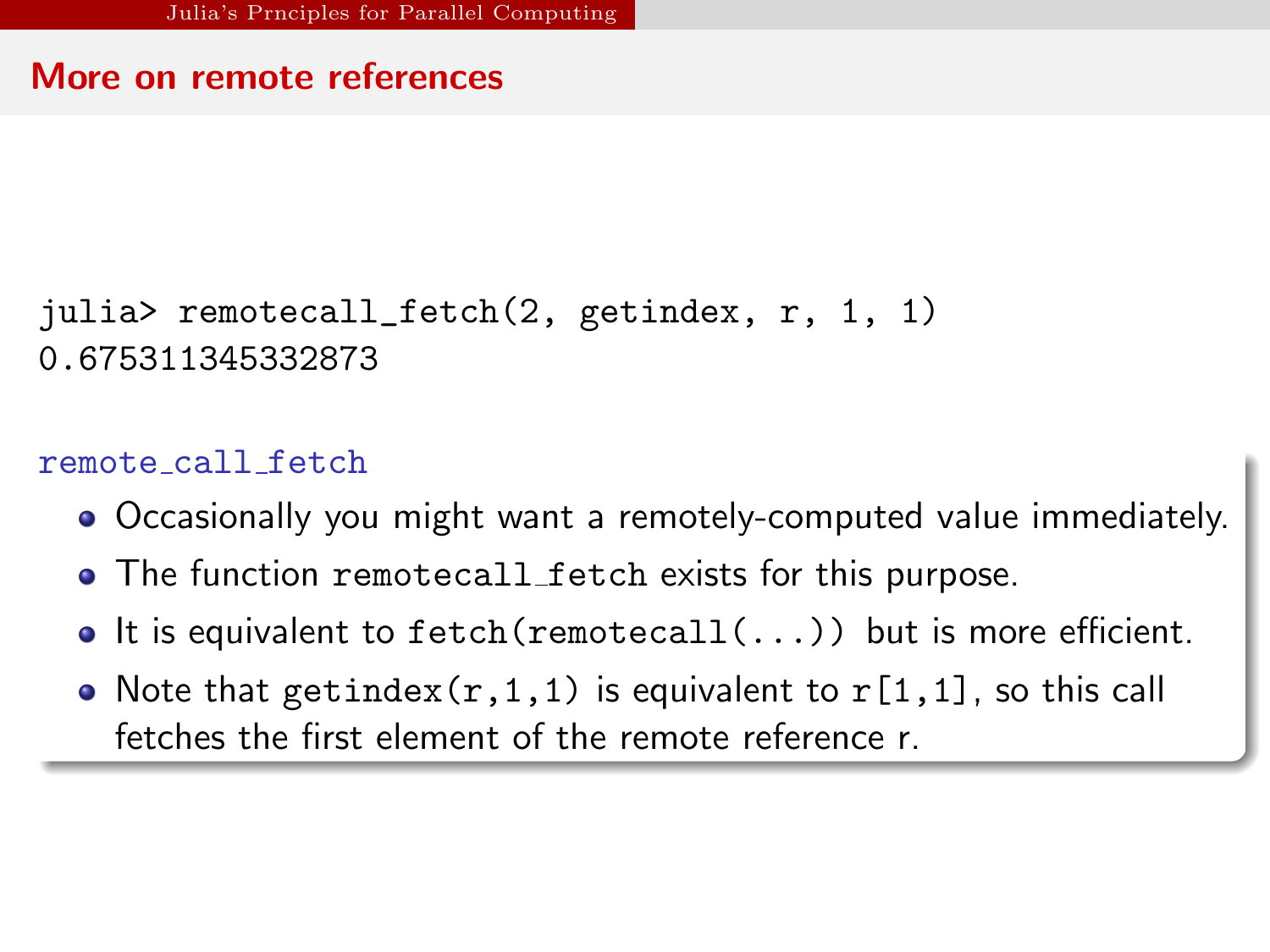## More on remote references

```
julia> remotecall_fetch(2, getindex, r, 1, 1)
0.675311345332873
```

### remote_call_fetch

- Occasionally you might want a remotely-computed value immediately.
- The function `remotecall_fetch` exists for this purpose.
- It is equivalent to `fetch(remotecall(...))` but is more efficient.
- Note that `getindex(r,1,1)` is equivalent to `r[1,1]`, so this call fetches the first element of the remote reference r.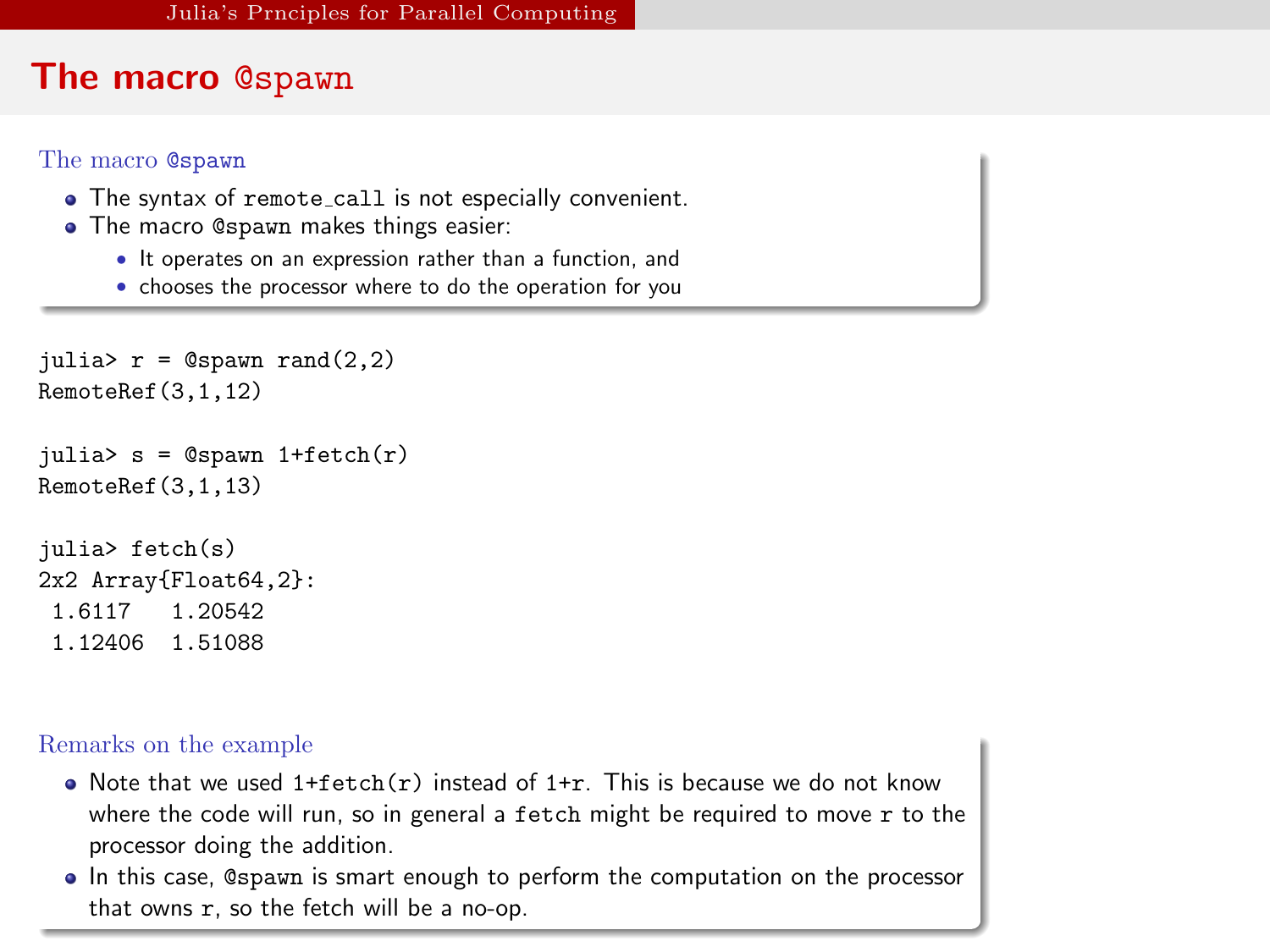# The macro @spawn

### The macro @spawn

- The syntax of remote_call is not especially convenient.
- The macro @spawn makes things easier:
  - It operates on an expression rather than a function, and
  - chooses the processor where to do the operation for you

```
julia> r = @spawn rand(2,2)
RemoteRef(3,1,12)

julia> s = @spawn 1+fetch(r)
RemoteRef(3,1,13)

julia> fetch(s)
2x2 Array{Float64,2}:
 1.6117   1.20542
 1.12406  1.51088
```

### Remarks on the example

- Note that we used 1+fetch(r) instead of 1+r. This is because we do not know where the code will run, so in general a fetch might be required to move r to the processor doing the addition.
- In this case, @spawn is smart enough to perform the computation on the processor that owns r, so the fetch will be a no-op.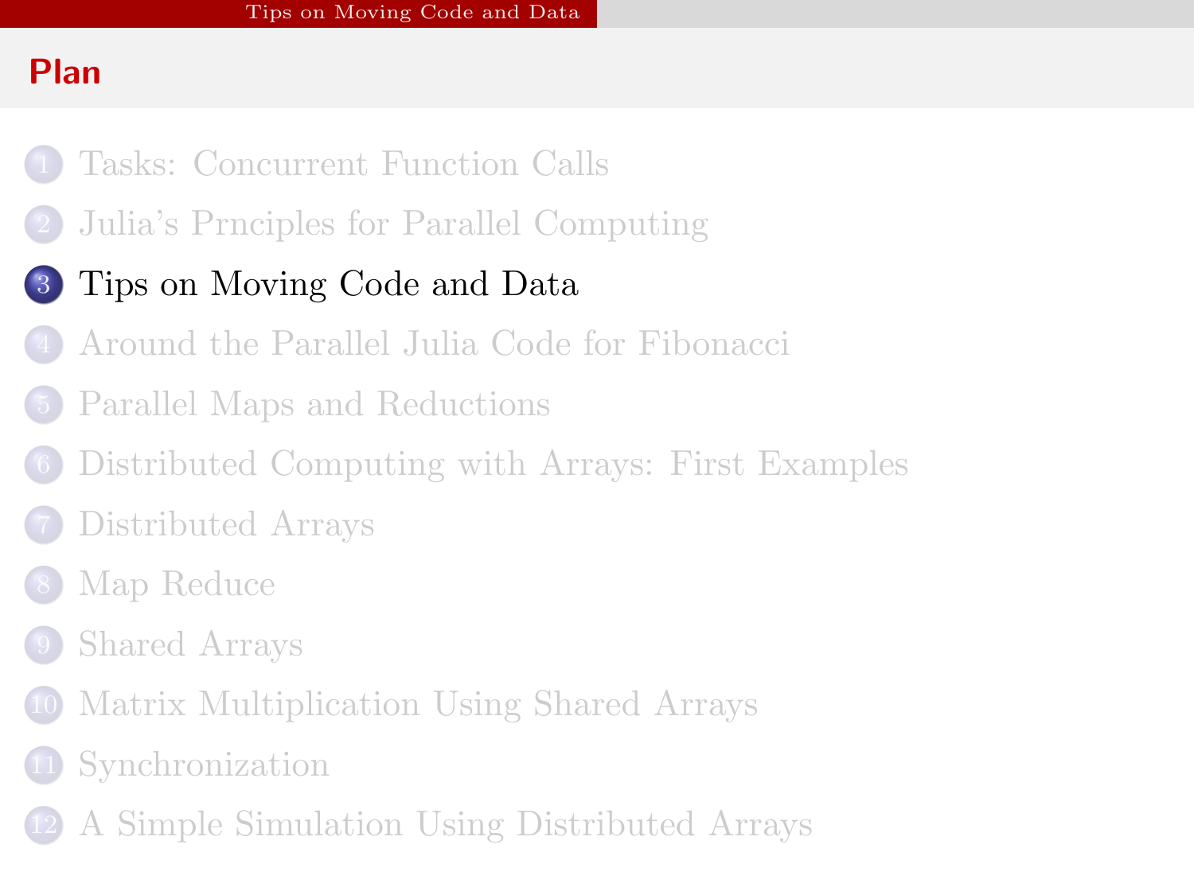## Plan

1. Tasks: Concurrent Function Calls
2. Julia's Prnciples for Parallel Computing
3. Tips on Moving Code and Data
4. Around the Parallel Julia Code for Fibonacci
5. Parallel Maps and Reductions
6. Distributed Computing with Arrays: First Examples
7. Distributed Arrays
8. Map Reduce
9. Shared Arrays
10. Matrix Multiplication Using Shared Arrays
11. Synchronization
12. A Simple Simulation Using Distributed Arrays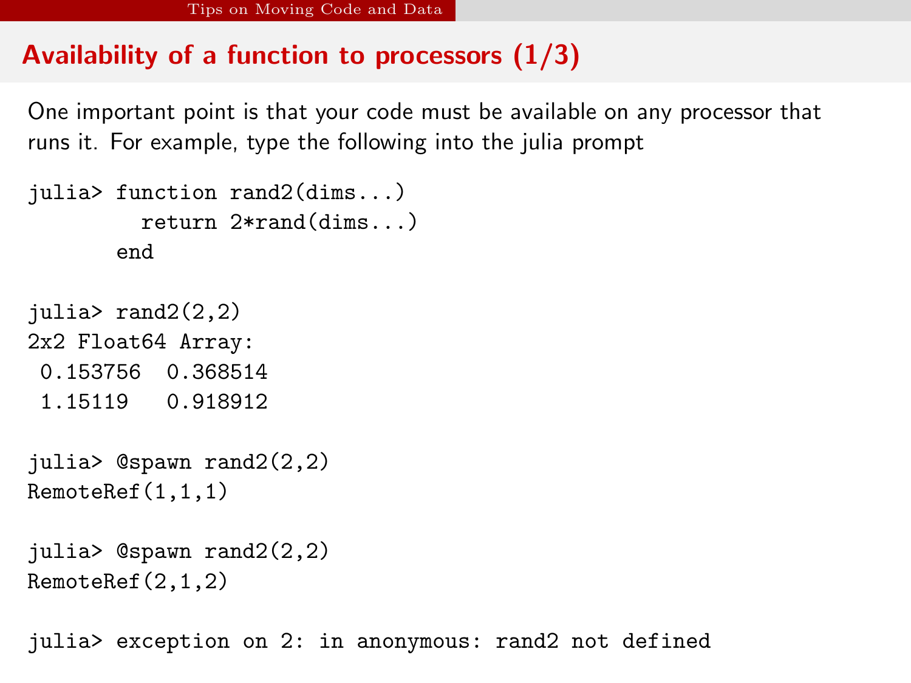## Availability of a function to processors (1/3)

One important point is that your code must be available on any processor that runs it. For example, type the following into the julia prompt

```
julia> function rand2(dims...)
         return 2*rand(dims...)
       end

julia> rand2(2,2)
2x2 Float64 Array:
 0.153756  0.368514
 1.15119   0.918912

julia> @spawn rand2(2,2)
RemoteRef(1,1,1)

julia> @spawn rand2(2,2)
RemoteRef(2,1,2)

julia> exception on 2: in anonymous: rand2 not defined
```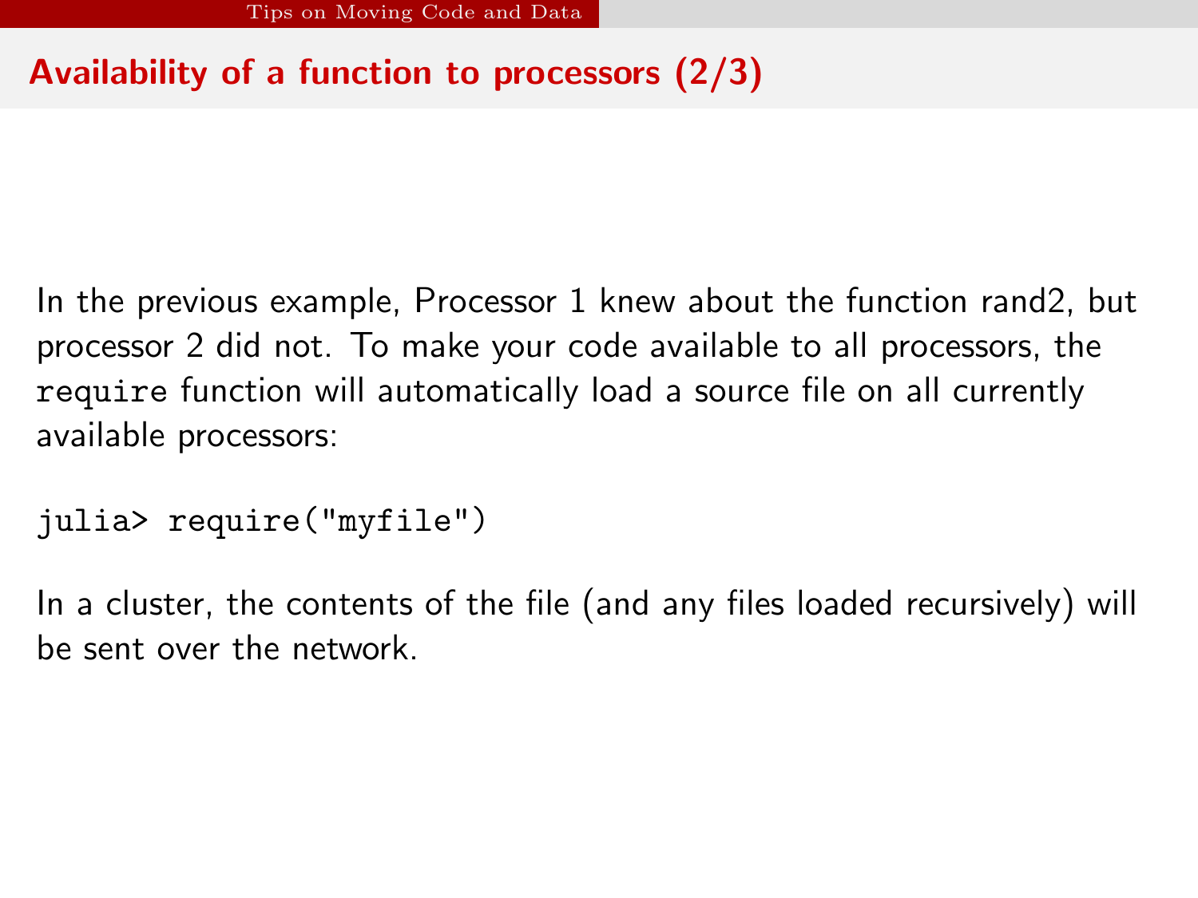## Availability of a function to processors (2/3)

In the previous example, Processor 1 knew about the function rand2, but processor 2 did not. To make your code available to all processors, the `require` function will automatically load a source file on all currently available processors:

```
julia> require("myfile")
```

In a cluster, the contents of the file (and any files loaded recursively) will be sent over the network.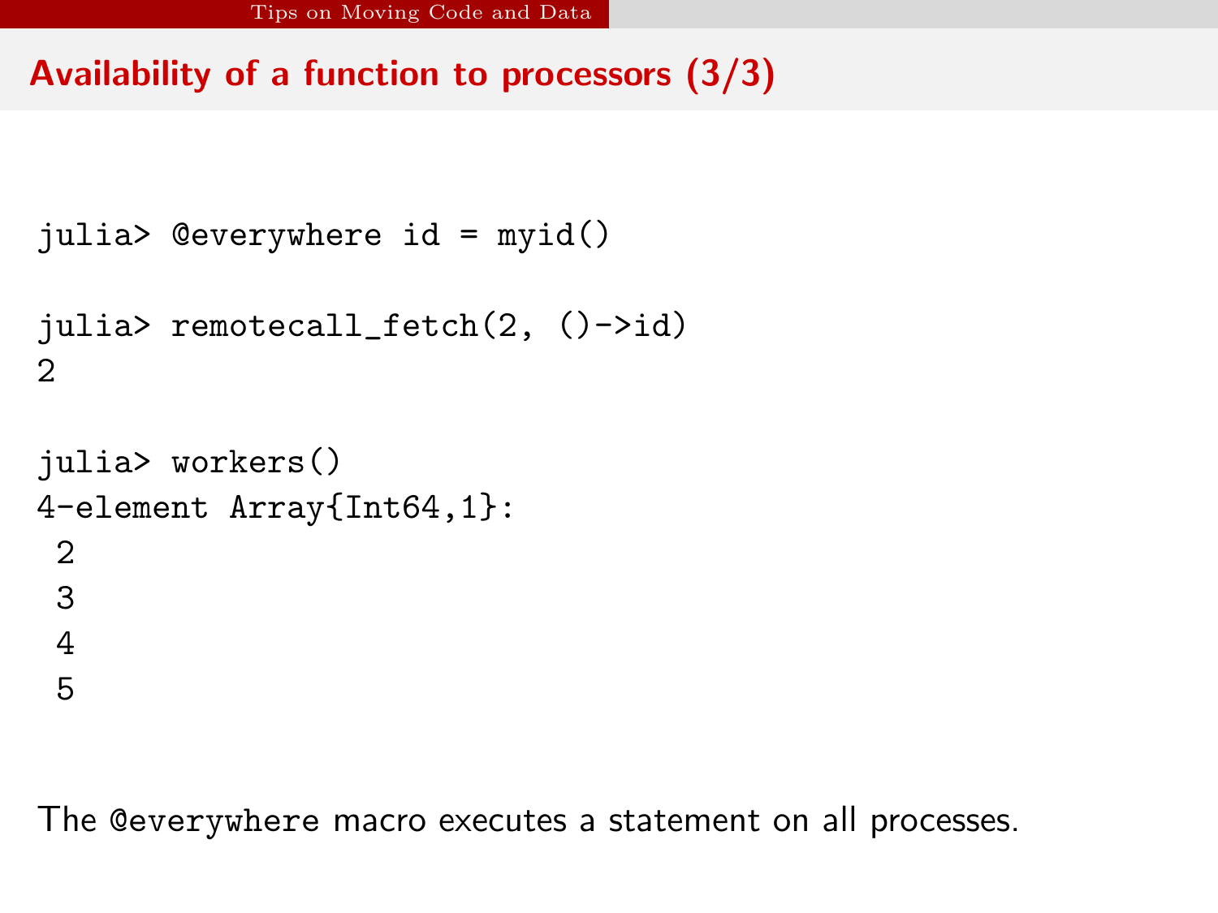## Availability of a function to processors (3/3)

```
julia> @everywhere id = myid()

julia> remotecall_fetch(2, ()->id)
2

julia> workers()
4-element Array{Int64,1}:
 2
 3
 4
 5
```

The `@everywhere` macro executes a statement on all processes.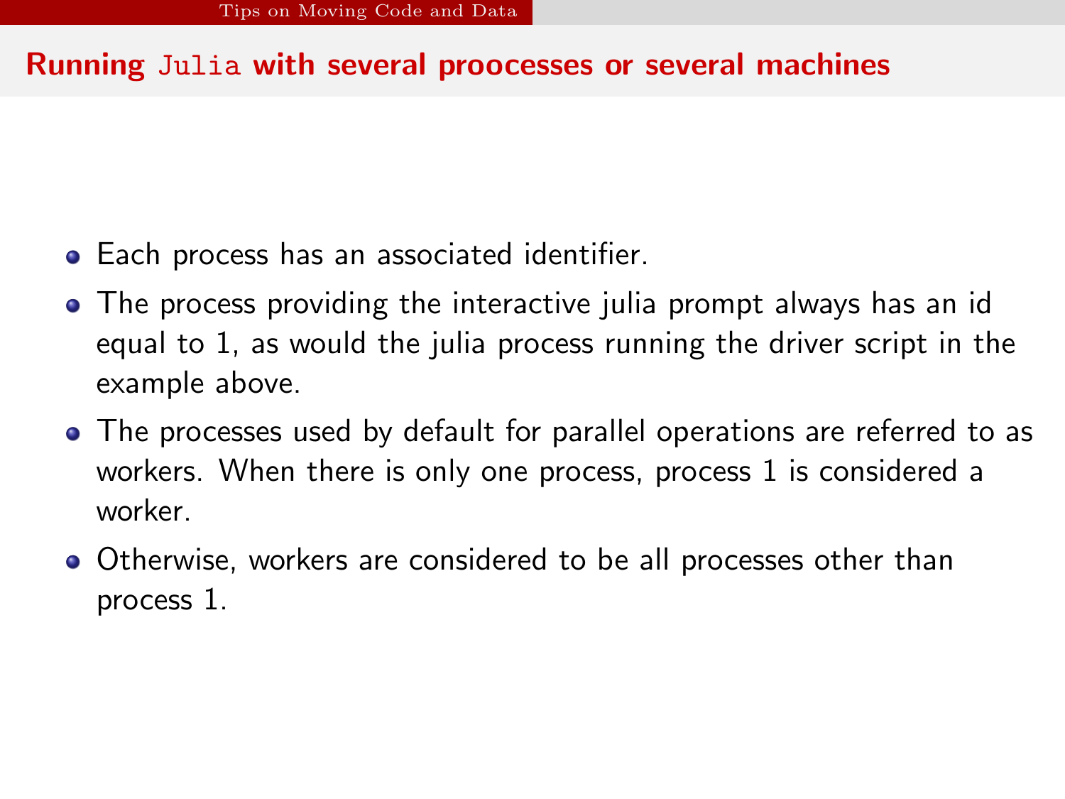## Running `Julia` with several proocesses or several machines

- Each process has an associated identifier.
- The process providing the interactive julia prompt always has an id equal to 1, as would the julia process running the driver script in the example above.
- The processes used by default for parallel operations are referred to as workers. When there is only one process, process 1 is considered a worker.
- Otherwise, workers are considered to be all processes other than process 1.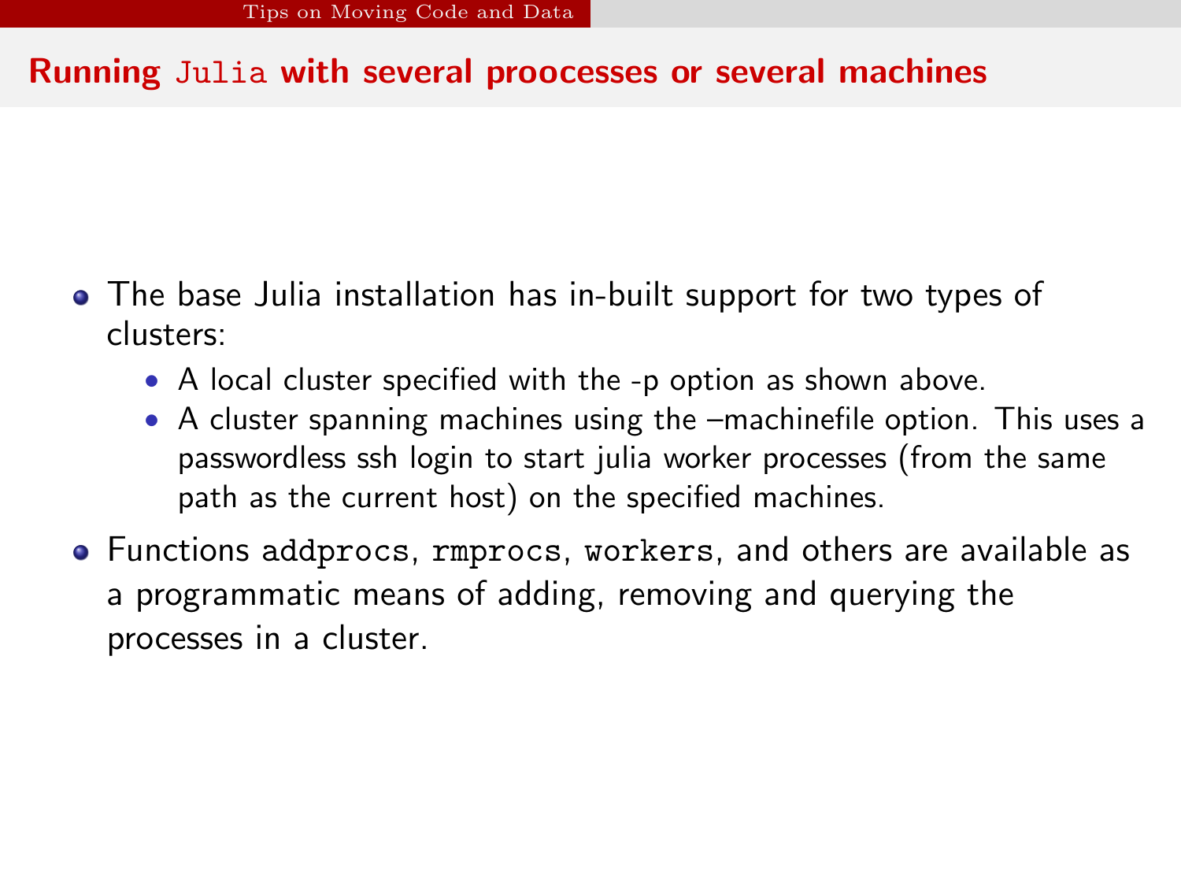## Running `Julia` with several proocesses or several machines

- The base Julia installation has in-built support for two types of clusters:
  - A local cluster specified with the -p option as shown above.
  - A cluster spanning machines using the –machinefile option. This uses a passwordless ssh login to start julia worker processes (from the same path as the current host) on the specified machines.
- Functions `addprocs`, `rmprocs`, `workers`, and others are available as a programmatic means of adding, removing and querying the processes in a cluster.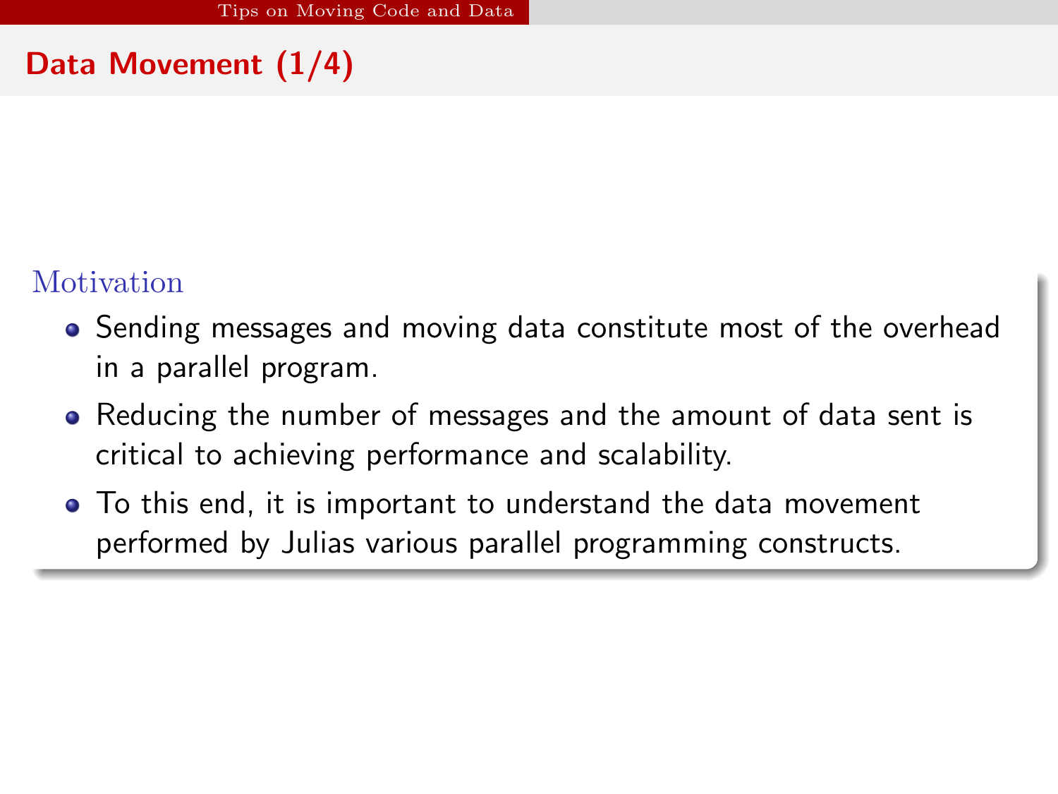## Data Movement (1/4)

### Motivation

- Sending messages and moving data constitute most of the overhead in a parallel program.
- Reducing the number of messages and the amount of data sent is critical to achieving performance and scalability.
- To this end, it is important to understand the data movement performed by Julias various parallel programming constructs.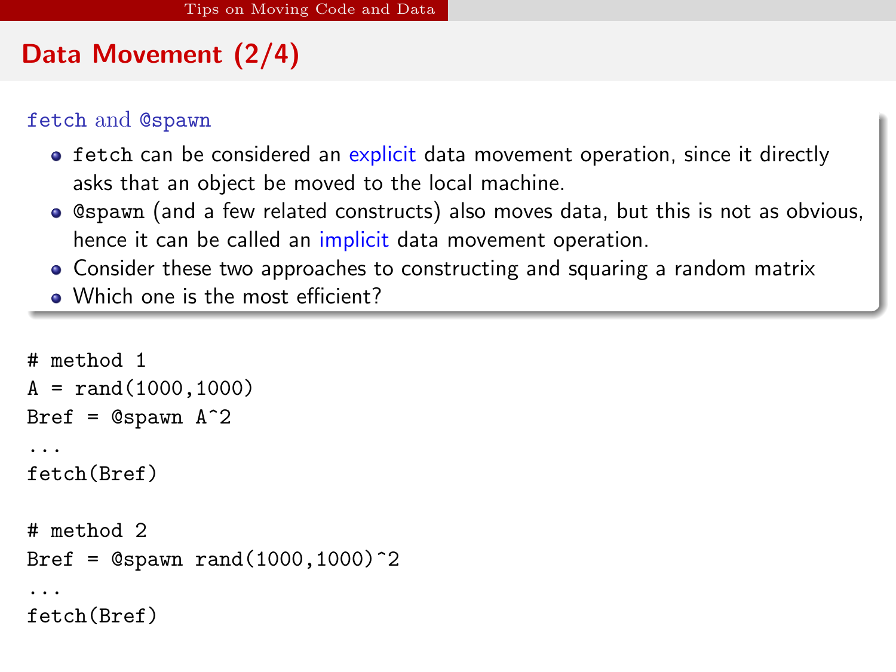## Data Movement (2/4)

### fetch and @spawn

- `fetch` can be considered an explicit data movement operation, since it directly asks that an object be moved to the local machine.
- `@spawn` (and a few related constructs) also moves data, but this is not as obvious, hence it can be called an implicit data movement operation.
- Consider these two approaches to constructing and squaring a random matrix
- Which one is the most efficient?

```
# method 1
A = rand(1000,1000)
Bref = @spawn A^2
...
fetch(Bref)

# method 2
Bref = @spawn rand(1000,1000)^2
...
fetch(Bref)
```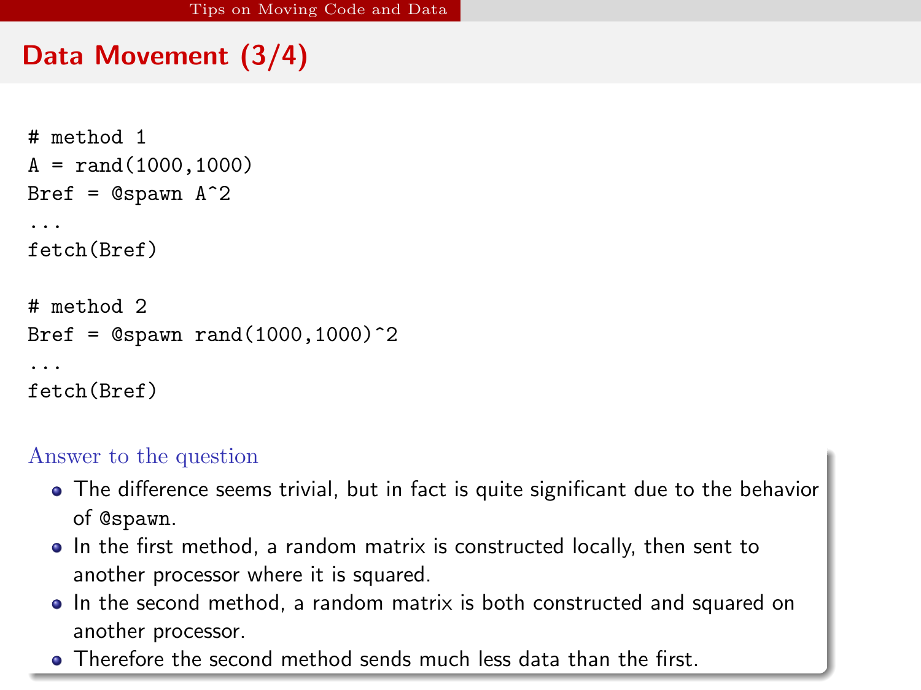## Data Movement (3/4)

```
# method 1
A = rand(1000,1000)
Bref = @spawn A^2
...
fetch(Bref)

# method 2
Bref = @spawn rand(1000,1000)^2
...
fetch(Bref)
```

### Answer to the question

- The difference seems trivial, but in fact is quite significant due to the behavior of `@spawn`.
- In the first method, a random matrix is constructed locally, then sent to another processor where it is squared.
- In the second method, a random matrix is both constructed and squared on another processor.
- Therefore the second method sends much less data than the first.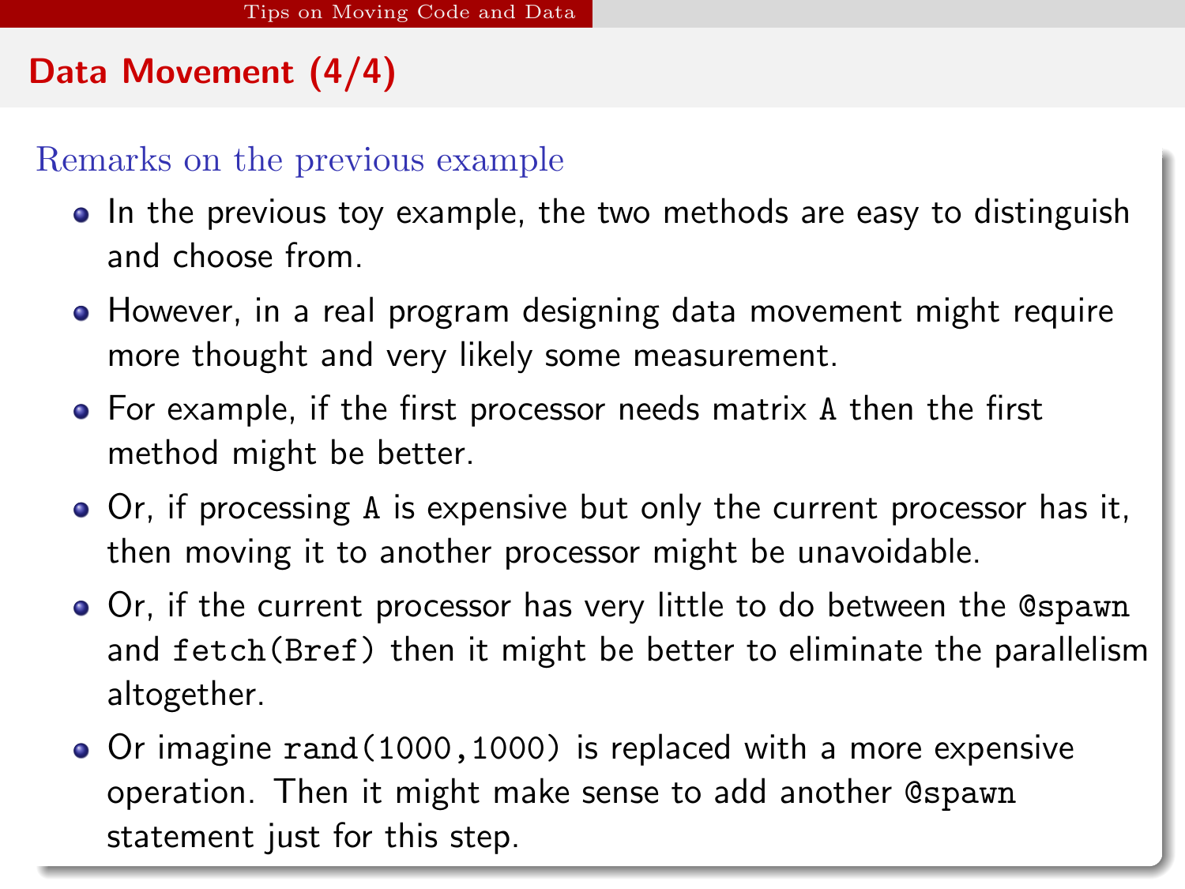## Data Movement (4/4)

### Remarks on the previous example

- In the previous toy example, the two methods are easy to distinguish and choose from.
- However, in a real program designing data movement might require more thought and very likely some measurement.
- For example, if the first processor needs matrix `A` then the first method might be better.
- Or, if processing `A` is expensive but only the current processor has it, then moving it to another processor might be unavoidable.
- Or, if the current processor has very little to do between the `@spawn` and `fetch(Bref)` then it might be better to eliminate the parallelism altogether.
- Or imagine `rand(1000,1000)` is replaced with a more expensive operation. Then it might make sense to add another `@spawn` statement just for this step.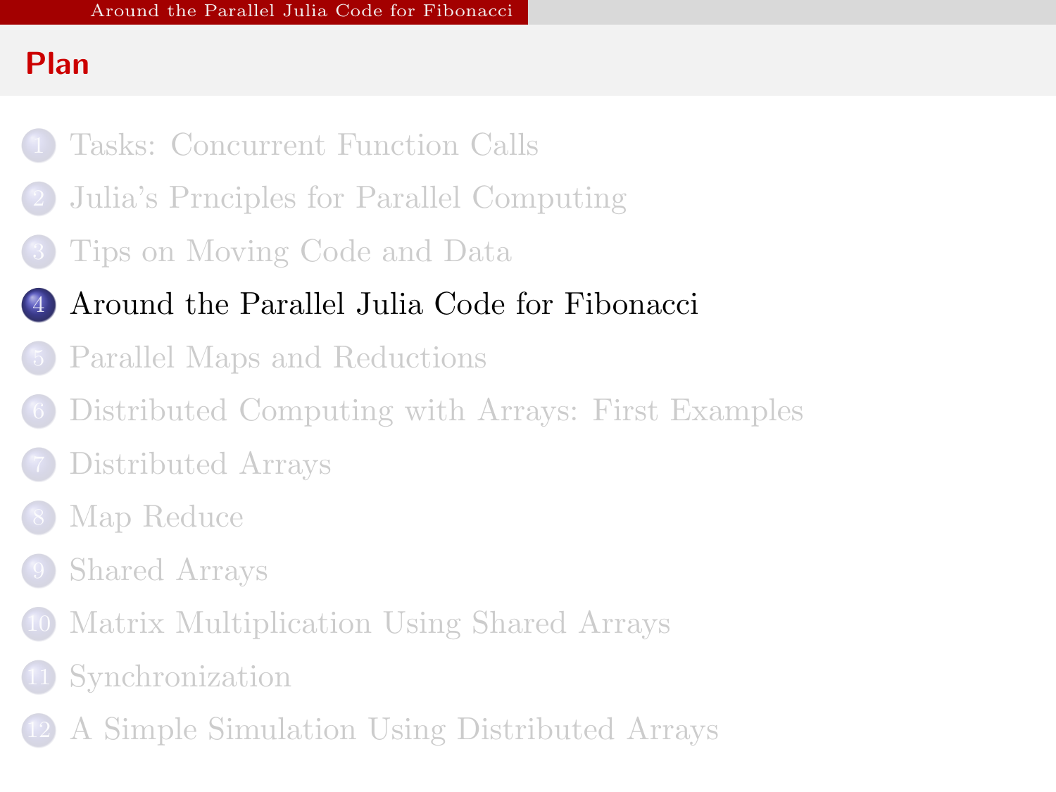## Plan

1. Tasks: Concurrent Function Calls
2. Julia's Prnciples for Parallel Computing
3. Tips on Moving Code and Data
4. **Around the Parallel Julia Code for Fibonacci**
5. Parallel Maps and Reductions
6. Distributed Computing with Arrays: First Examples
7. Distributed Arrays
8. Map Reduce
9. Shared Arrays
10. Matrix Multiplication Using Shared Arrays
11. Synchronization
12. A Simple Simulation Using Distributed Arrays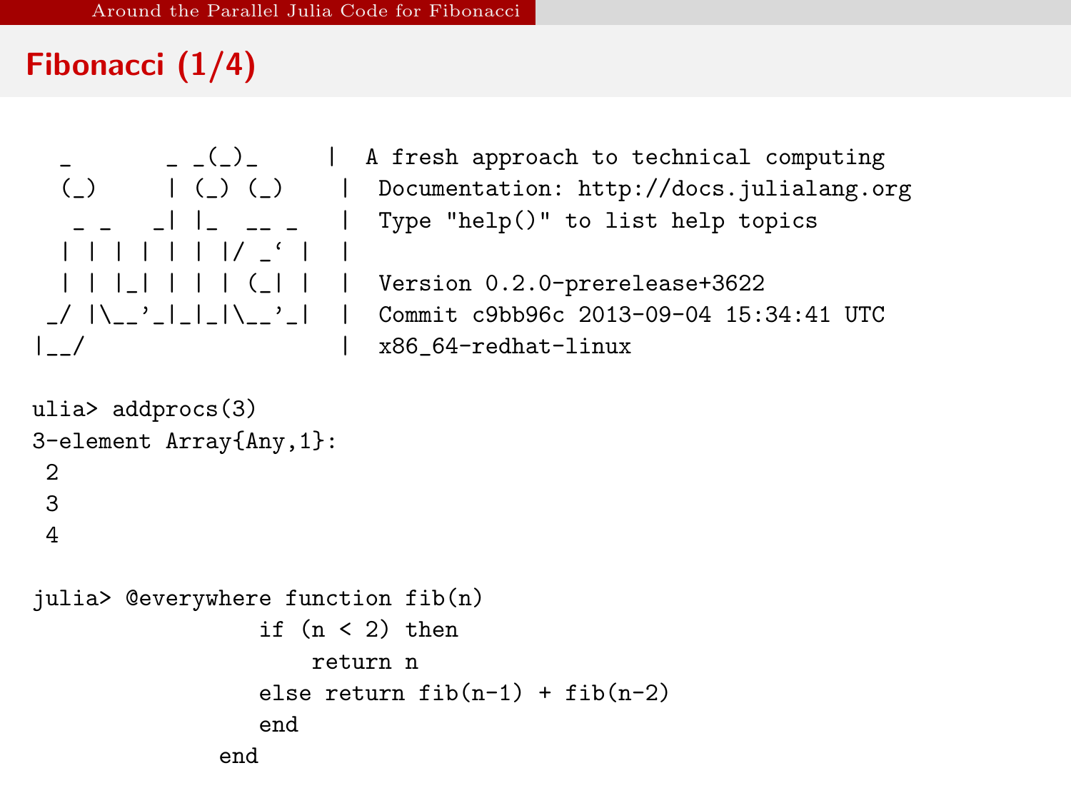## Fibonacci (1/4)

```
  _       _ _(_)_     |  A fresh approach to technical computing
 (_)     | (_) (_)    |  Documentation: http://docs.julialang.org
  _ _   _| |_  __ _   |  Type "help()" to list help topics
 | | | | | | |/ _` |  |
 | | |_| | | | (_| |  |  Version 0.2.0-prerelease+3622
_/ |\__'_|_|_|\__'_|  |  Commit c9bb96c 2013-09-04 15:34:41 UTC
|__/                  |  x86_64-redhat-linux

ulia> addprocs(3)
3-element Array{Any,1}:
 2
 3
 4

julia> @everywhere function fib(n)
            if (n < 2) then
                return n
            else return fib(n-1) + fib(n-2)
            end
          end
```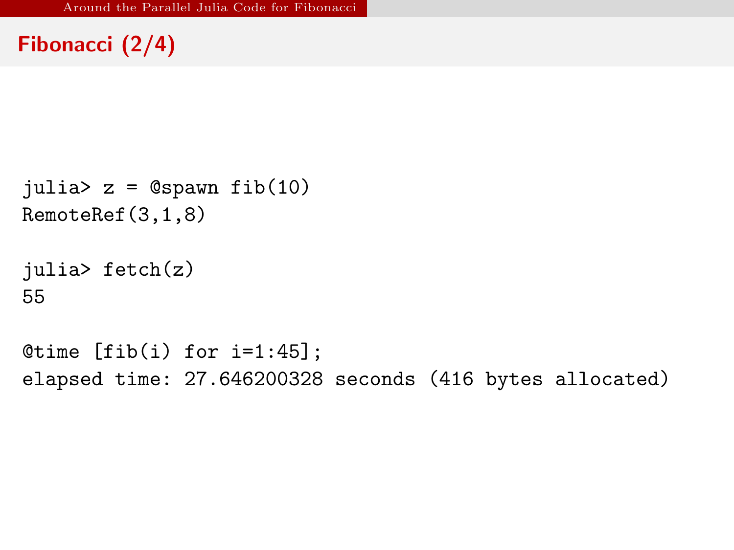## Fibonacci (2/4)

```
julia> z = @spawn fib(10)
RemoteRef(3,1,8)

julia> fetch(z)
55

@time [fib(i) for i=1:45];
elapsed time: 27.646200328 seconds (416 bytes allocated)
```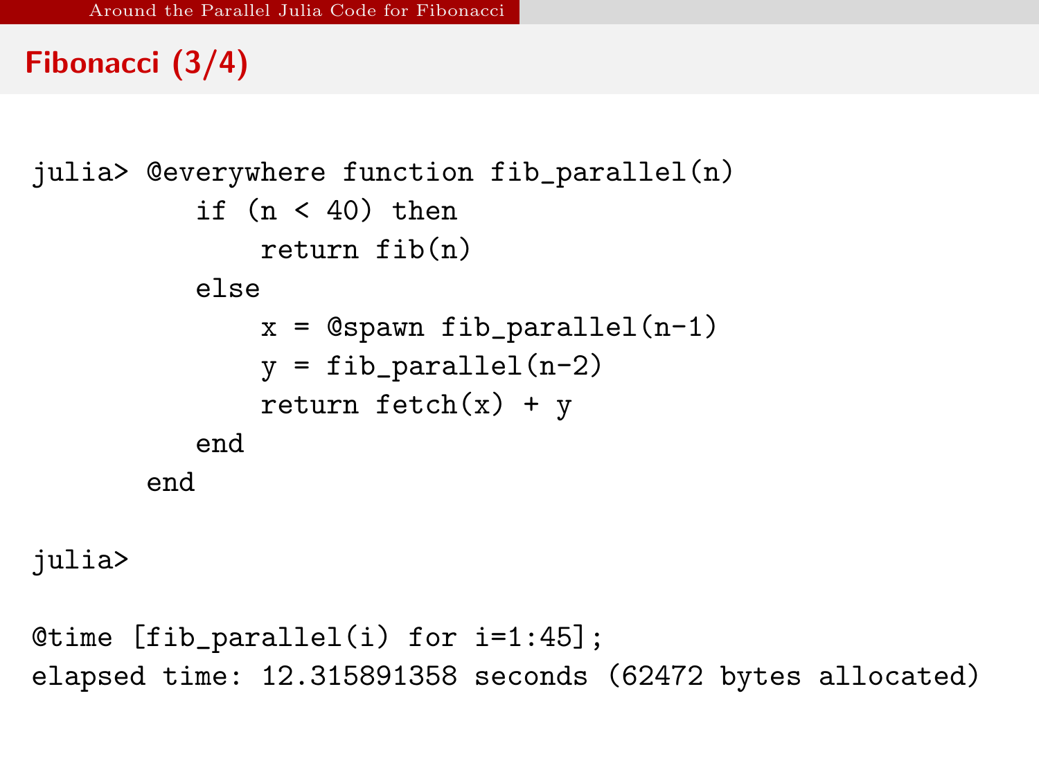## Fibonacci (3/4)

```
julia> @everywhere function fib_parallel(n)
         if (n < 40) then
             return fib(n)
         else
             x = @spawn fib_parallel(n-1)
             y = fib_parallel(n-2)
             return fetch(x) + y
         end
       end

julia>

@time [fib_parallel(i) for i=1:45];
elapsed time: 12.315891358 seconds (62472 bytes allocated)
```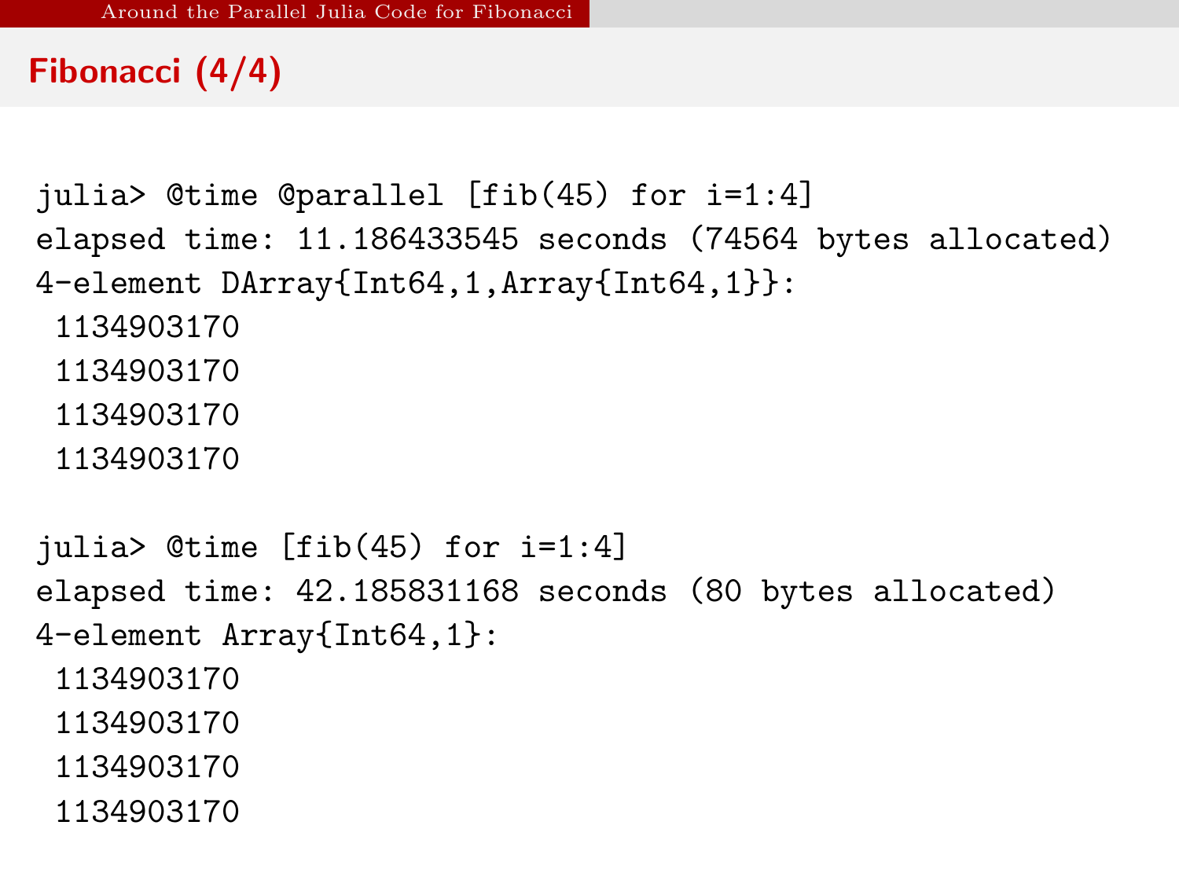## Fibonacci (4/4)

```
julia> @time @parallel [fib(45) for i=1:4]
elapsed time: 11.186433545 seconds (74564 bytes allocated)
4-element DArray{Int64,1,Array{Int64,1}}:
 1134903170
 1134903170
 1134903170
 1134903170

julia> @time [fib(45) for i=1:4]
elapsed time: 42.185831168 seconds (80 bytes allocated)
4-element Array{Int64,1}:
 1134903170
 1134903170
 1134903170
 1134903170
```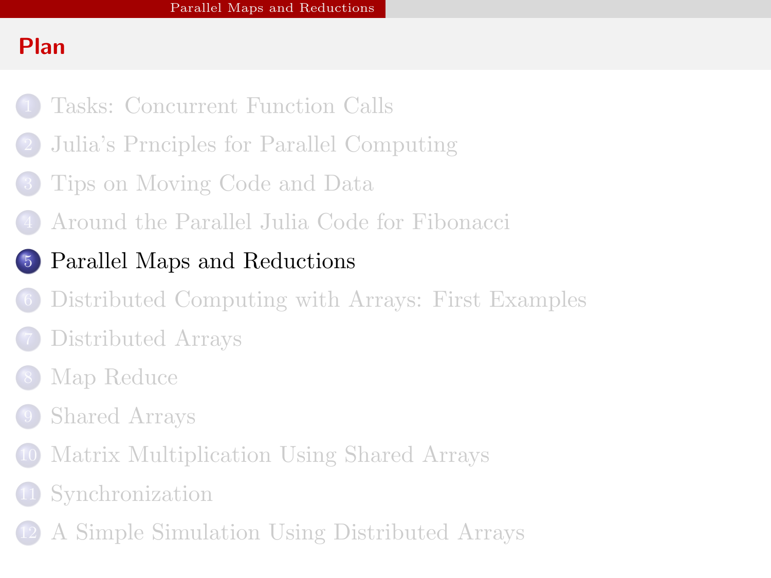## Plan

1. Tasks: Concurrent Function Calls
2. Julia's Prnciples for Parallel Computing
3. Tips on Moving Code and Data
4. Around the Parallel Julia Code for Fibonacci
5. **Parallel Maps and Reductions**
6. Distributed Computing with Arrays: First Examples
7. Distributed Arrays
8. Map Reduce
9. Shared Arrays
10. Matrix Multiplication Using Shared Arrays
11. Synchronization
12. A Simple Simulation Using Distributed Arrays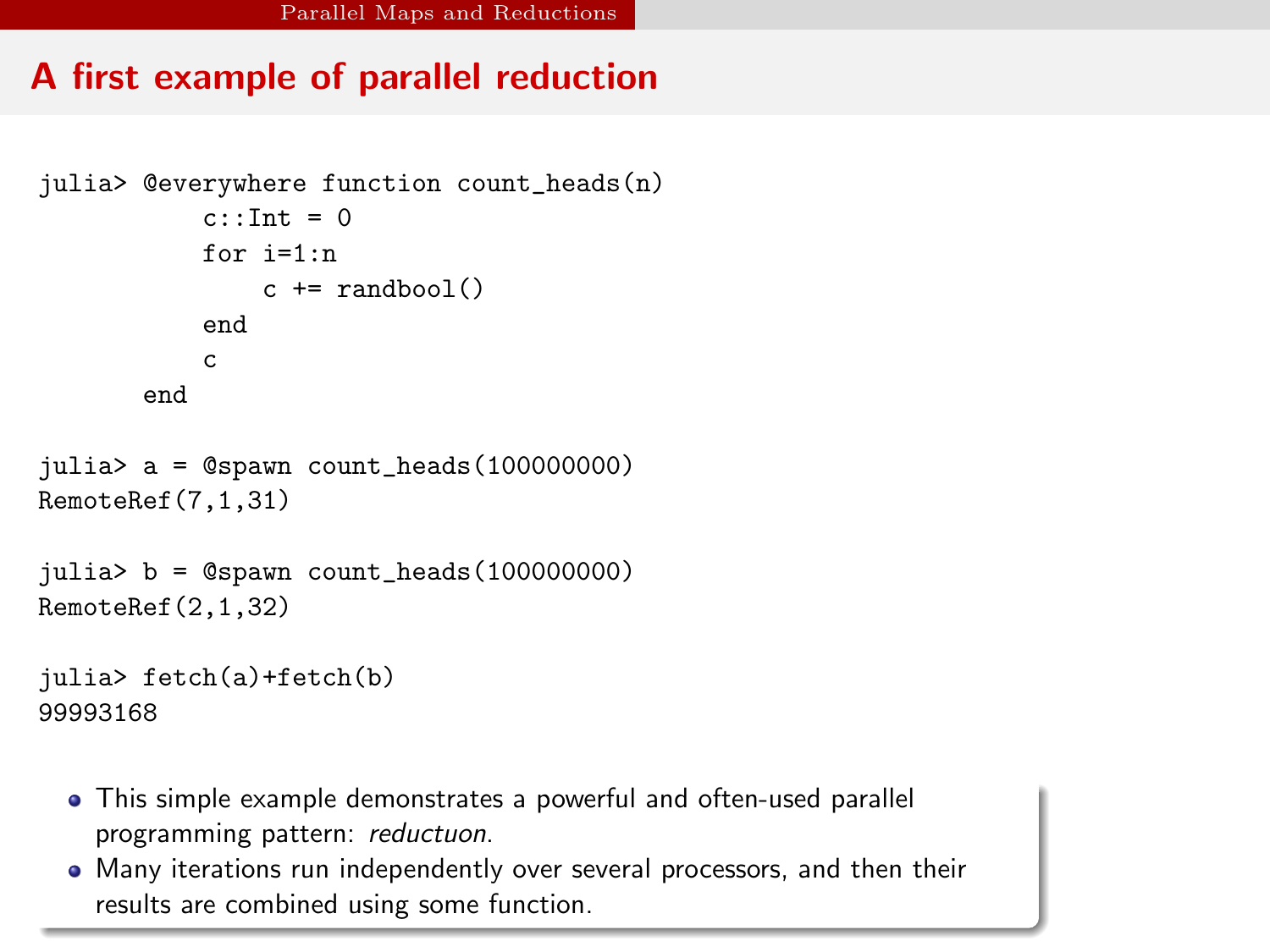## A first example of parallel reduction

```
julia> @everywhere function count_heads(n)
          c::Int = 0
          for i=1:n
              c += randbool()
          end
          c
      end

julia> a = @spawn count_heads(100000000)
RemoteRef(7,1,31)

julia> b = @spawn count_heads(100000000)
RemoteRef(2,1,32)

julia> fetch(a)+fetch(b)
99993168
```

- This simple example demonstrates a powerful and often-used parallel programming pattern: *reductuon*.
- Many iterations run independently over several processors, and then their results are combined using some function.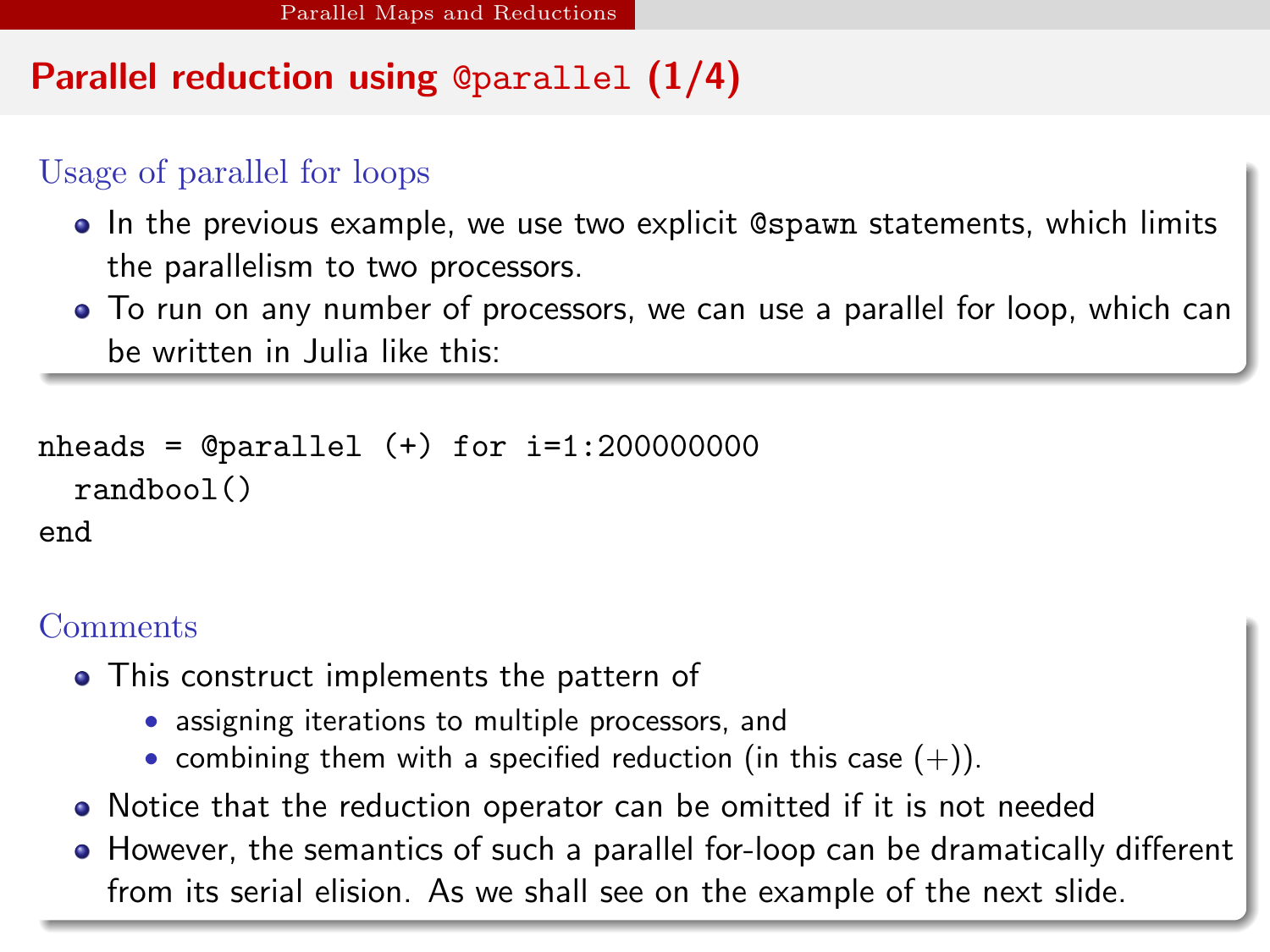# Parallel reduction using `@parallel` (1/4)

## Usage of parallel for loops

- In the previous example, we use two explicit `@spawn` statements, which limits the parallelism to two processors.
- To run on any number of processors, we can use a parallel for loop, which can be written in Julia like this:

```
nheads = @parallel (+) for i=1:200000000
  randbool()
end
```

## Comments

- This construct implements the pattern of
  - assigning iterations to multiple processors, and
  - combining them with a specified reduction (in this case (+)).
- Notice that the reduction operator can be omitted if it is not needed
- However, the semantics of such a parallel for-loop can be dramatically different from its serial elision. As we shall see on the example of the next slide.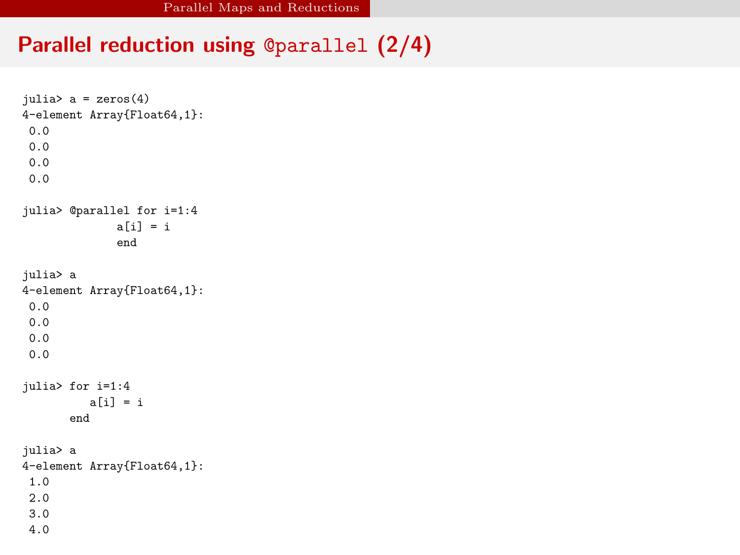## Parallel reduction using `@parallel` (2/4)

```
julia> a = zeros(4)
4-element Array{Float64,1}:
 0.0
 0.0
 0.0
 0.0

julia> @parallel for i=1:4
            a[i] = i
            end

julia> a
4-element Array{Float64,1}:
 0.0
 0.0
 0.0
 0.0

julia> for i=1:4
          a[i] = i
       end

julia> a
4-element Array{Float64,1}:
 1.0
 2.0
 3.0
 4.0
```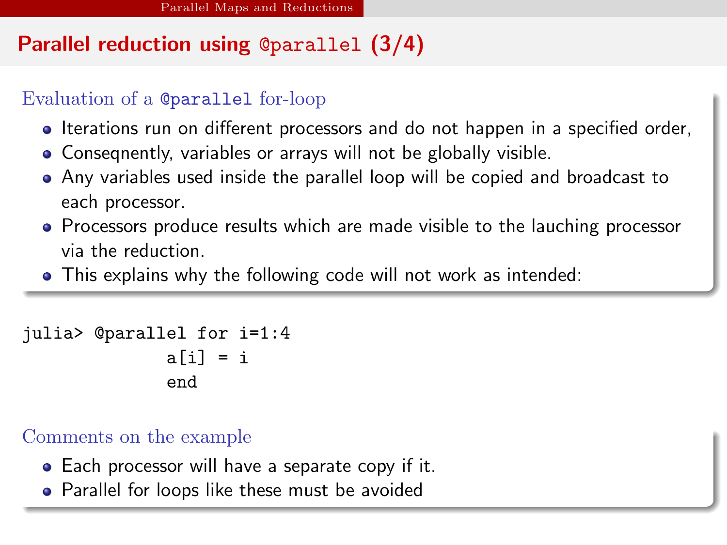# Parallel reduction using `@parallel` (3/4)

### Evaluation of a `@parallel` for-loop

- Iterations run on different processors and do not happen in a specified order,
- Conseqnently, variables or arrays will not be globally visible.
- Any variables used inside the parallel loop will be copied and broadcast to each processor.
- Processors produce results which are made visible to the lauching processor via the reduction.
- This explains why the following code will not work as intended:

```
julia> @parallel for i=1:4
             a[i] = i
             end
```

### Comments on the example

- Each processor will have a separate copy if it.
- Parallel for loops like these must be avoided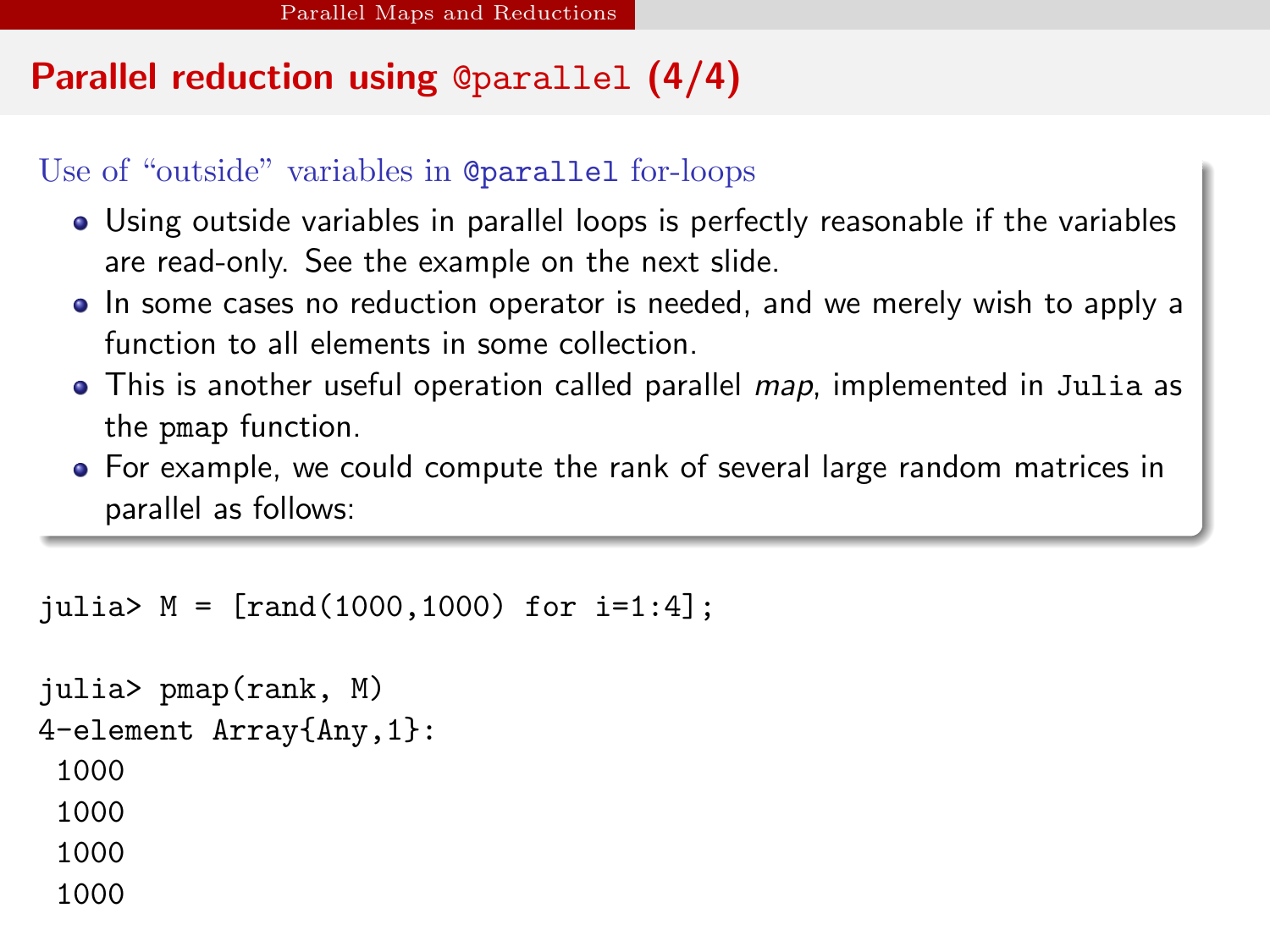## Parallel reduction using `@parallel` (4/4)

### Use of "outside" variables in `@parallel` for-loops

- Using outside variables in parallel loops is perfectly reasonable if the variables are read-only. See the example on the next slide.
- In some cases no reduction operator is needed, and we merely wish to apply a function to all elements in some collection.
- This is another useful operation called parallel *map*, implemented in `Julia` as the `pmap` function.
- For example, we could compute the rank of several large random matrices in parallel as follows:

```
julia> M = [rand(1000,1000) for i=1:4];

julia> pmap(rank, M)
4-element Array{Any,1}:
 1000
 1000
 1000
 1000
```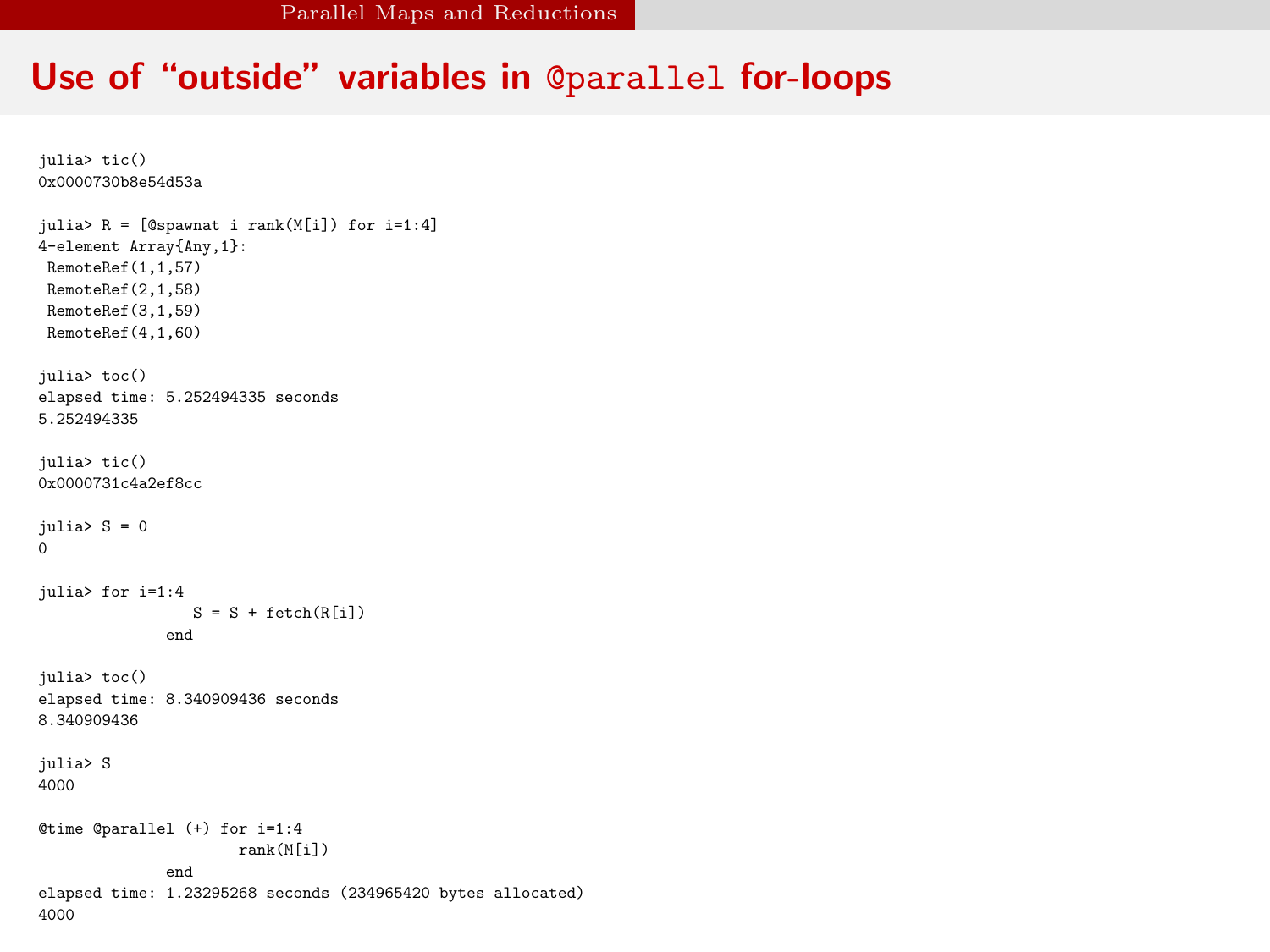# Use of “outside” variables in `@parallel` for-loops

```
julia> tic()
0x0000730b8e54d53a

julia> R = [@spawnat i rank(M[i]) for i=1:4]
4-element Array{Any,1}:
 RemoteRef(1,1,57)
 RemoteRef(2,1,58)
 RemoteRef(3,1,59)
 RemoteRef(4,1,60)

julia> toc()
elapsed time: 5.252494335 seconds
5.252494335

julia> tic()
0x0000731c4a2ef8cc

julia> S = 0
0

julia> for i=1:4
                S = S + fetch(R[i])
             end

julia> toc()
elapsed time: 8.340909436 seconds
8.340909436

julia> S
4000

@time @parallel (+) for i=1:4
                     rank(M[i])
             end
elapsed time: 1.23295268 seconds (234965420 bytes allocated)
4000
```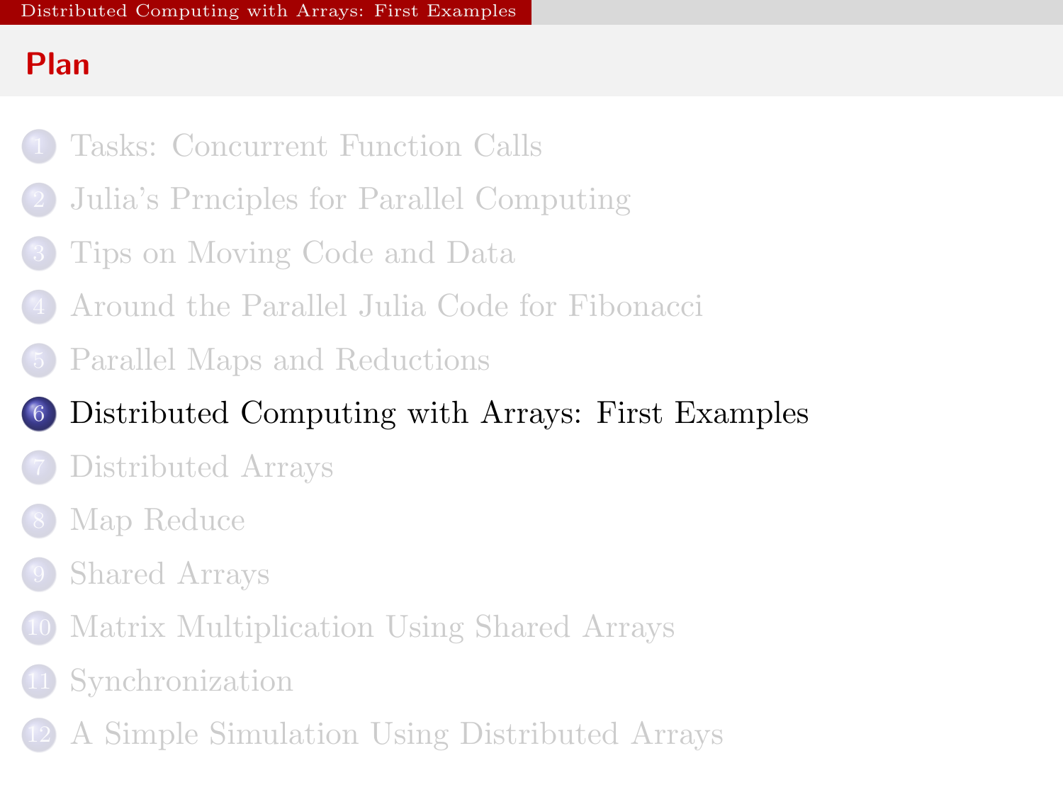## Plan

1. Tasks: Concurrent Function Calls
2. Julia's Prnciples for Parallel Computing
3. Tips on Moving Code and Data
4. Around the Parallel Julia Code for Fibonacci
5. Parallel Maps and Reductions
6. Distributed Computing with Arrays: First Examples
7. Distributed Arrays
8. Map Reduce
9. Shared Arrays
10. Matrix Multiplication Using Shared Arrays
11. Synchronization
12. A Simple Simulation Using Distributed Arrays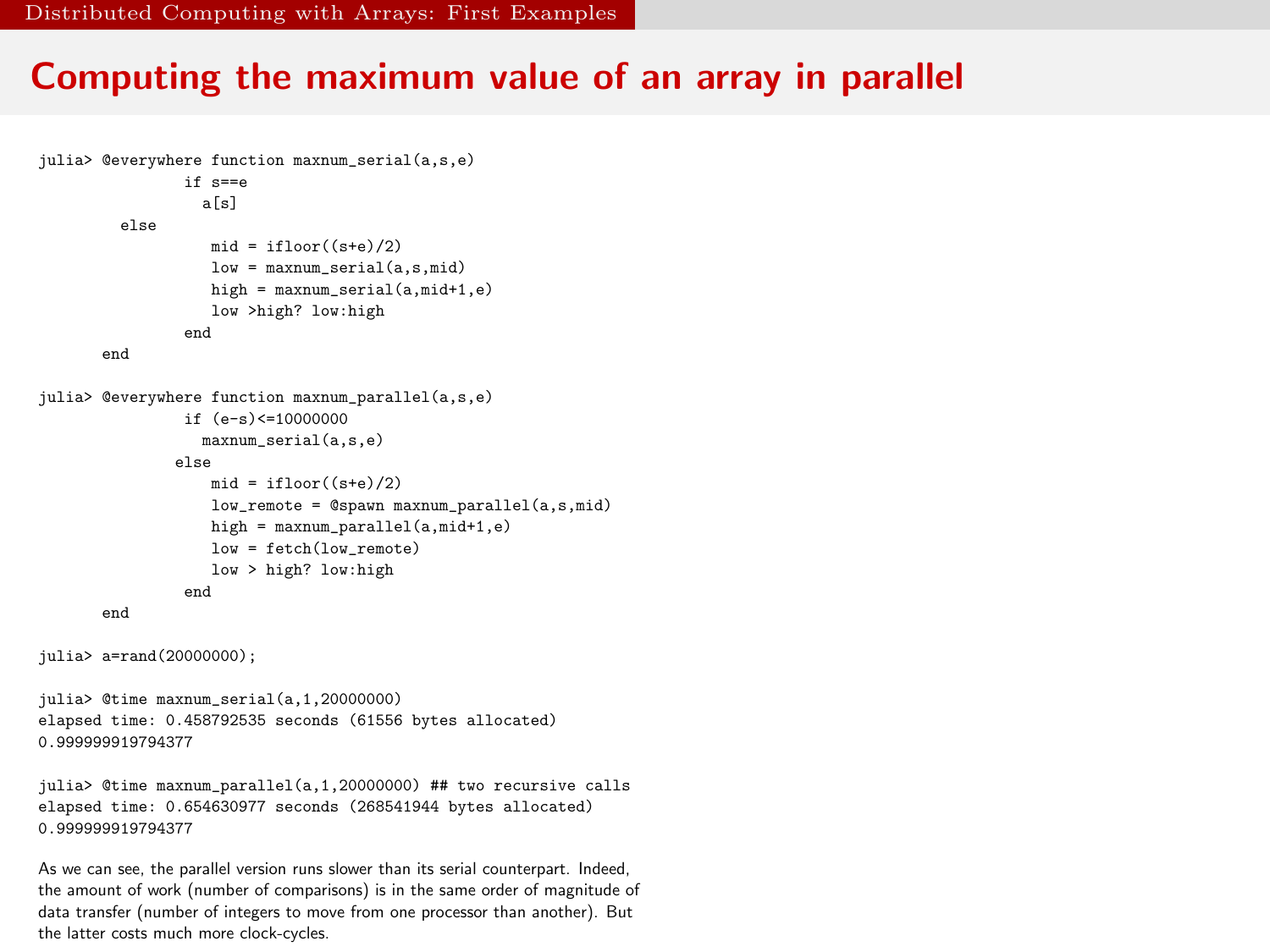## Computing the maximum value of an array in parallel

```
julia> @everywhere function maxnum_serial(a,s,e)
            if s==e
              a[s]
        else
               mid = ifloor((s+e)/2)
               low = maxnum_serial(a,s,mid)
               high = maxnum_serial(a,mid+1,e)
               low >high? low:high
            end
      end

julia> @everywhere function maxnum_parallel(a,s,e)
            if (e-s)<=10000000
              maxnum_serial(a,s,e)
           else
               mid = ifloor((s+e)/2)
               low_remote = @spawn maxnum_parallel(a,s,mid)
               high = maxnum_parallel(a,mid+1,e)
               low = fetch(low_remote)
               low > high? low:high
            end
      end

julia> a=rand(20000000);

julia> @time maxnum_serial(a,1,20000000)
elapsed time: 0.458792535 seconds (61556 bytes allocated)
0.999999919794377

julia> @time maxnum_parallel(a,1,20000000) ## two recursive calls
elapsed time: 0.654630977 seconds (268541944 bytes allocated)
0.999999919794377
```

As we can see, the parallel version runs slower than its serial counterpart. Indeed, the amount of work (number of comparisons) is in the same order of magnitude of data transfer (number of integers to move from one processor than another). But the latter costs much more clock-cycles.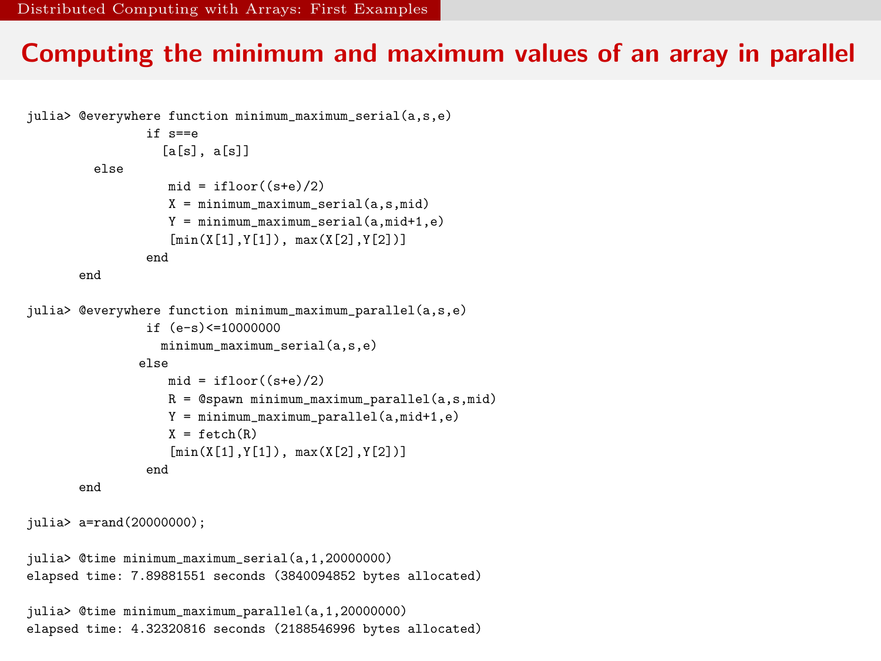## Computing the minimum and maximum values of an array in parallel

```
julia> @everywhere function minimum_maximum_serial(a,s,e)
            if s==e
              [a[s], a[s]]
       else
               mid = ifloor((s+e)/2)
               X = minimum_maximum_serial(a,s,mid)
               Y = minimum_maximum_serial(a,mid+1,e)
               [min(X[1],Y[1]), max(X[2],Y[2])]
            end
       end

julia> @everywhere function minimum_maximum_parallel(a,s,e)
            if (e-s)<=10000000
              minimum_maximum_serial(a,s,e)
           else
               mid = ifloor((s+e)/2)
               R = @spawn minimum_maximum_parallel(a,s,mid)
               Y = minimum_maximum_parallel(a,mid+1,e)
               X = fetch(R)
               [min(X[1],Y[1]), max(X[2],Y[2])]
            end
       end

julia> a=rand(20000000);

julia> @time minimum_maximum_serial(a,1,20000000)
elapsed time: 7.89881551 seconds (3840094852 bytes allocated)

julia> @time minimum_maximum_parallel(a,1,20000000)
elapsed time: 4.32320816 seconds (2188546996 bytes allocated)
```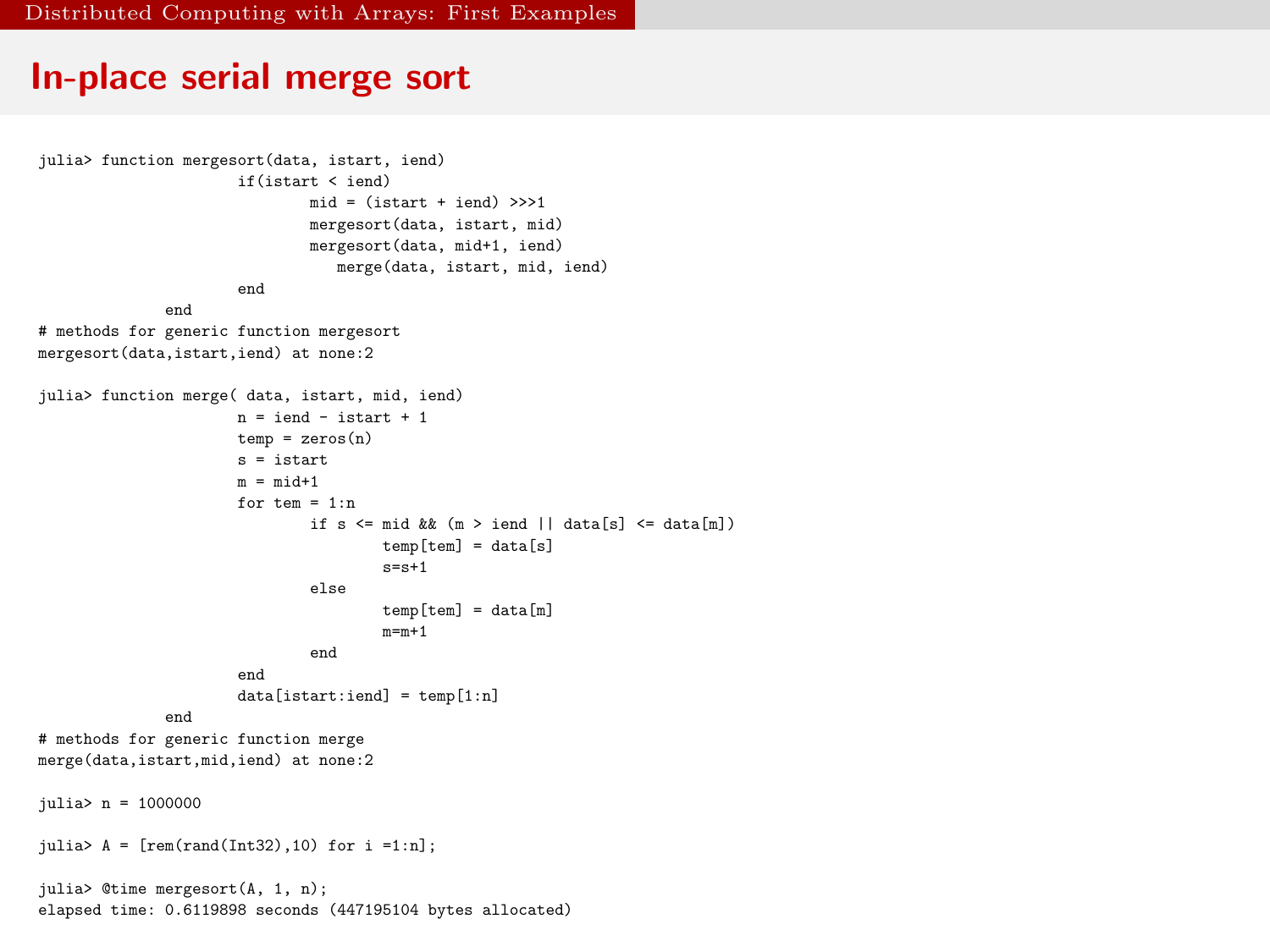## In-place serial merge sort

```
julia> function mergesort(data, istart, iend)
                    if(istart < iend)
                            mid = (istart + iend) >>>1
                            mergesort(data, istart, mid)
                            mergesort(data, mid+1, iend)
                               merge(data, istart, mid, iend)
                    end
            end
# methods for generic function mergesort
mergesort(data,istart,iend) at none:2

julia> function merge( data, istart, mid, iend)
                    n = iend - istart + 1
                    temp = zeros(n)
                    s = istart
                    m = mid+1
                    for tem = 1:n
                            if s <= mid && (m > iend || data[s] <= data[m])
                                    temp[tem] = data[s]
                                    s=s+1
                            else
                                    temp[tem] = data[m]
                                    m=m+1
                            end
                    end
                    data[istart:iend] = temp[1:n]
            end
# methods for generic function merge
merge(data,istart,mid,iend) at none:2

julia> n = 1000000

julia> A = [rem(rand(Int32),10) for i =1:n];

julia> @time mergesort(A, 1, n);
elapsed time: 0.6119898 seconds (447195104 bytes allocated)
```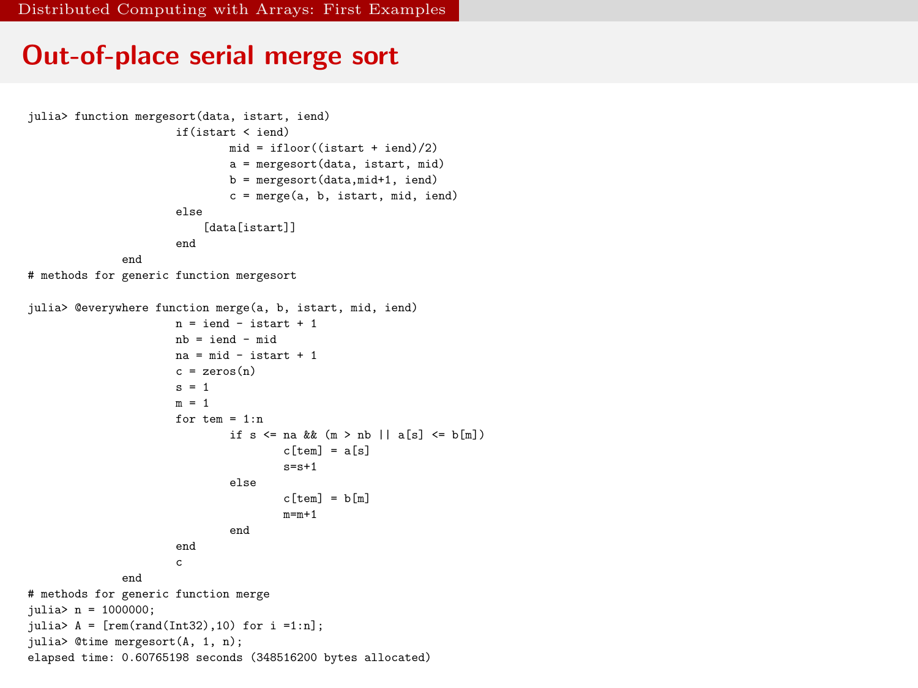## Out-of-place serial merge sort

```
julia> function mergesort(data, istart, iend)
                    if(istart < iend)
                            mid = ifloor((istart + iend)/2)
                            a = mergesort(data, istart, mid)
                            b = mergesort(data,mid+1, iend)
                            c = merge(a, b, istart, mid, iend)
                    else
                        [data[istart]]
                    end
            end
# methods for generic function mergesort

julia> @everywhere function merge(a, b, istart, mid, iend)
                    n = iend - istart + 1
                    nb = iend - mid
                    na = mid - istart + 1
                    c = zeros(n)
                    s = 1
                    m = 1
                    for tem = 1:n
                            if s <= na && (m > nb || a[s] <= b[m])
                                    c[tem] = a[s]
                                    s=s+1
                            else
                                    c[tem] = b[m]
                                    m=m+1
                            end
                    end
                    c
            end
# methods for generic function merge
julia> n = 1000000;
julia> A = [rem(rand(Int32),10) for i =1:n];
julia> @time mergesort(A, 1, n);
elapsed time: 0.60765198 seconds (348516200 bytes allocated)
```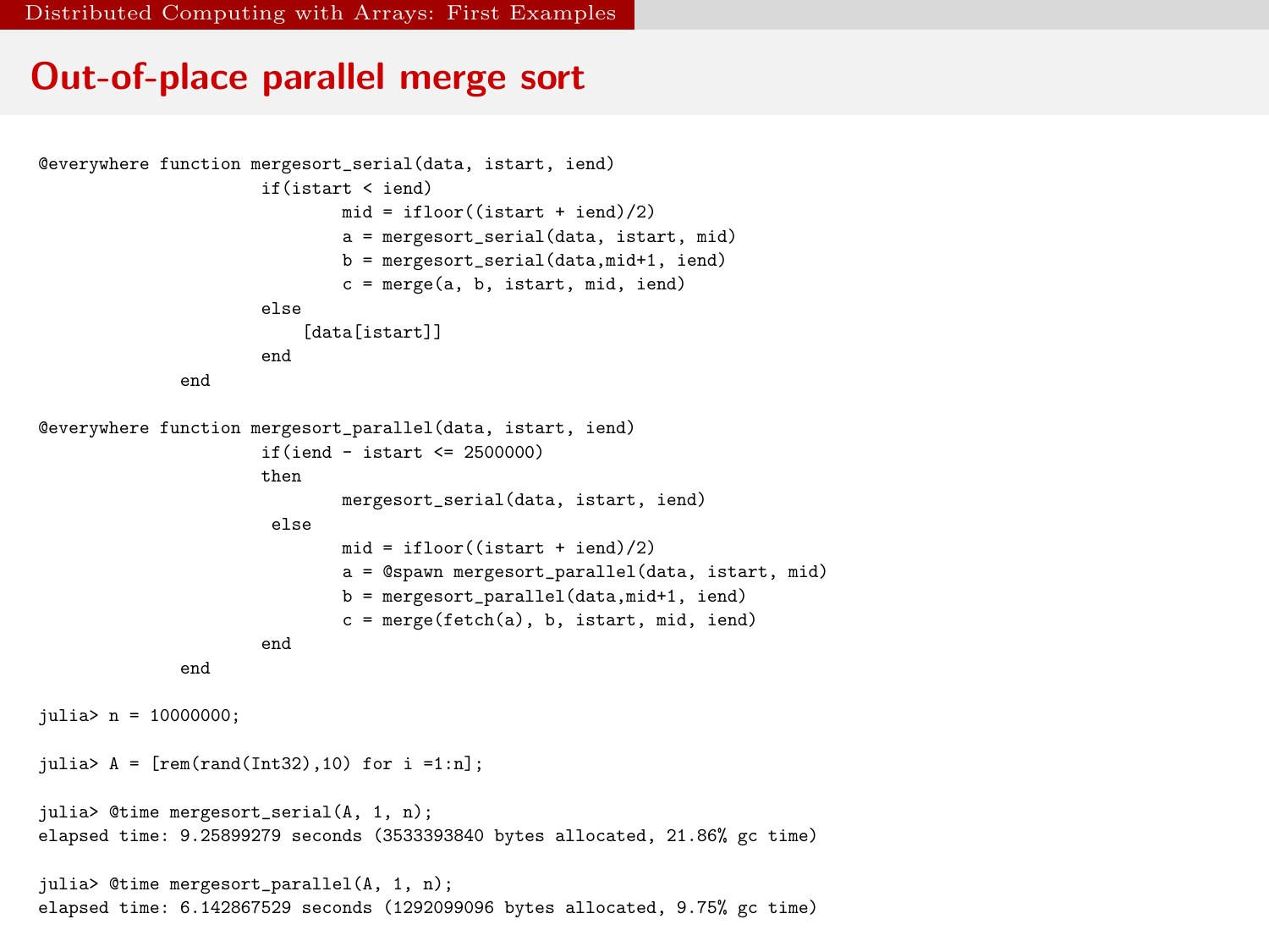## Out-of-place parallel merge sort

```
@everywhere function mergesort_serial(data, istart, iend)
                if(istart < iend)
                        mid = ifloor((istart + iend)/2)
                        a = mergesort_serial(data, istart, mid)
                        b = mergesort_serial(data,mid+1, iend)
                        c = merge(a, b, istart, mid, iend)
                else
                    [data[istart]]
                end
        end

@everywhere function mergesort_parallel(data, istart, iend)
                if(iend - istart <= 2500000)
                then
                        mergesort_serial(data, istart, iend)
                 else
                        mid = ifloor((istart + iend)/2)
                        a = @spawn mergesort_parallel(data, istart, mid)
                        b = mergesort_parallel(data,mid+1, iend)
                        c = merge(fetch(a), b, istart, mid, iend)
                end
        end

julia> n = 10000000;

julia> A = [rem(rand(Int32),10) for i =1:n];

julia> @time mergesort_serial(A, 1, n);
elapsed time: 9.25899279 seconds (3533393840 bytes allocated, 21.86% gc time)

julia> @time mergesort_parallel(A, 1, n);
elapsed time: 6.142867529 seconds (1292099096 bytes allocated, 9.75% gc time)
```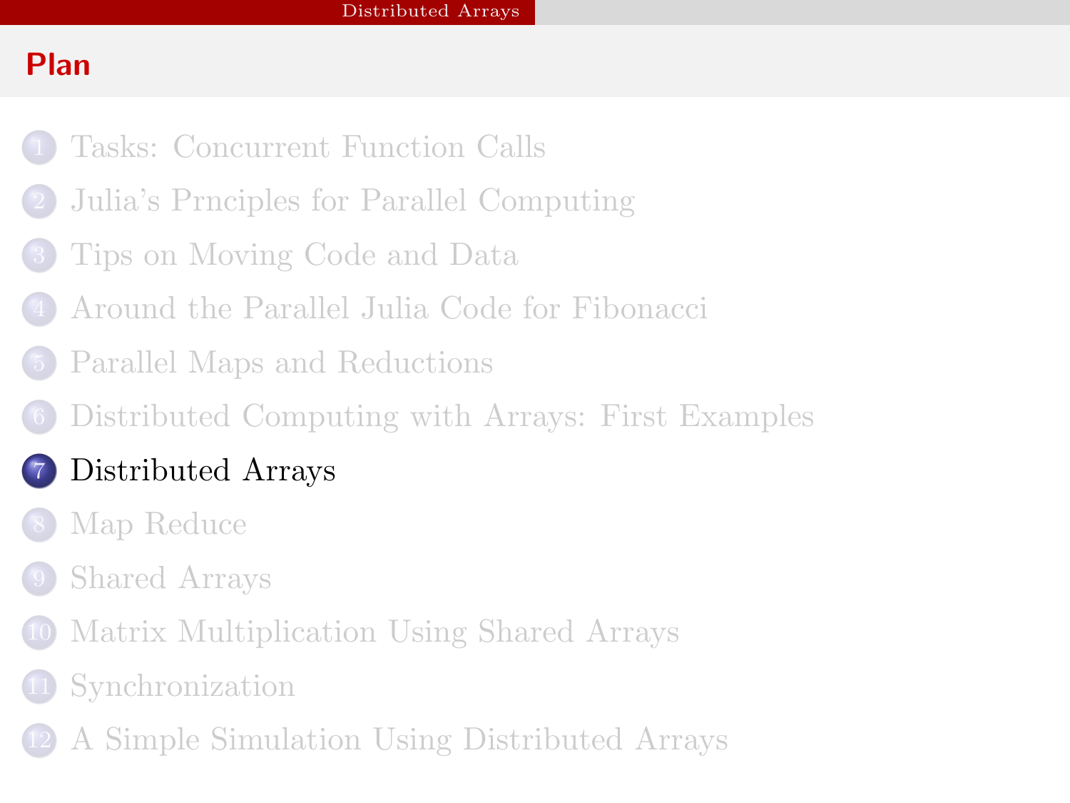## Plan

1. Tasks: Concurrent Function Calls
2. Julia's Prnciples for Parallel Computing
3. Tips on Moving Code and Data
4. Around the Parallel Julia Code for Fibonacci
5. Parallel Maps and Reductions
6. Distributed Computing with Arrays: First Examples
7. **Distributed Arrays**
8. Map Reduce
9. Shared Arrays
10. Matrix Multiplication Using Shared Arrays
11. Synchronization
12. A Simple Simulation Using Distributed Arrays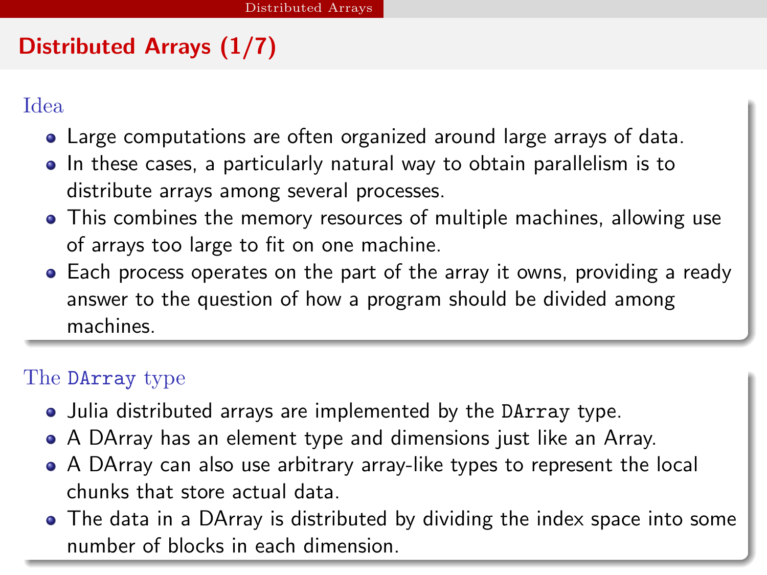## Distributed Arrays (1/7)

### Idea

- Large computations are often organized around large arrays of data.
- In these cases, a particularly natural way to obtain parallelism is to distribute arrays among several processes.
- This combines the memory resources of multiple machines, allowing use of arrays too large to fit on one machine.
- Each process operates on the part of the array it owns, providing a ready answer to the question of how a program should be divided among machines.

### The `DArray` type

- Julia distributed arrays are implemented by the `DArray` type.
- A DArray has an element type and dimensions just like an Array.
- A DArray can also use arbitrary array-like types to represent the local chunks that store actual data.
- The data in a DArray is distributed by dividing the index space into some number of blocks in each dimension.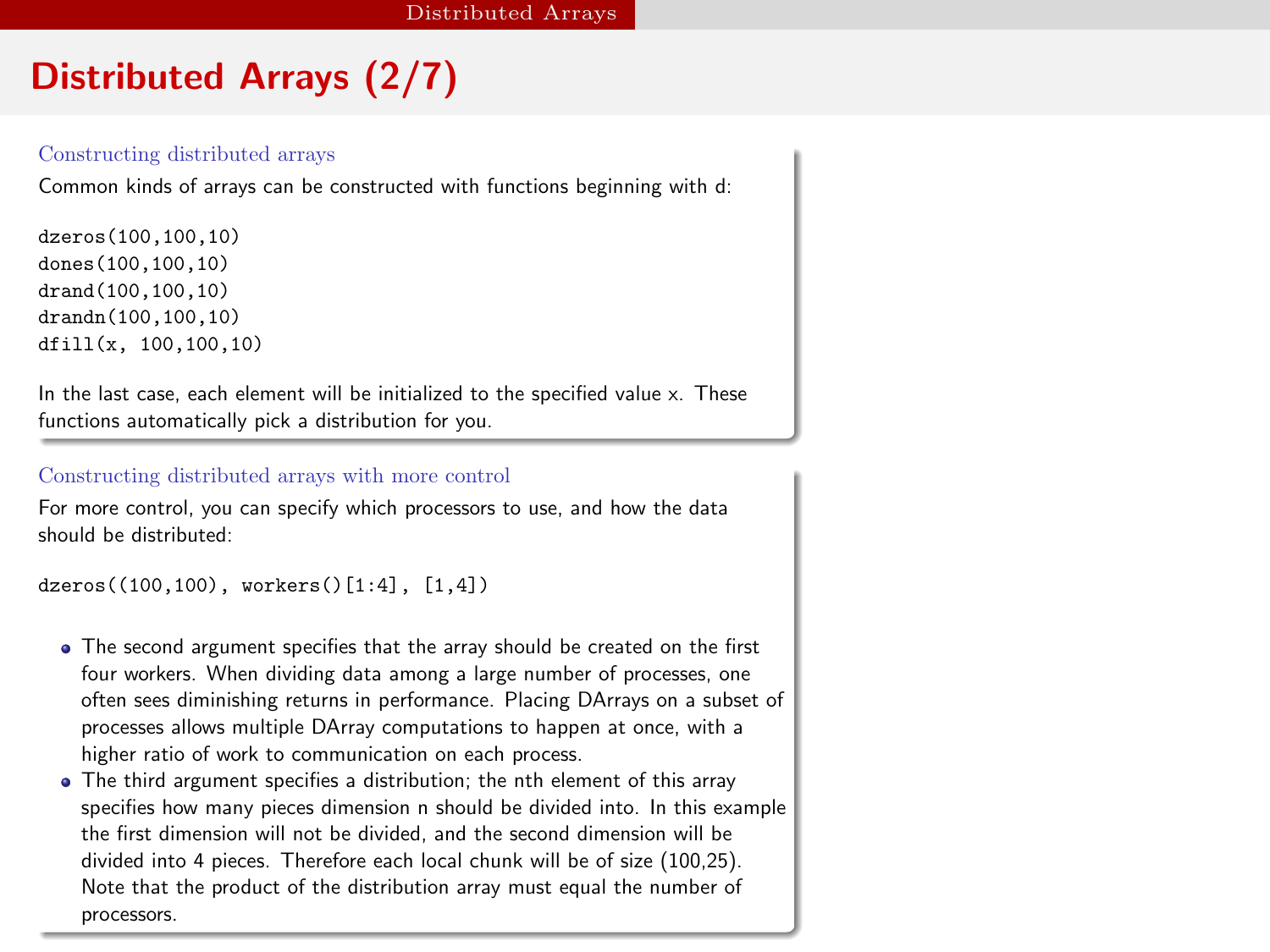# Distributed Arrays (2/7)

### Constructing distributed arrays

Common kinds of arrays can be constructed with functions beginning with d:

```
dzeros(100,100,10)
dones(100,100,10)
drand(100,100,10)
drandn(100,100,10)
dfill(x, 100,100,10)
```

In the last case, each element will be initialized to the specified value x. These functions automatically pick a distribution for you.

### Constructing distributed arrays with more control

For more control, you can specify which processors to use, and how the data should be distributed:

```
dzeros((100,100), workers()[1:4], [1,4])
```

- The second argument specifies that the array should be created on the first four workers. When dividing data among a large number of processes, one often sees diminishing returns in performance. Placing DArrays on a subset of processes allows multiple DArray computations to happen at once, with a higher ratio of work to communication on each process.
- The third argument specifies a distribution; the nth element of this array specifies how many pieces dimension n should be divided into. In this example the first dimension will not be divided, and the second dimension will be divided into 4 pieces. Therefore each local chunk will be of size (100,25). Note that the product of the distribution array must equal the number of processors.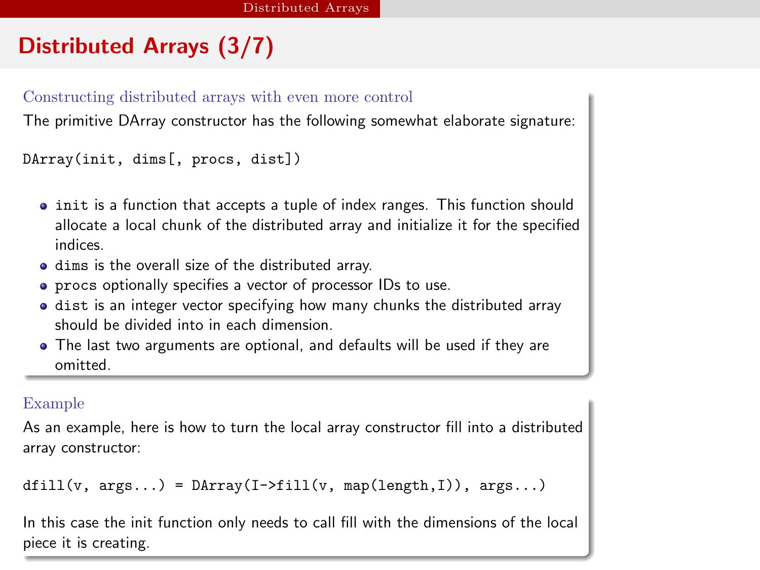# Distributed Arrays (3/7)

### Constructing distributed arrays with even more control

The primitive DArray constructor has the following somewhat elaborate signature:

```
DArray(init, dims[, procs, dist])
```

- `init` is a function that accepts a tuple of index ranges. This function should allocate a local chunk of the distributed array and initialize it for the specified indices.
- `dims` is the overall size of the distributed array.
- `procs` optionally specifies a vector of processor IDs to use.
- `dist` is an integer vector specifying how many chunks the distributed array should be divided into in each dimension.
- The last two arguments are optional, and defaults will be used if they are omitted.

### Example

As an example, here is how to turn the local array constructor fill into a distributed array constructor:

```
dfill(v, args...) = DArray(I->fill(v, map(length,I)), args...)
```

In this case the init function only needs to call fill with the dimensions of the local piece it is creating.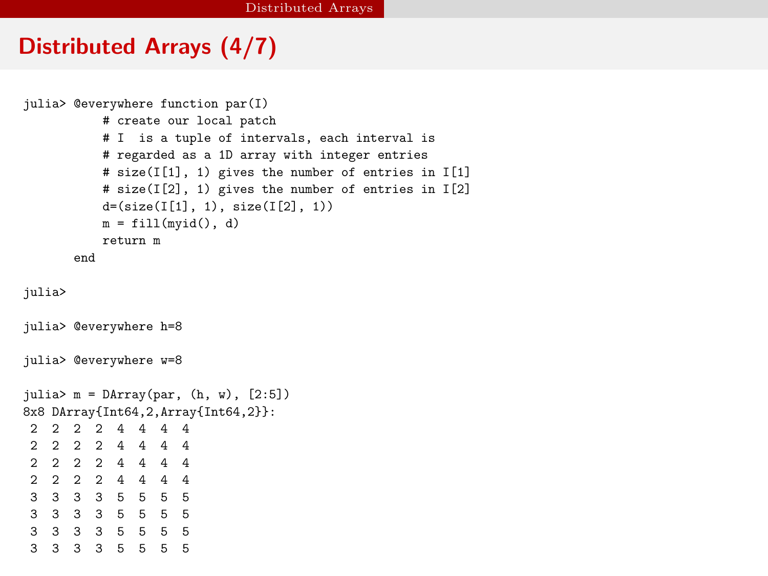# Distributed Arrays (4/7)

```
julia> @everywhere function par(I)
           # create our local patch
           # I  is a tuple of intervals, each interval is
           # regarded as a 1D array with integer entries
           # size(I[1], 1) gives the number of entries in I[1]
           # size(I[2], 1) gives the number of entries in I[2]
           d=(size(I[1], 1), size(I[2], 1))
           m = fill(myid(), d)
           return m
       end

julia>

julia> @everywhere h=8

julia> @everywhere w=8

julia> m = DArray(par, (h, w), [2:5])
8x8 DArray{Int64,2,Array{Int64,2}}:
 2  2  2  2  4  4  4  4
 2  2  2  2  4  4  4  4
 2  2  2  2  4  4  4  4
 2  2  2  2  4  4  4  4
 3  3  3  3  5  5  5  5
 3  3  3  3  5  5  5  5
 3  3  3  3  5  5  5  5
 3  3  3  3  5  5  5  5
```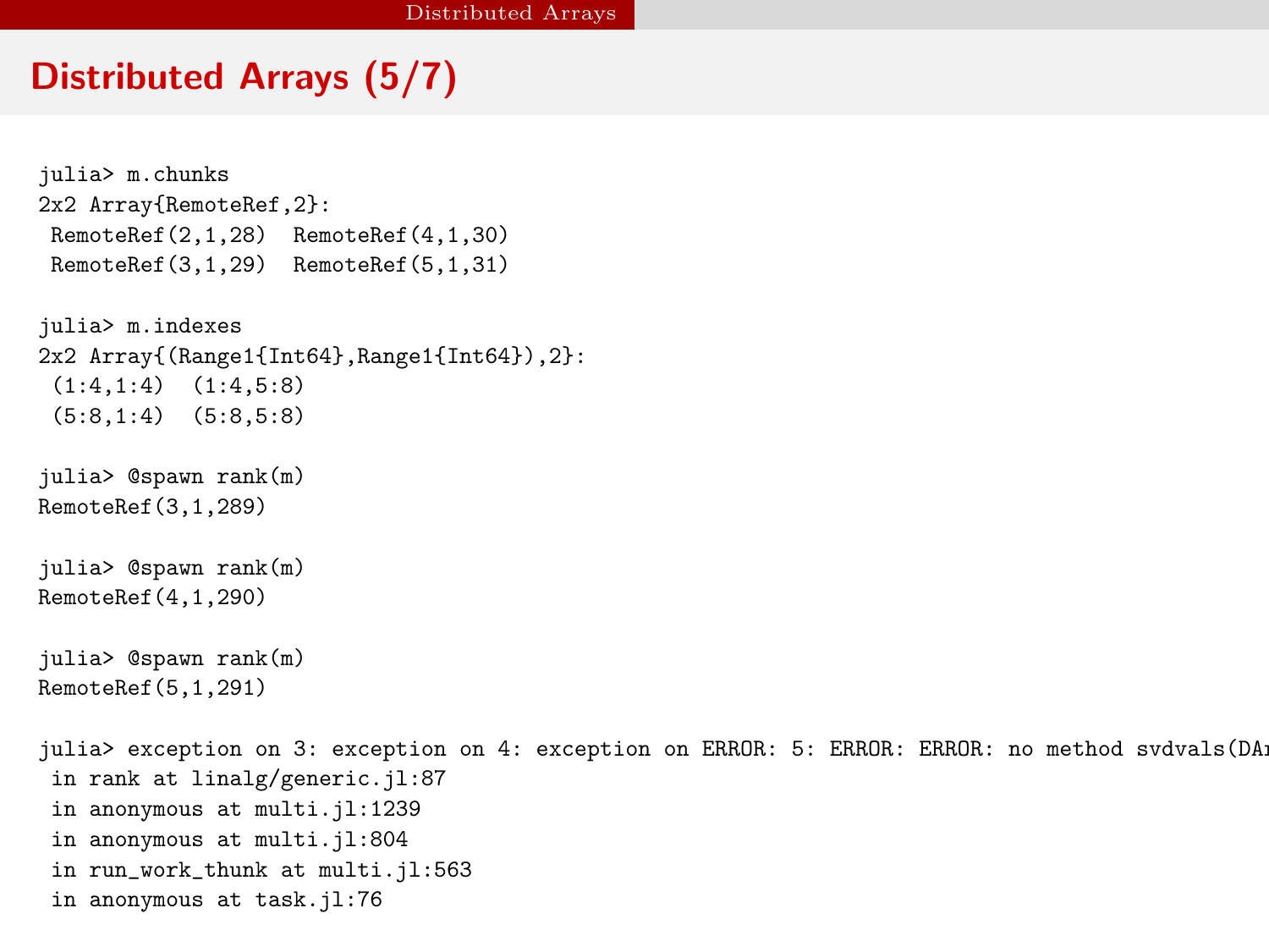## Distributed Arrays (5/7)

```
julia> m.chunks
2x2 Array{RemoteRef,2}:
 RemoteRef(2,1,28)  RemoteRef(4,1,30)
 RemoteRef(3,1,29)  RemoteRef(5,1,31)

julia> m.indexes
2x2 Array{(Range1{Int64},Range1{Int64}),2}:
 (1:4,1:4)  (1:4,5:8)
 (5:8,1:4)  (5:8,5:8)

julia> @spawn rank(m)
RemoteRef(3,1,289)

julia> @spawn rank(m)
RemoteRef(4,1,290)

julia> @spawn rank(m)
RemoteRef(5,1,291)

julia> exception on 3: exception on 4: exception on ERROR: 5: ERROR: ERROR: no method svdvals(DAr
 in rank at linalg/generic.jl:87
 in anonymous at multi.jl:1239
 in anonymous at multi.jl:804
 in run_work_thunk at multi.jl:563
 in anonymous at task.jl:76
```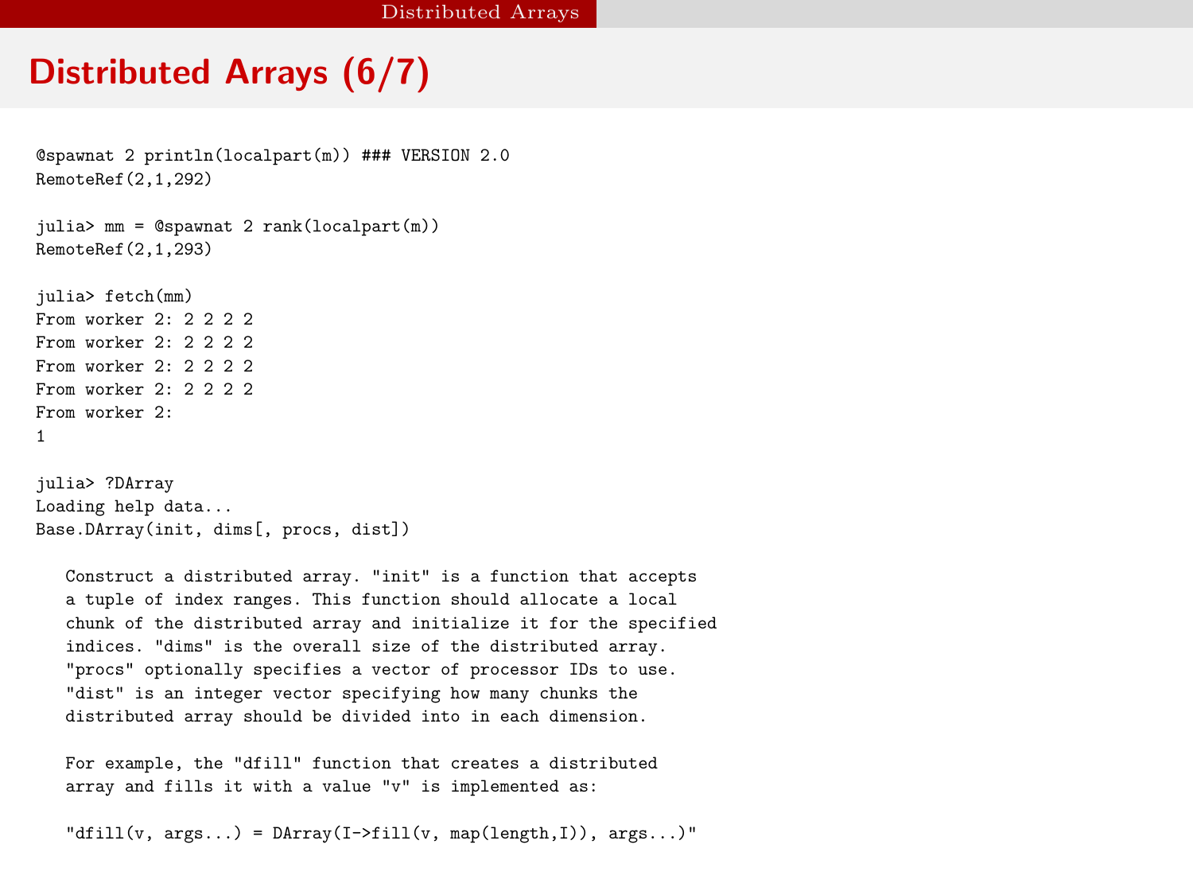# Distributed Arrays (6/7)

```
@spawnat 2 println(localpart(m)) ### VERSION 2.0
RemoteRef(2,1,292)

julia> mm = @spawnat 2 rank(localpart(m))
RemoteRef(2,1,293)

julia> fetch(mm)
From worker 2: 2 2 2 2
From worker 2: 2 2 2 2
From worker 2: 2 2 2 2
From worker 2: 2 2 2 2
From worker 2:
1

julia> ?DArray
Loading help data...
Base.DArray(init, dims[, procs, dist])

   Construct a distributed array. "init" is a function that accepts
   a tuple of index ranges. This function should allocate a local
   chunk of the distributed array and initialize it for the specified
   indices. "dims" is the overall size of the distributed array.
   "procs" optionally specifies a vector of processor IDs to use.
   "dist" is an integer vector specifying how many chunks the
   distributed array should be divided into in each dimension.

   For example, the "dfill" function that creates a distributed
   array and fills it with a value "v" is implemented as:

   "dfill(v, args...) = DArray(I->fill(v, map(length,I)), args...)"
```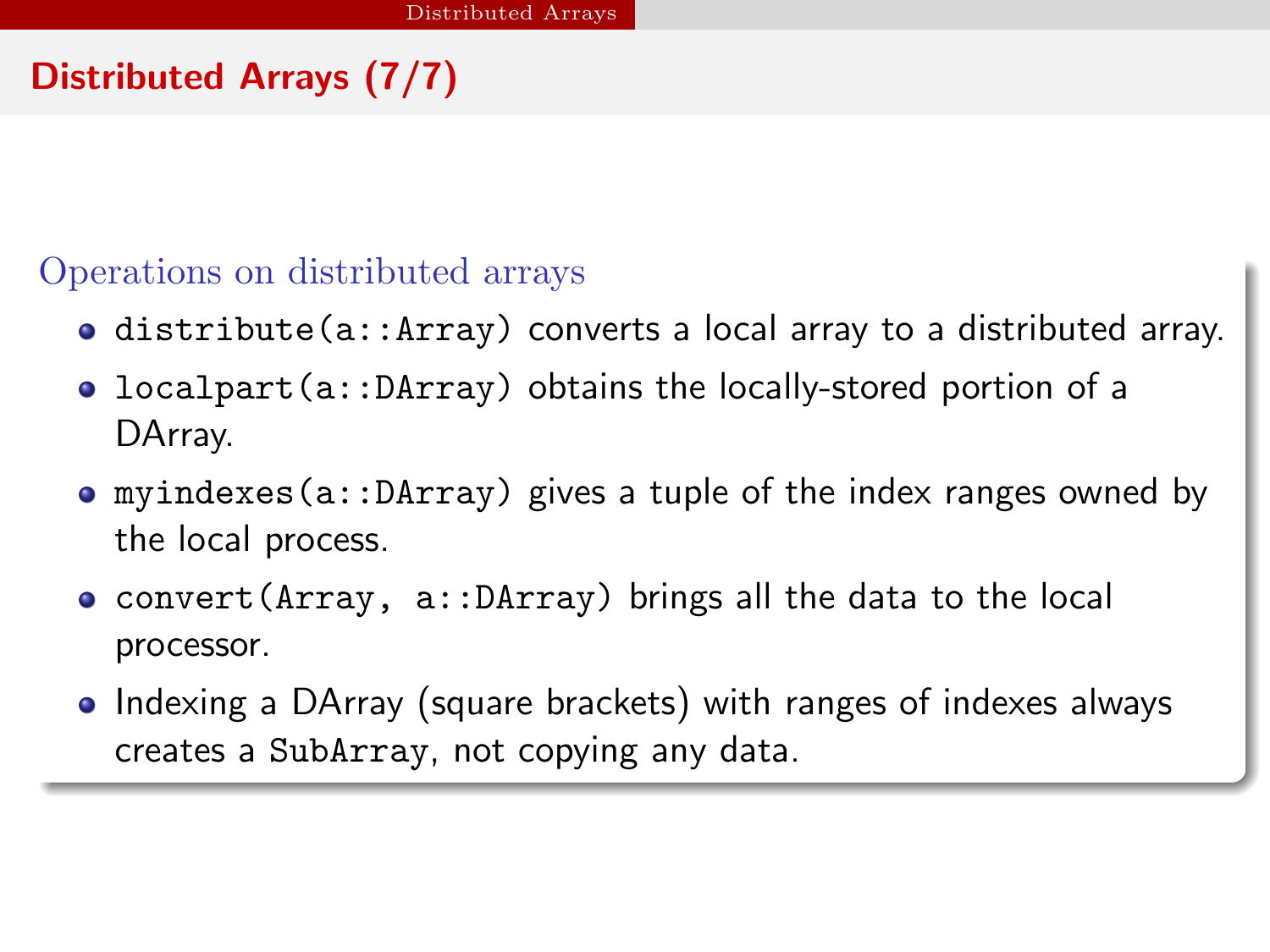## Distributed Arrays (7/7)

### Operations on distributed arrays

- `distribute(a::Array)` converts a local array to a distributed array.
- `localpart(a::DArray)` obtains the locally-stored portion of a DArray.
- `myindexes(a::DArray)` gives a tuple of the index ranges owned by the local process.
- `convert(Array, a::DArray)` brings all the data to the local processor.
- Indexing a DArray (square brackets) with ranges of indexes always creates a `SubArray`, not copying any data.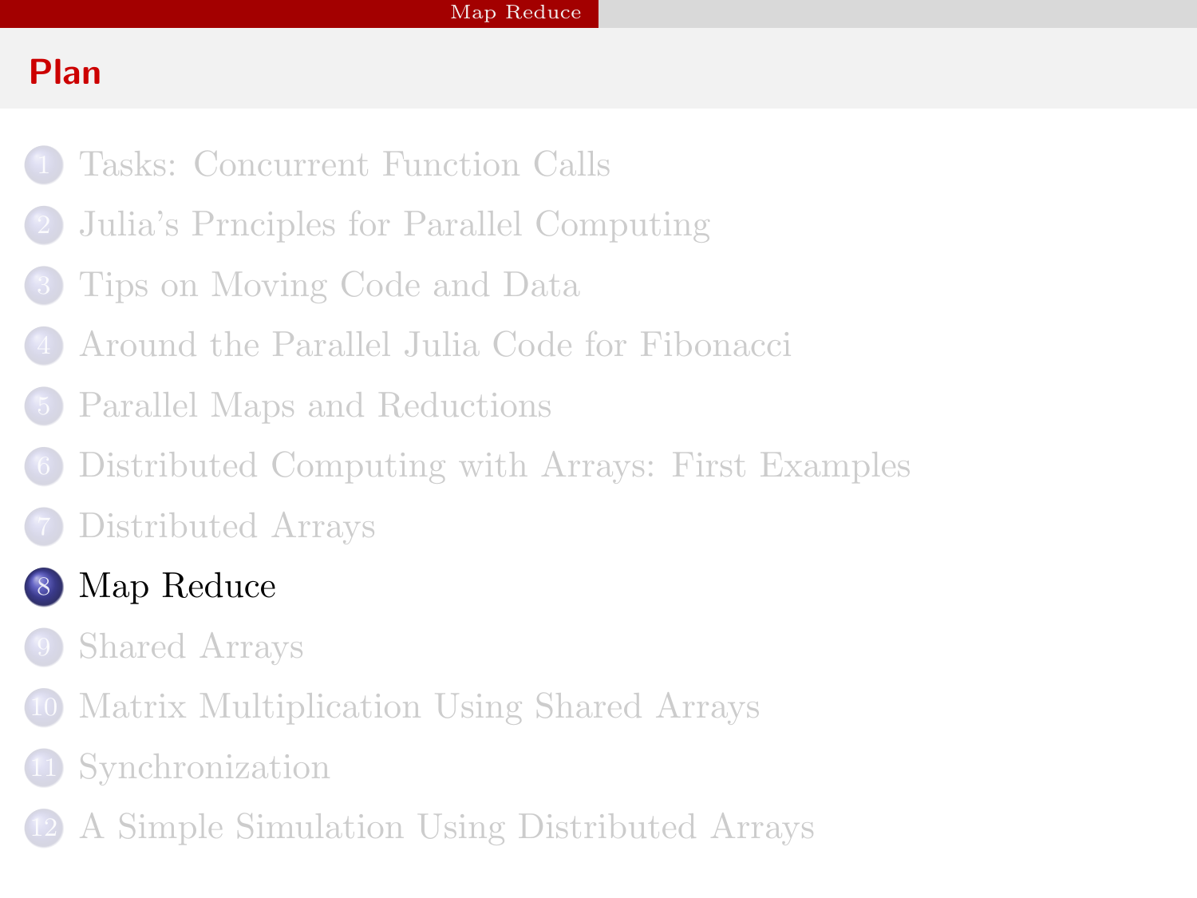## Plan

1. Tasks: Concurrent Function Calls
2. Julia's Prnciples for Parallel Computing
3. Tips on Moving Code and Data
4. Around the Parallel Julia Code for Fibonacci
5. Parallel Maps and Reductions
6. Distributed Computing with Arrays: First Examples
7. Distributed Arrays
8. **Map Reduce**
9. Shared Arrays
10. Matrix Multiplication Using Shared Arrays
11. Synchronization
12. A Simple Simulation Using Distributed Arrays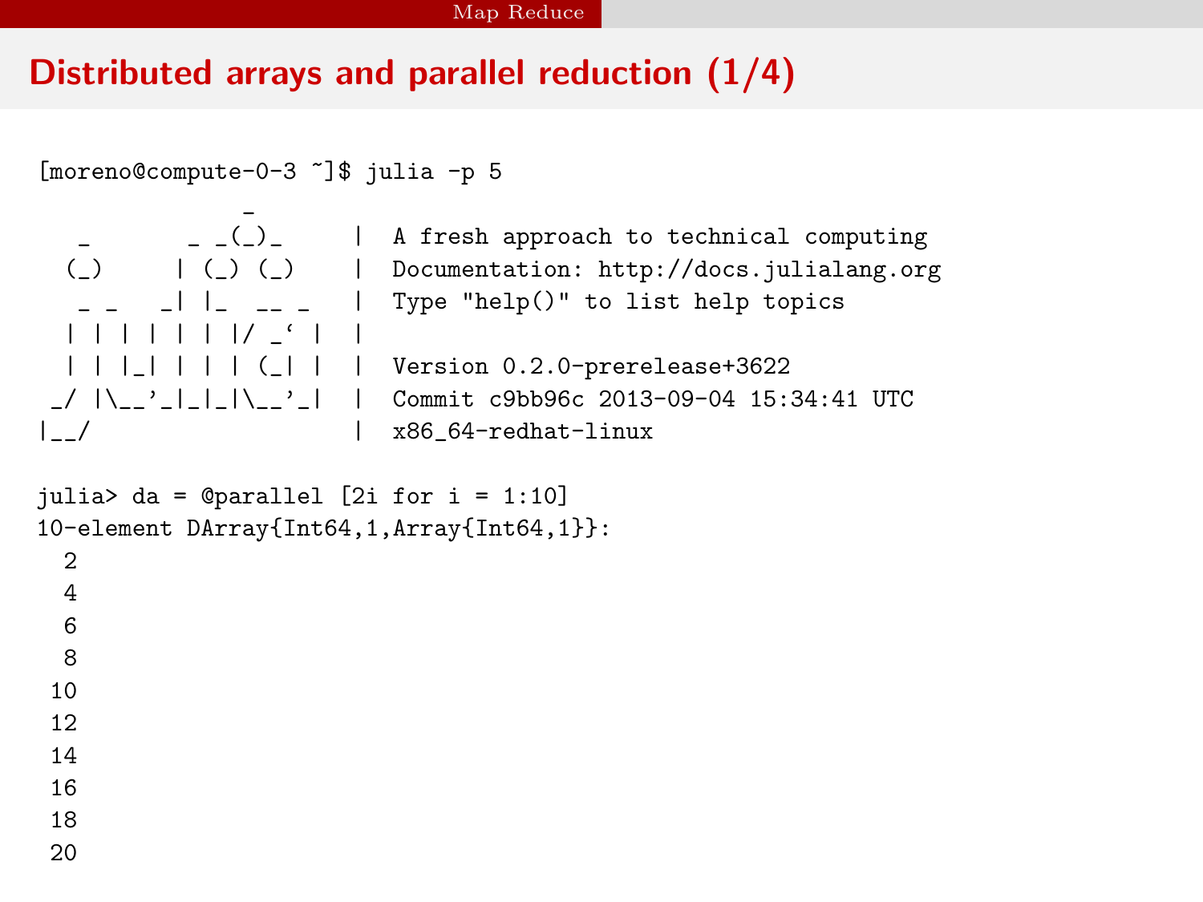## Distributed arrays and parallel reduction (1/4)

```
[moreno@compute-0-3 ~]$ julia -p 5
               _
   _       _ _(_)_     |  A fresh approach to technical computing
  (_)     | (_) (_)    |  Documentation: http://docs.julialang.org
   _ _   _| |_  __ _   |  Type "help()" to list help topics
  | | | | | | |/ _` |  |
  | | |_| | | | (_| |  |  Version 0.2.0-prerelease+3622
 _/ |\__'_|_|_|\__'_|  |  Commit c9bb96c 2013-09-04 15:34:41 UTC
|__/                   |  x86_64-redhat-linux

julia> da = @parallel [2i for i = 1:10]
10-element DArray{Int64,1,Array{Int64,1}}:
  2
  4
  6
  8
 10
 12
 14
 16
 18
 20
```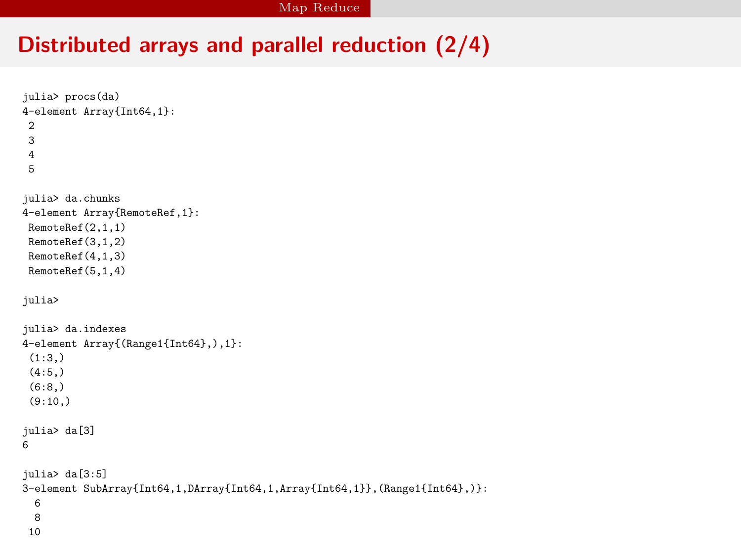# Distributed arrays and parallel reduction (2/4)

```
julia> procs(da)
4-element Array{Int64,1}:
 2
 3
 4
 5

julia> da.chunks
4-element Array{RemoteRef,1}:
 RemoteRef(2,1,1)
 RemoteRef(3,1,2)
 RemoteRef(4,1,3)
 RemoteRef(5,1,4)

julia>

julia> da.indexes
4-element Array{(Range1{Int64},),1}:
 (1:3,)
 (4:5,)
 (6:8,)
 (9:10,)

julia> da[3]
6

julia> da[3:5]
3-element SubArray{Int64,1,DArray{Int64,1,Array{Int64,1}},(Range1{Int64},)}:
  6
  8
 10
```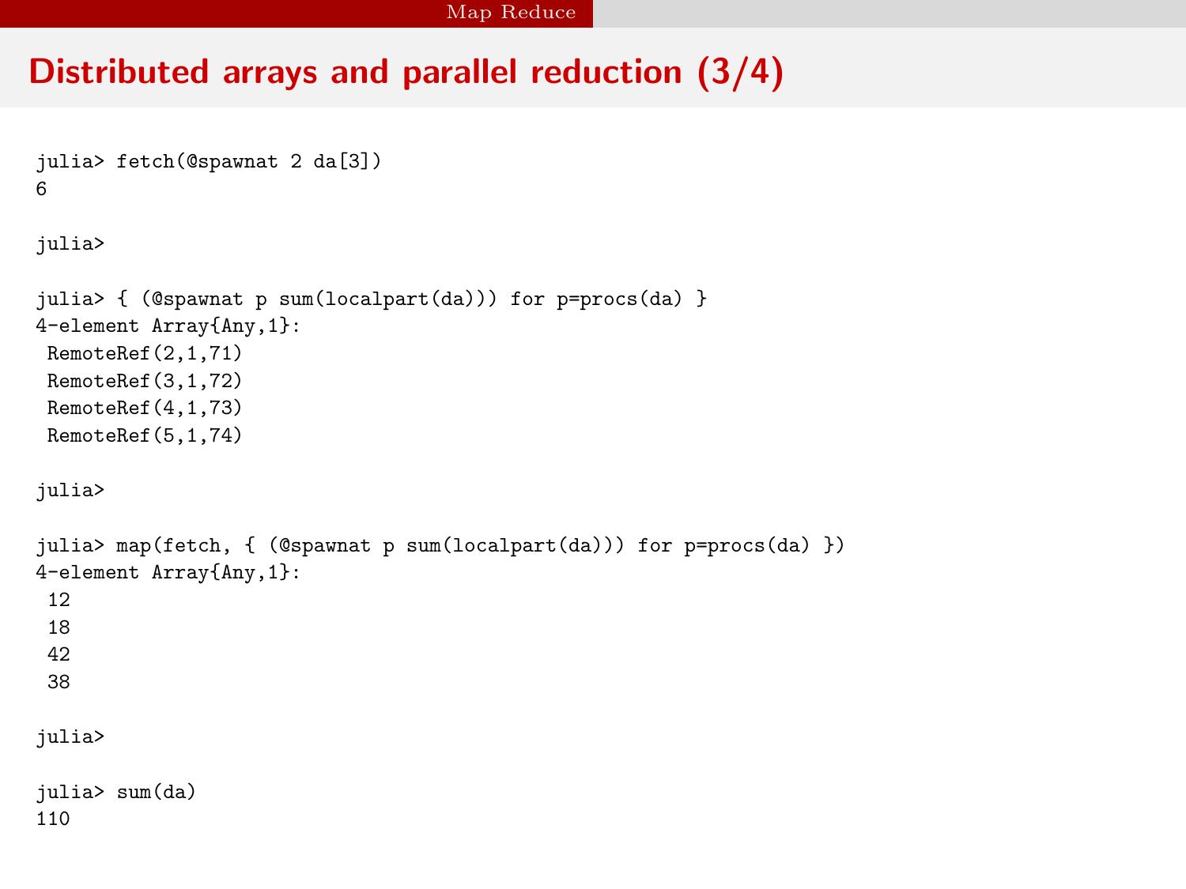# Distributed arrays and parallel reduction (3/4)

```
julia> fetch(@spawnat 2 da[3])
6

julia>

julia> { (@spawnat p sum(localpart(da))) for p=procs(da) }
4-element Array{Any,1}:
 RemoteRef(2,1,71)
 RemoteRef(3,1,72)
 RemoteRef(4,1,73)
 RemoteRef(5,1,74)

julia>

julia> map(fetch, { (@spawnat p sum(localpart(da))) for p=procs(da) })
4-element Array{Any,1}:
 12
 18
 42
 38

julia>

julia> sum(da)
110
```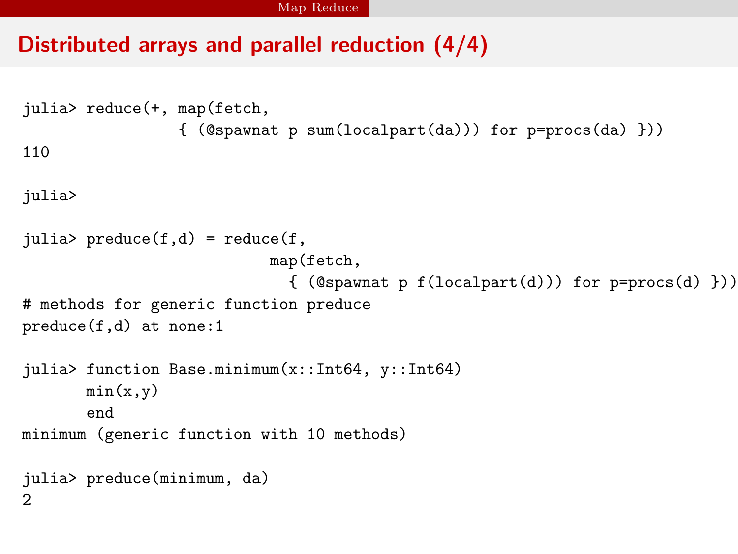## Distributed arrays and parallel reduction (4/4)

```
julia> reduce(+, map(fetch,
                { (@spawnat p sum(localpart(da))) for p=procs(da) }))
110

julia>

julia> preduce(f,d) = reduce(f,
                         map(fetch,
                           { (@spawnat p f(localpart(d))) for p=procs(d) }))
# methods for generic function preduce
preduce(f,d) at none:1

julia> function Base.minimum(x::Int64, y::Int64)
       min(x,y)
       end
minimum (generic function with 10 methods)

julia> preduce(minimum, da)
2
```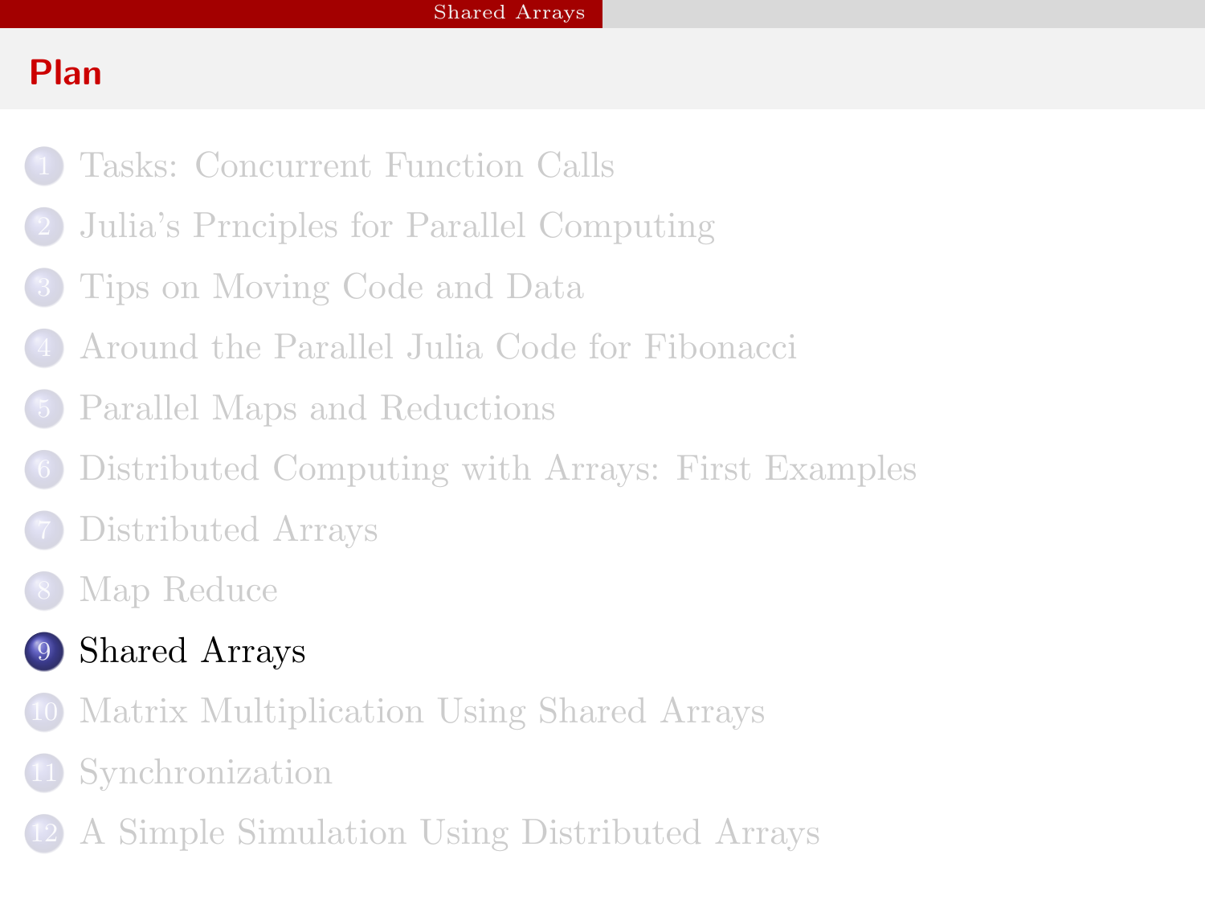## Plan

1. Tasks: Concurrent Function Calls
2. Julia's Prnciples for Parallel Computing
3. Tips on Moving Code and Data
4. Around the Parallel Julia Code for Fibonacci
5. Parallel Maps and Reductions
6. Distributed Computing with Arrays: First Examples
7. Distributed Arrays
8. Map Reduce
9. **Shared Arrays**
10. Matrix Multiplication Using Shared Arrays
11. Synchronization
12. A Simple Simulation Using Distributed Arrays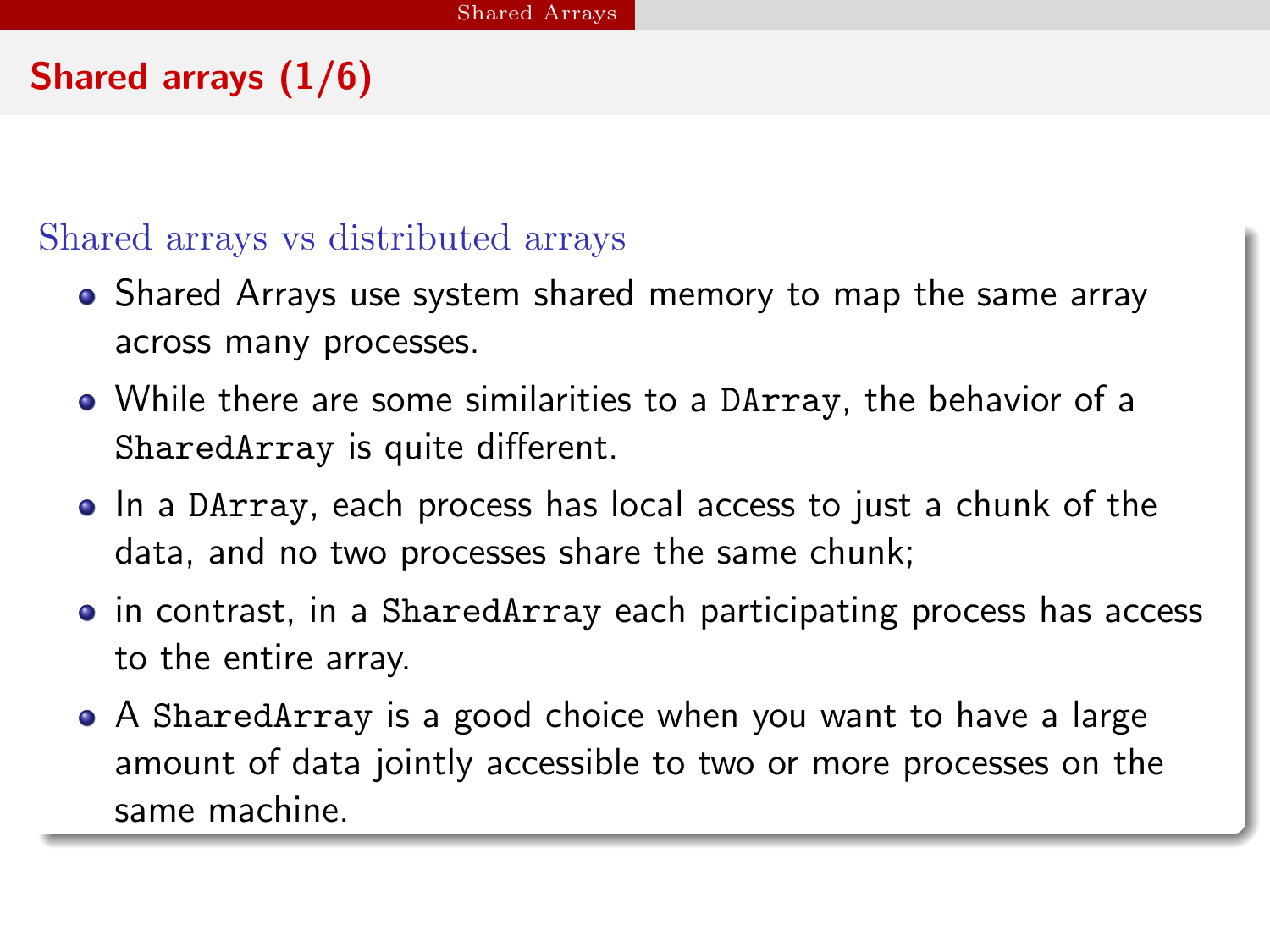## Shared arrays (1/6)

### Shared arrays vs distributed arrays

- Shared Arrays use system shared memory to map the same array across many processes.
- While there are some similarities to a `DArray`, the behavior of a `SharedArray` is quite different.
- In a `DArray`, each process has local access to just a chunk of the data, and no two processes share the same chunk;
- in contrast, in a `SharedArray` each participating process has access to the entire array.
- A `SharedArray` is a good choice when you want to have a large amount of data jointly accessible to two or more processes on the same machine.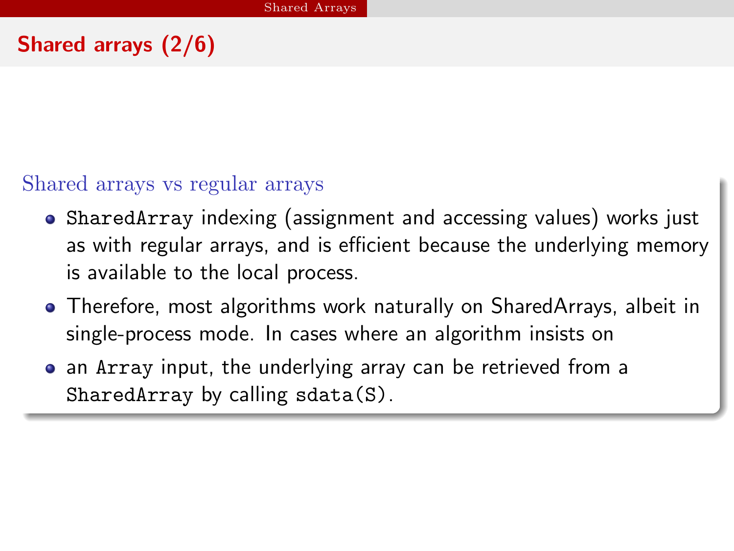## Shared arrays (2/6)

### Shared arrays vs regular arrays

- `SharedArray` indexing (assignment and accessing values) works just as with regular arrays, and is efficient because the underlying memory is available to the local process.
- Therefore, most algorithms work naturally on SharedArrays, albeit in single-process mode. In cases where an algorithm insists on
- an `Array` input, the underlying array can be retrieved from a `SharedArray` by calling `sdata(S)`.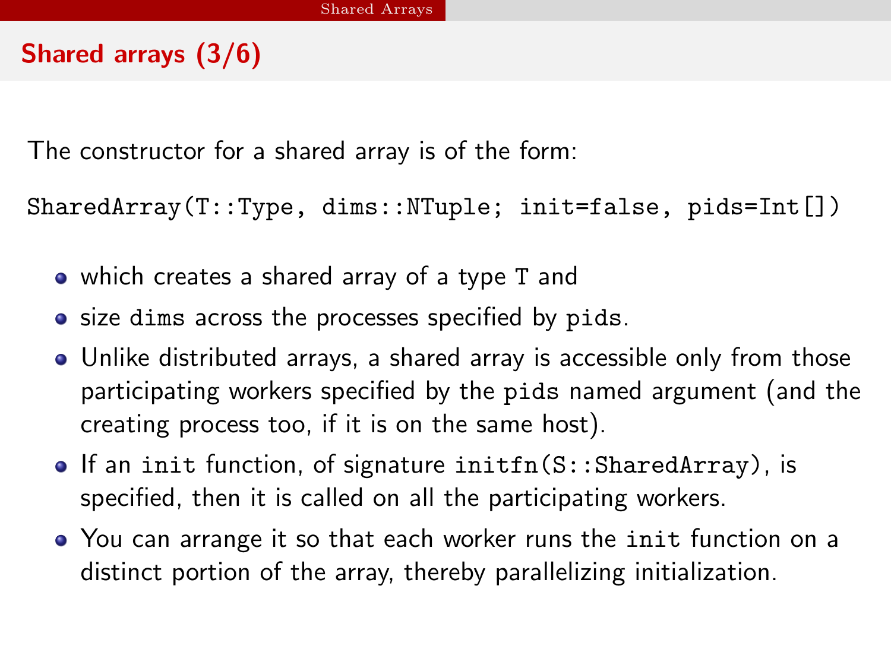## Shared arrays (3/6)

The constructor for a shared array is of the form:

```
SharedArray(T::Type, dims::NTuple; init=false, pids=Int[])
```

- which creates a shared array of a type `T` and
- size `dims` across the processes specified by `pids`.
- Unlike distributed arrays, a shared array is accessible only from those participating workers specified by the `pids` named argument (and the creating process too, if it is on the same host).
- If an `init` function, of signature `initfn(S::SharedArray)`, is specified, then it is called on all the participating workers.
- You can arrange it so that each worker runs the `init` function on a distinct portion of the array, thereby parallelizing initialization.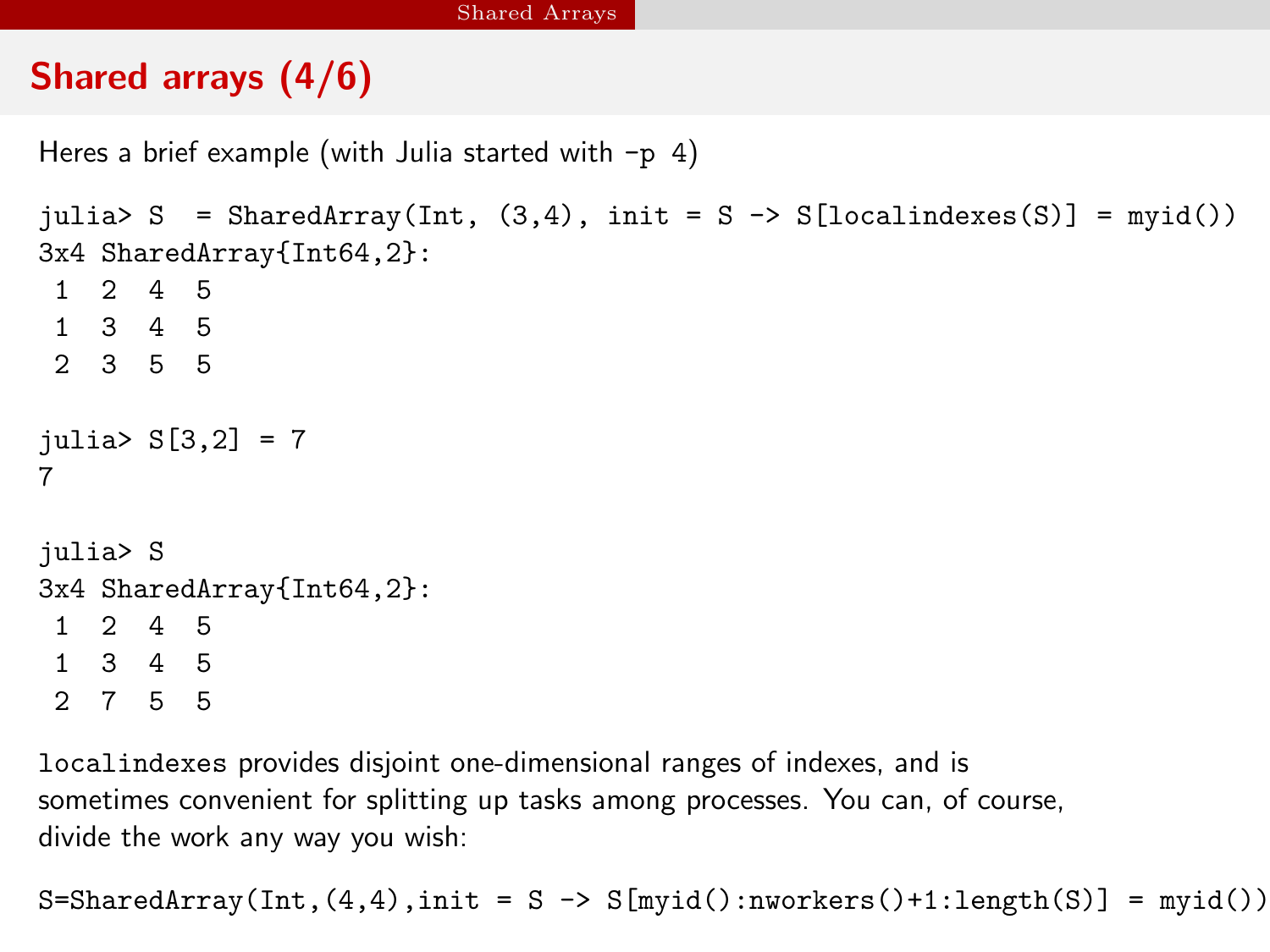## Shared arrays (4/6)

Heres a brief example (with Julia started with -p 4)

```
julia> S  = SharedArray(Int, (3,4), init = S -> S[localindexes(S)] = myid())
3x4 SharedArray{Int64,2}:
 1  2  4  5
 1  3  4  5
 2  3  5  5

julia> S[3,2] = 7
7

julia> S
3x4 SharedArray{Int64,2}:
 1  2  4  5
 1  3  4  5
 2  7  5  5
```

localindexes provides disjoint one-dimensional ranges of indexes, and is sometimes convenient for splitting up tasks among processes. You can, of course, divide the work any way you wish:

```
S=SharedArray(Int,(4,4),init = S -> S[myid():nworkers()+1:length(S)] = myid())
```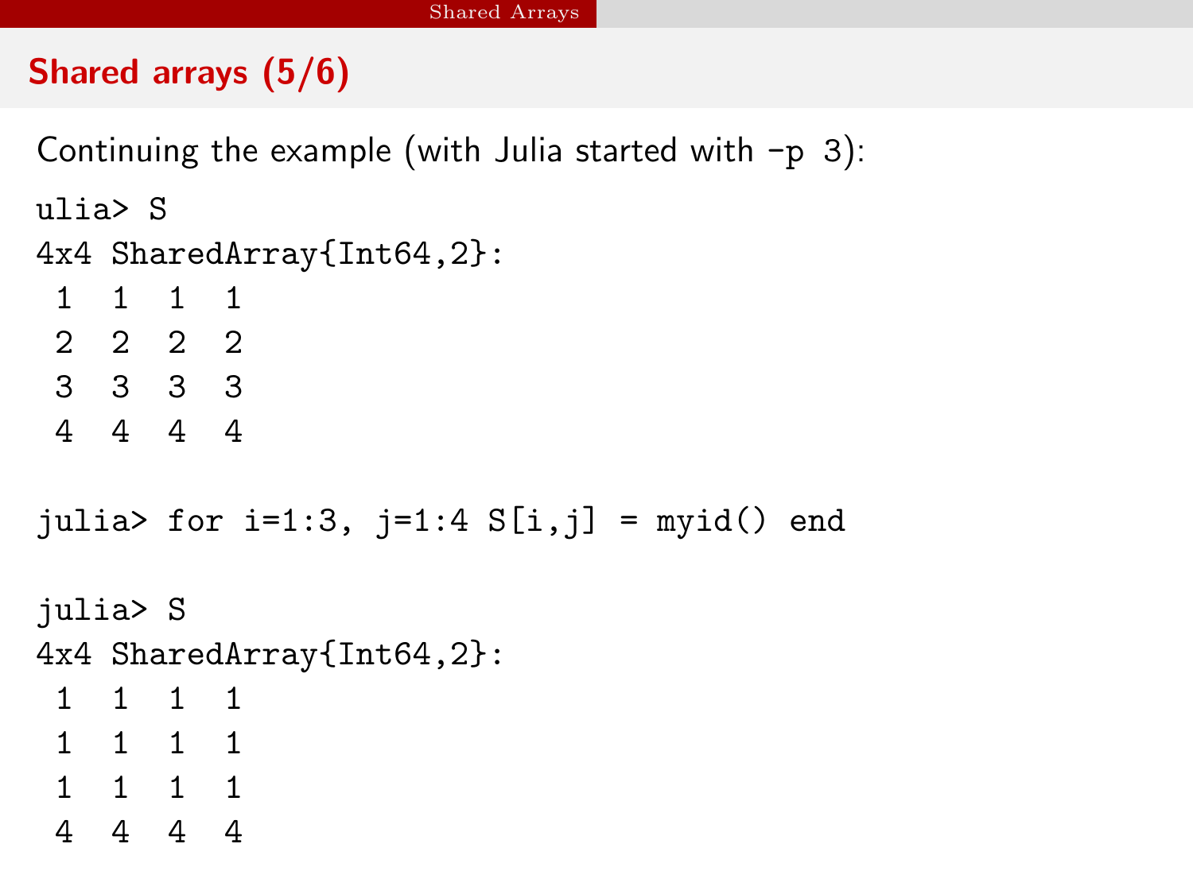## Shared arrays (5/6)

Continuing the example (with Julia started with -p 3):

```
ulia> S
4x4 SharedArray{Int64,2}:
 1  1  1  1
 2  2  2  2
 3  3  3  3
 4  4  4  4

julia> for i=1:3, j=1:4 S[i,j] = myid() end

julia> S
4x4 SharedArray{Int64,2}:
 1  1  1  1
 1  1  1  1
 1  1  1  1
 4  4  4  4
```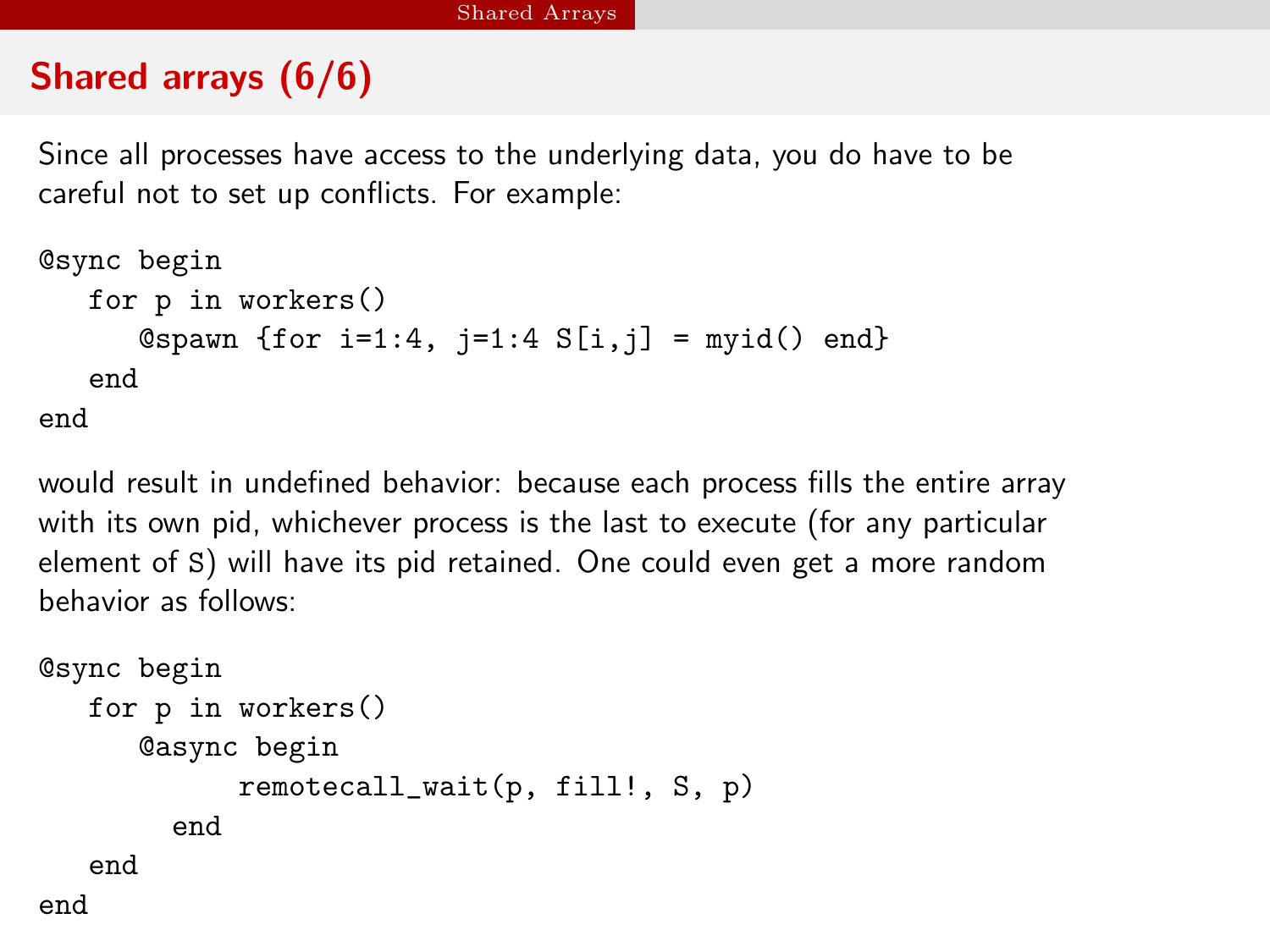## Shared arrays (6/6)

Since all processes have access to the underlying data, you do have to be careful not to set up conflicts. For example:

```
@sync begin
   for p in workers()
      @spawn {for i=1:4, j=1:4 S[i,j] = myid() end}
   end
end
```

would result in undefined behavior: because each process fills the entire array with its own pid, whichever process is the last to execute (for any particular element of S) will have its pid retained. One could even get a more random behavior as follows:

```
@sync begin
   for p in workers()
      @async begin
            remotecall_wait(p, fill!, S, p)
        end
   end
end
```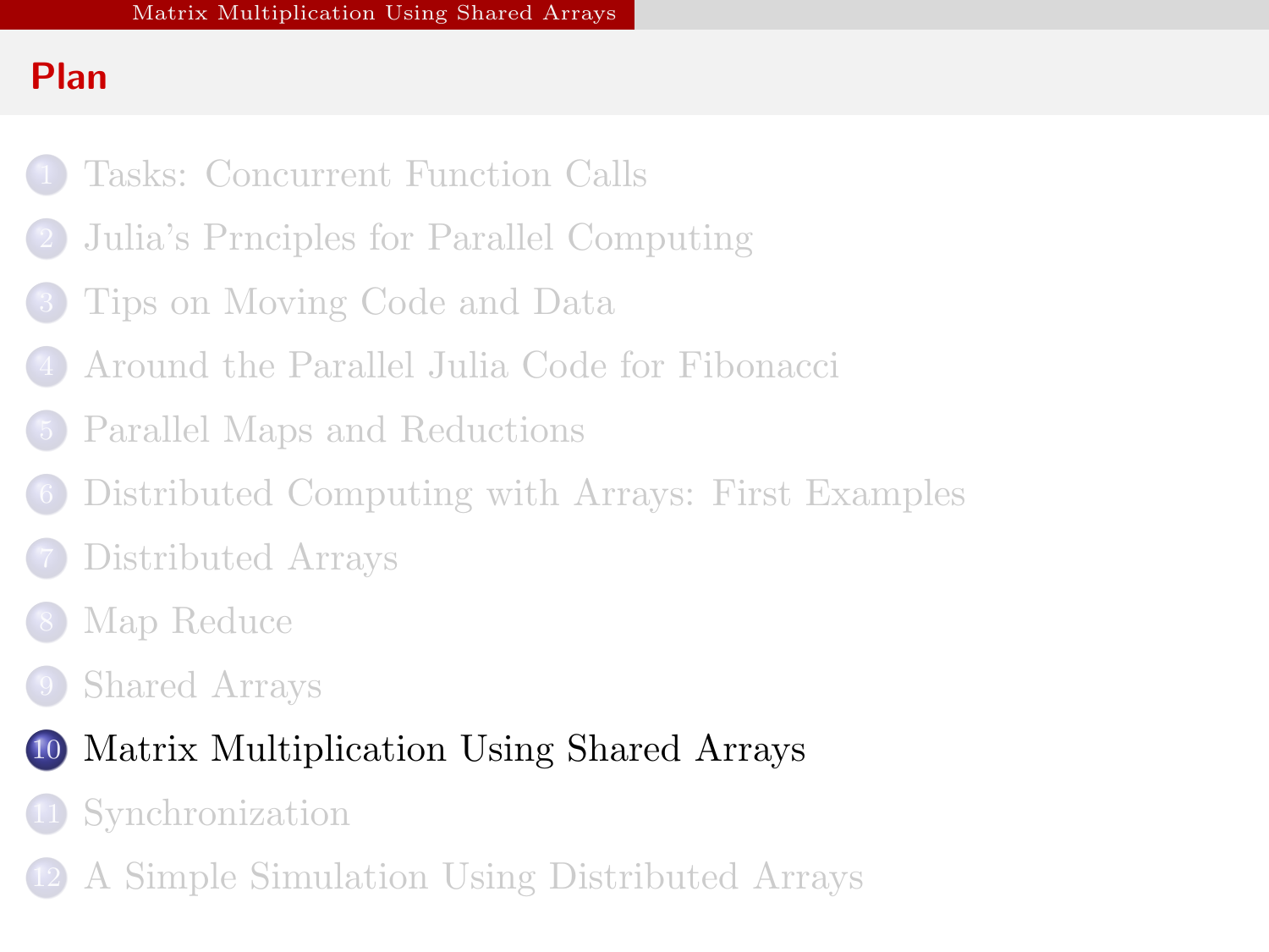## Plan

1. Tasks: Concurrent Function Calls
2. Julia's Prnciples for Parallel Computing
3. Tips on Moving Code and Data
4. Around the Parallel Julia Code for Fibonacci
5. Parallel Maps and Reductions
6. Distributed Computing with Arrays: First Examples
7. Distributed Arrays
8. Map Reduce
9. Shared Arrays
10. **Matrix Multiplication Using Shared Arrays**
11. Synchronization
12. A Simple Simulation Using Distributed Arrays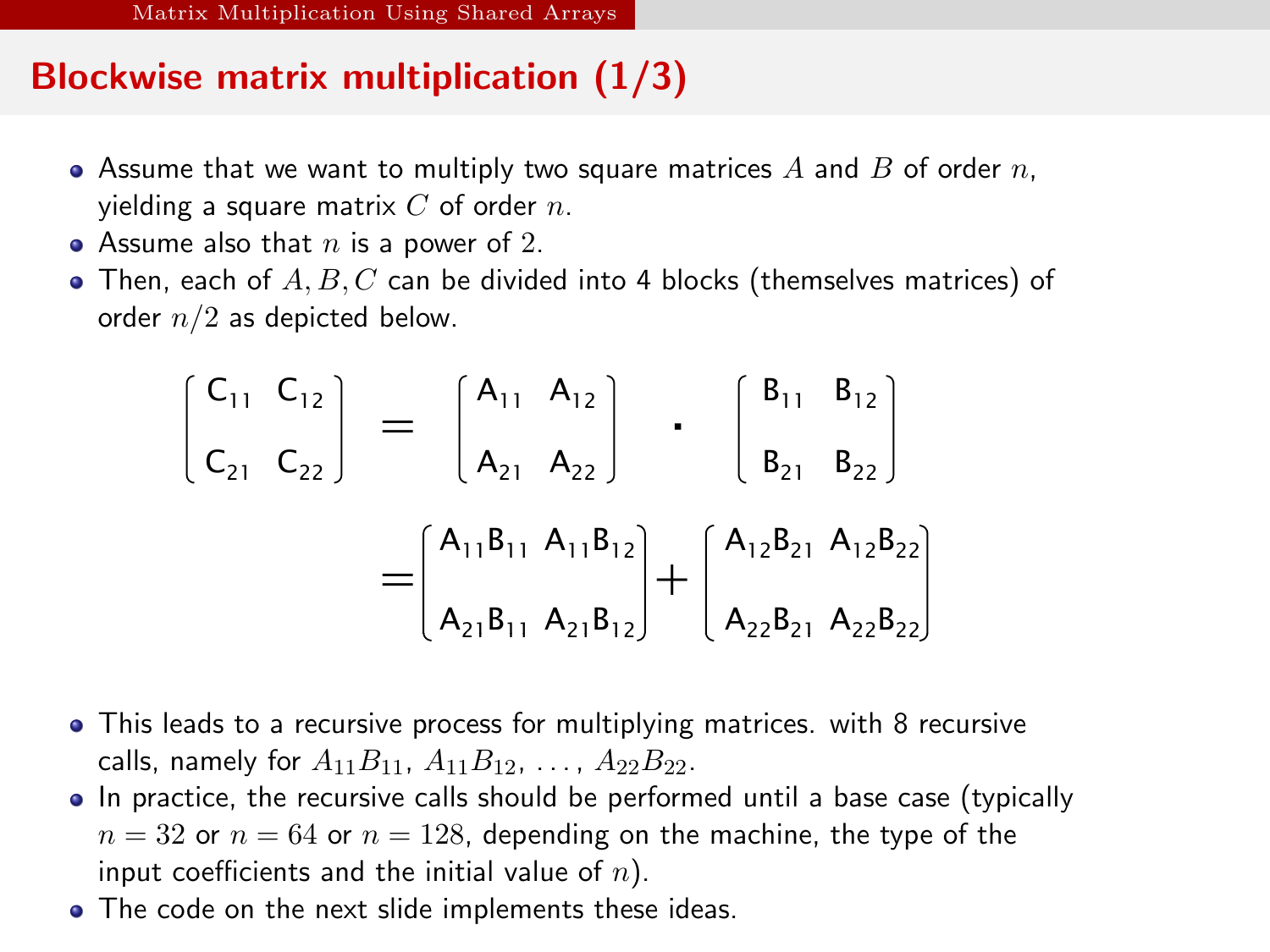## Blockwise matrix multiplication (1/3)

- Assume that we want to multiply two square matrices $A$ and $B$ of order $n$, yielding a square matrix $C$ of order $n$.
- Assume also that $n$ is a power of 2.
- Then, each of $A, B, C$ can be divided into 4 blocks (themselves matrices) of order $n/2$ as depicted below.

$$
\begin{bmatrix} C_{11} & C_{12} \\ C_{21} & C_{22} \end{bmatrix} = \begin{bmatrix} A_{11} & A_{12} \\ A_{21} & A_{22} \end{bmatrix} \cdot \begin{bmatrix} B_{11} & B_{12} \\ B_{21} & B_{22} \end{bmatrix}
$$

$$
= \begin{bmatrix} A_{11}B_{11} & A_{11}B_{12} \\ A_{21}B_{11} & A_{21}B_{12} \end{bmatrix} + \begin{bmatrix} A_{12}B_{21} & A_{12}B_{22} \\ A_{22}B_{21} & A_{22}B_{22} \end{bmatrix}
$$

- This leads to a recursive process for multiplying matrices. with 8 recursive calls, namely for $A_{11}B_{11}$, $A_{11}B_{12}$, ..., $A_{22}B_{22}$.
- In practice, the recursive calls should be performed until a base case (typically $n = 32$ or $n = 64$ or $n = 128$, depending on the machine, the type of the input coefficients and the initial value of $n$).
- The code on the next slide implements these ideas.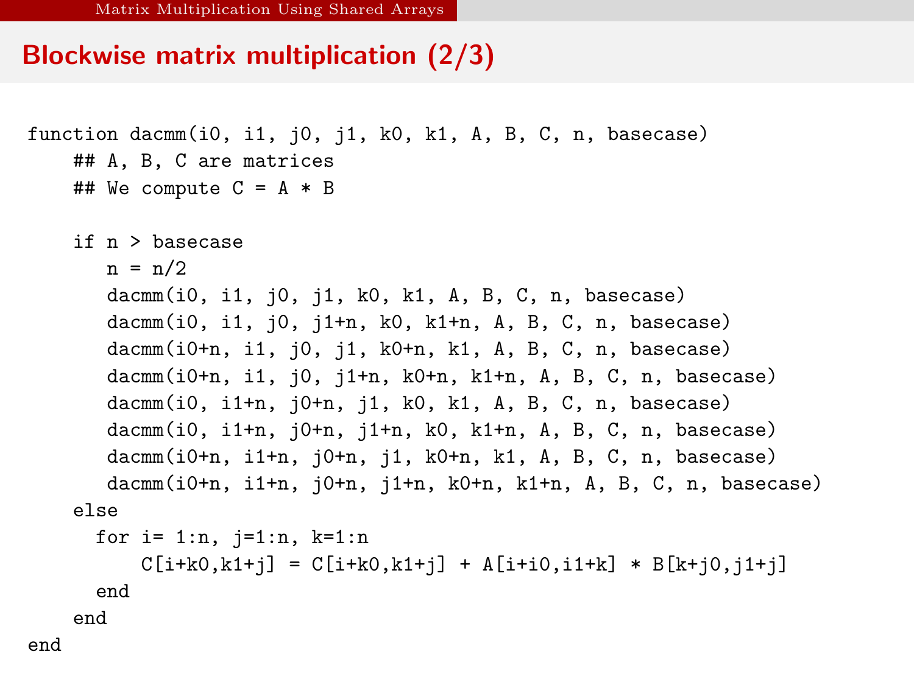## Blockwise matrix multiplication (2/3)

```
function dacmm(i0, i1, j0, j1, k0, k1, A, B, C, n, basecase)
    ## A, B, C are matrices
    ## We compute C = A * B

    if n > basecase
       n = n/2
       dacmm(i0, i1, j0, j1, k0, k1, A, B, C, n, basecase)
       dacmm(i0, i1, j0, j1+n, k0, k1+n, A, B, C, n, basecase)
       dacmm(i0+n, i1, j0, j1, k0+n, k1, A, B, C, n, basecase)
       dacmm(i0+n, i1, j0, j1+n, k0+n, k1+n, A, B, C, n, basecase)
       dacmm(i0, i1+n, j0+n, j1, k0, k1, A, B, C, n, basecase)
       dacmm(i0, i1+n, j0+n, j1+n, k0, k1+n, A, B, C, n, basecase)
       dacmm(i0+n, i1+n, j0+n, j1, k0+n, k1, A, B, C, n, basecase)
       dacmm(i0+n, i1+n, j0+n, j1+n, k0+n, k1+n, A, B, C, n, basecase)
    else
      for i= 1:n, j=1:n, k=1:n
          C[i+k0,k1+j] = C[i+k0,k1+j] + A[i+i0,i1+k] * B[k+j0,j1+j]
      end
    end
end
```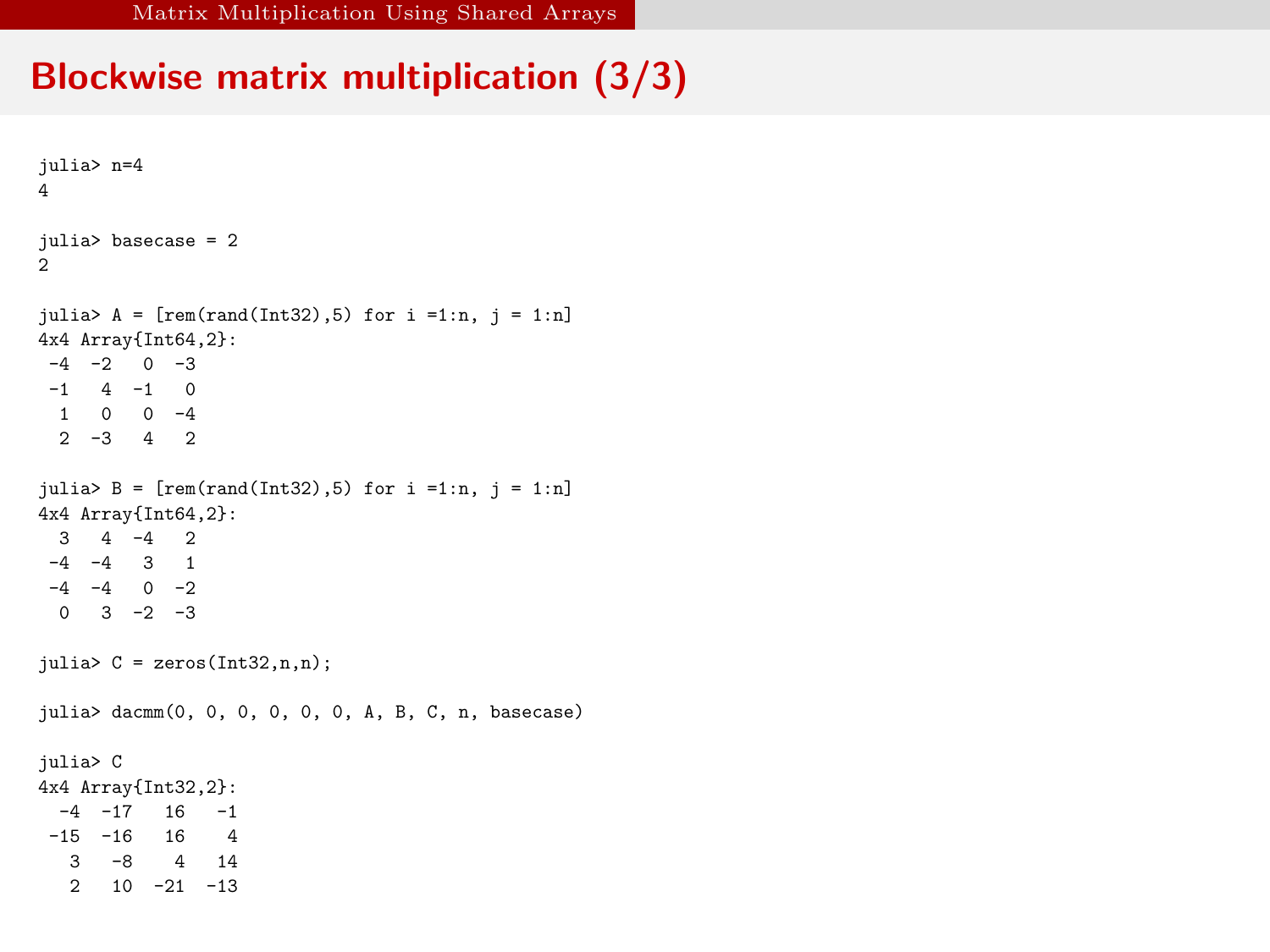## Blockwise matrix multiplication (3/3)

```
julia> n=4
4

julia> basecase = 2
2

julia> A = [rem(rand(Int32),5) for i =1:n, j = 1:n]
4x4 Array{Int64,2}:
 -4  -2   0  -3
 -1   4  -1   0
  1   0   0  -4
  2  -3   4   2

julia> B = [rem(rand(Int32),5) for i =1:n, j = 1:n]
4x4 Array{Int64,2}:
  3   4  -4   2
 -4  -4   3   1
 -4  -4   0  -2
  0   3  -2  -3

julia> C = zeros(Int32,n,n);

julia> dacmm(0, 0, 0, 0, 0, 0, A, B, C, n, basecase)

julia> C
4x4 Array{Int32,2}:
  -4  -17   16   -1
 -15  -16   16    4
   3   -8    4   14
   2   10  -21  -13
```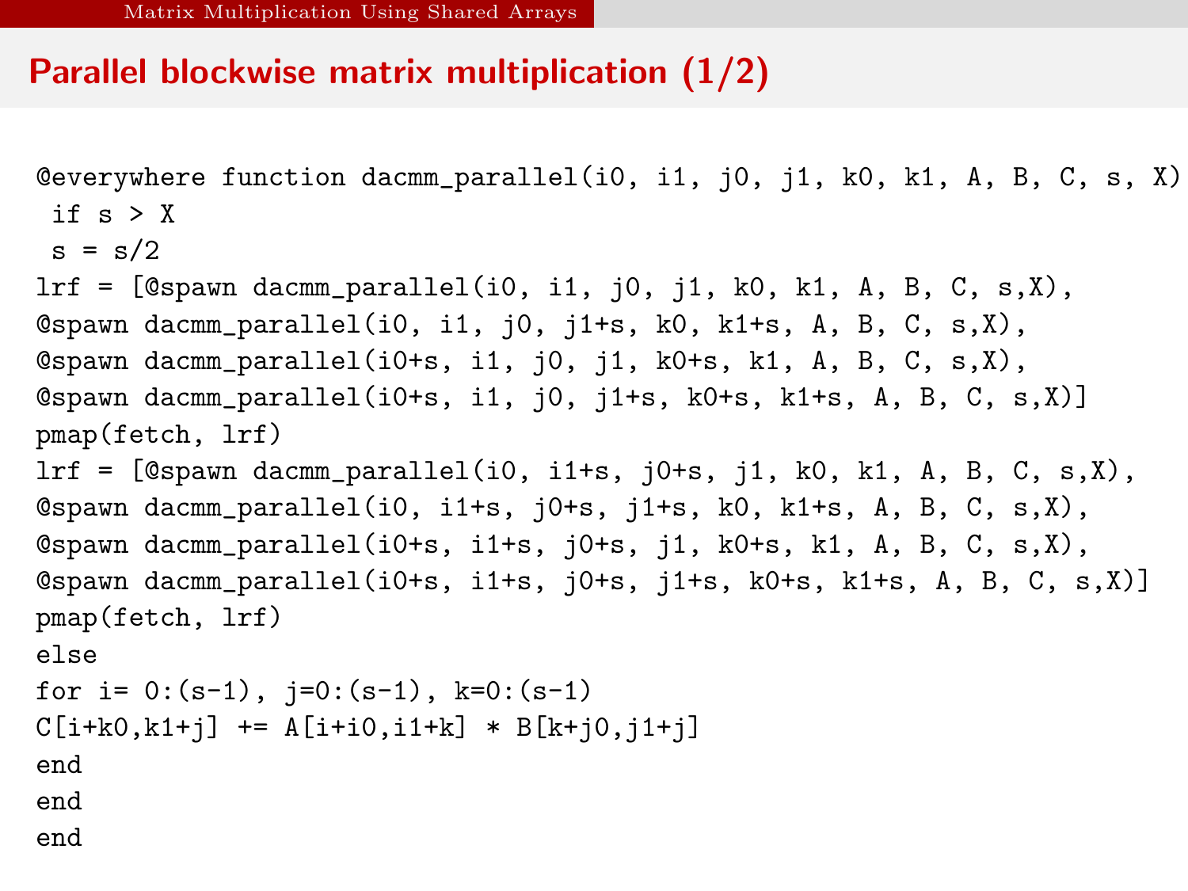# Parallel blockwise matrix multiplication (1/2)

```
@everywhere function dacmm_parallel(i0, i1, j0, j1, k0, k1, A, B, C, s, X)
 if s > X
 s = s/2
lrf = [@spawn dacmm_parallel(i0, i1, j0, j1, k0, k1, A, B, C, s,X),
@spawn dacmm_parallel(i0, i1, j0, j1+s, k0, k1+s, A, B, C, s,X),
@spawn dacmm_parallel(i0+s, i1, j0, j1, k0+s, k1, A, B, C, s,X),
@spawn dacmm_parallel(i0+s, i1, j0, j1+s, k0+s, k1+s, A, B, C, s,X)]
pmap(fetch, lrf)
lrf = [@spawn dacmm_parallel(i0, i1+s, j0+s, j1, k0, k1, A, B, C, s,X),
@spawn dacmm_parallel(i0, i1+s, j0+s, j1+s, k0, k1+s, A, B, C, s,X),
@spawn dacmm_parallel(i0+s, i1+s, j0+s, j1, k0+s, k1, A, B, C, s,X),
@spawn dacmm_parallel(i0+s, i1+s, j0+s, j1+s, k0+s, k1+s, A, B, C, s,X)]
pmap(fetch, lrf)
else
for i= 0:(s-1), j=0:(s-1), k=0:(s-1)
C[i+k0,k1+j] += A[i+i0,i1+k] * B[k+j0,j1+j]
end
end
end
```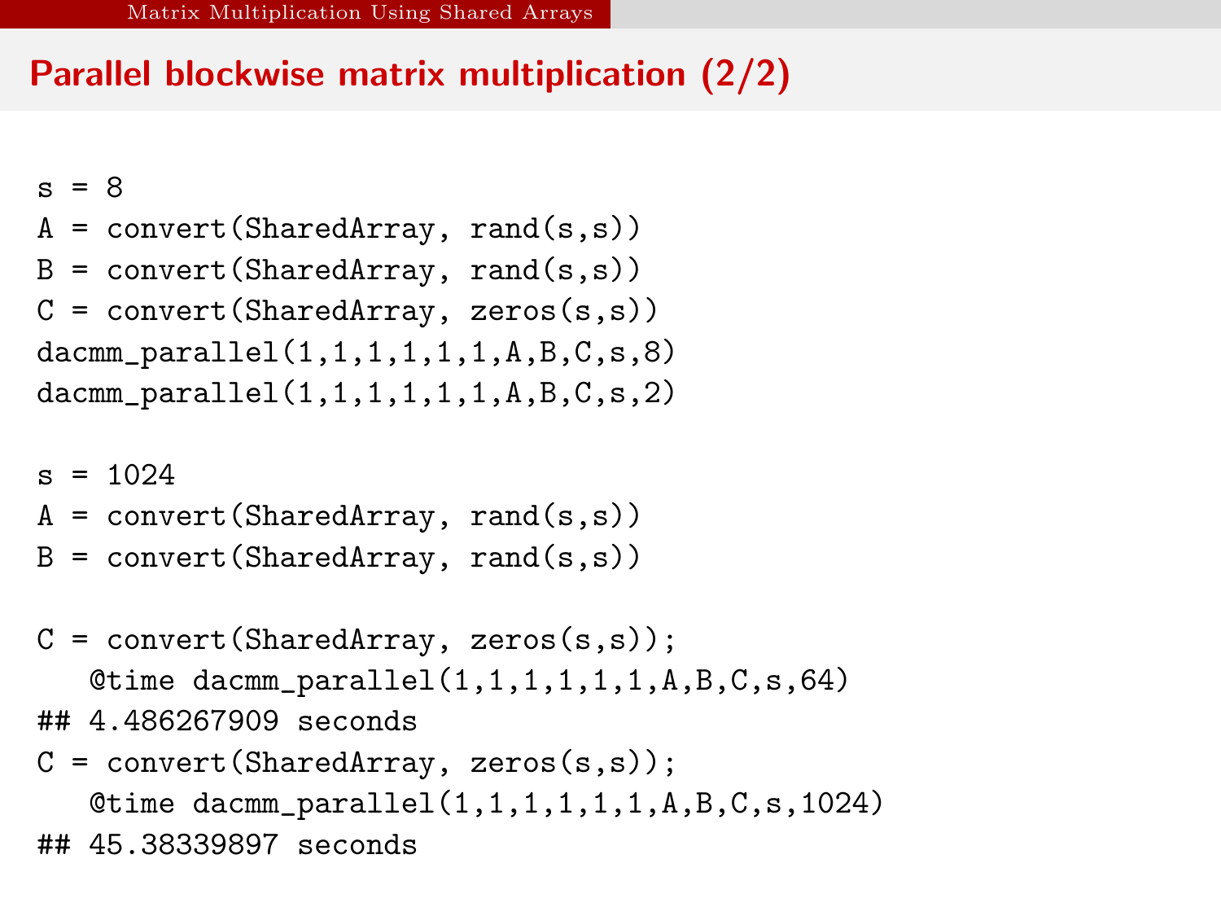## Parallel blockwise matrix multiplication (2/2)

```
s = 8
A = convert(SharedArray, rand(s,s))
B = convert(SharedArray, rand(s,s))
C = convert(SharedArray, zeros(s,s))
dacmm_parallel(1,1,1,1,1,1,A,B,C,s,8)
dacmm_parallel(1,1,1,1,1,1,A,B,C,s,2)

s = 1024
A = convert(SharedArray, rand(s,s))
B = convert(SharedArray, rand(s,s))

C = convert(SharedArray, zeros(s,s));
   @time dacmm_parallel(1,1,1,1,1,1,A,B,C,s,64)
## 4.486267909 seconds
C = convert(SharedArray, zeros(s,s));
   @time dacmm_parallel(1,1,1,1,1,1,A,B,C,s,1024)
## 45.38339897 seconds
```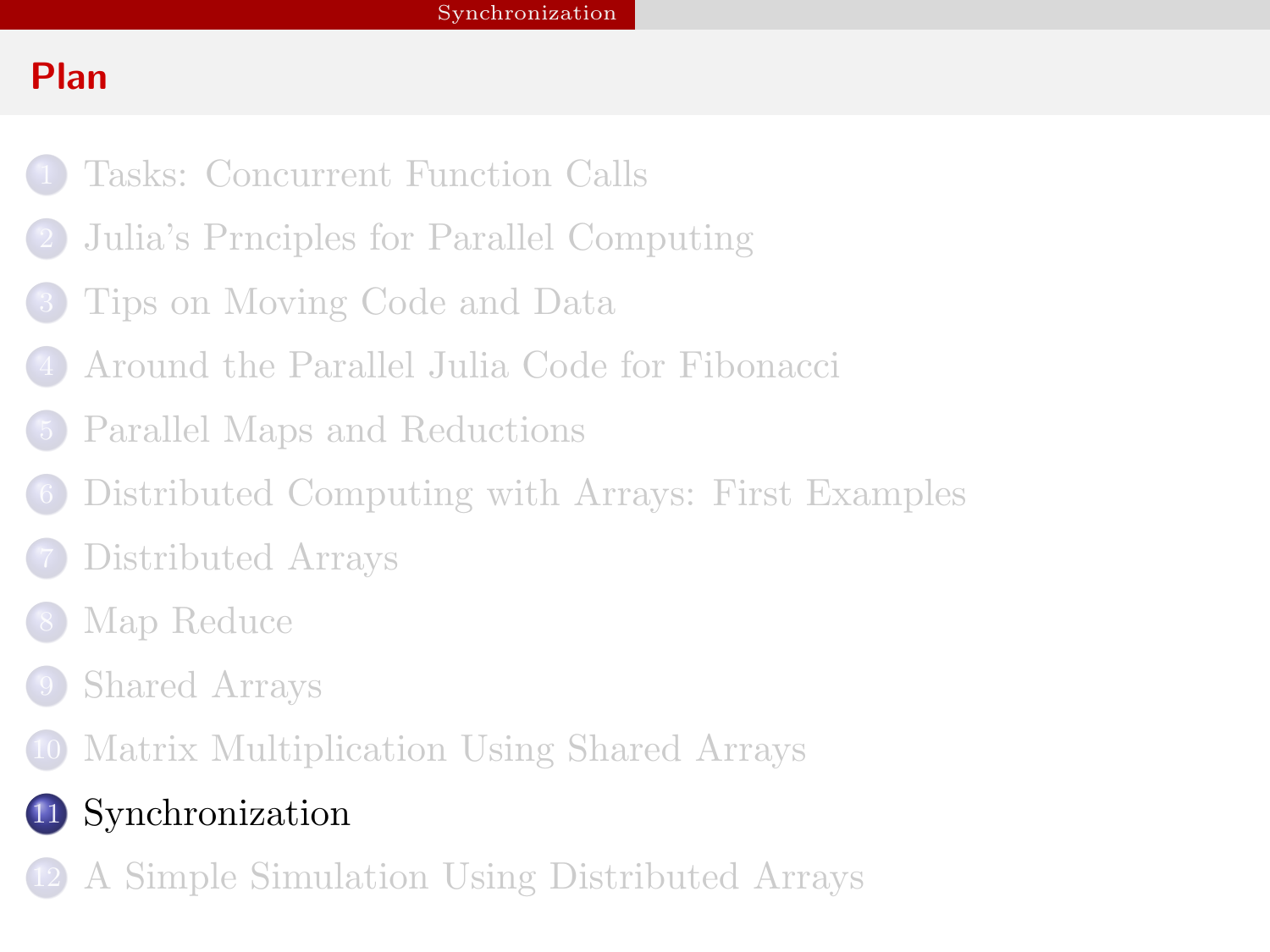## Plan

1. Tasks: Concurrent Function Calls
2. Julia's Prnciples for Parallel Computing
3. Tips on Moving Code and Data
4. Around the Parallel Julia Code for Fibonacci
5. Parallel Maps and Reductions
6. Distributed Computing with Arrays: First Examples
7. Distributed Arrays
8. Map Reduce
9. Shared Arrays
10. Matrix Multiplication Using Shared Arrays
11. **Synchronization**
12. A Simple Simulation Using Distributed Arrays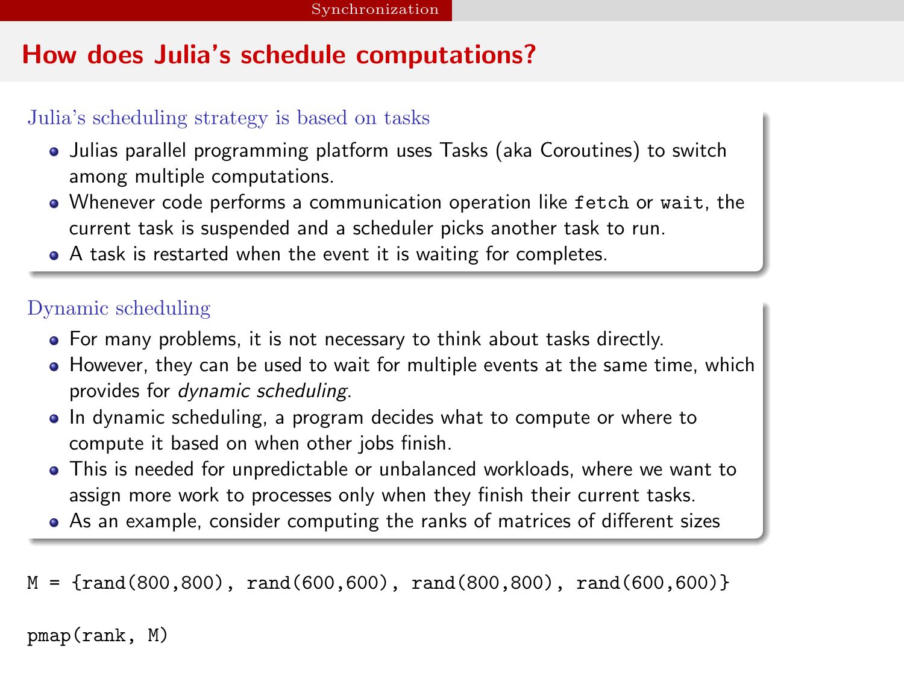# How does Julia's schedule computations?

### Julia's scheduling strategy is based on tasks

- Julias parallel programming platform uses Tasks (aka Coroutines) to switch among multiple computations.
- Whenever code performs a communication operation like `fetch` or `wait`, the current task is suspended and a scheduler picks another task to run.
- A task is restarted when the event it is waiting for completes.

### Dynamic scheduling

- For many problems, it is not necessary to think about tasks directly.
- However, they can be used to wait for multiple events at the same time, which provides for *dynamic scheduling*.
- In dynamic scheduling, a program decides what to compute or where to compute it based on when other jobs finish.
- This is needed for unpredictable or unbalanced workloads, where we want to assign more work to processes only when they finish their current tasks.
- As an example, consider computing the ranks of matrices of different sizes

```
M = {rand(800,800), rand(600,600), rand(800,800), rand(600,600)}

pmap(rank, M)
```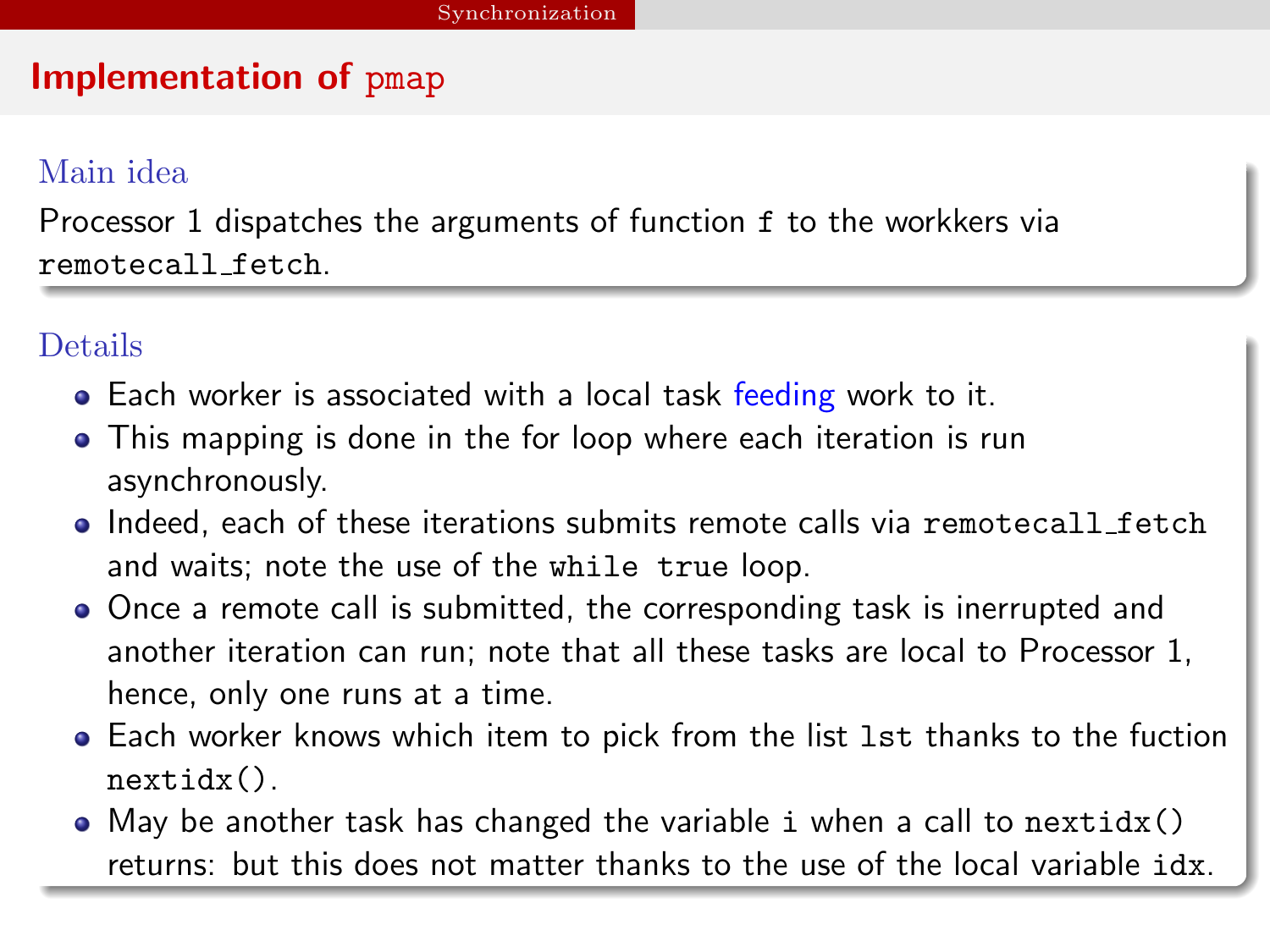## Implementation of `pmap`

### Main idea

Processor 1 dispatches the arguments of function `f` to the workkers via `remotecall_fetch`.

### Details

- Each worker is associated with a local task feeding work to it.
- This mapping is done in the for loop where each iteration is run asynchronously.
- Indeed, each of these iterations submits remote calls via `remotecall_fetch` and waits; note the use of the `while true` loop.
- Once a remote call is submitted, the corresponding task is inerrupted and another iteration can run; note that all these tasks are local to Processor 1, hence, only one runs at a time.
- Each worker knows which item to pick from the list `lst` thanks to the fuction `nextidx()`.
- May be another task has changed the variable `i` when a call to `nextidx()` returns: but this does not matter thanks to the use of the local variable `idx`.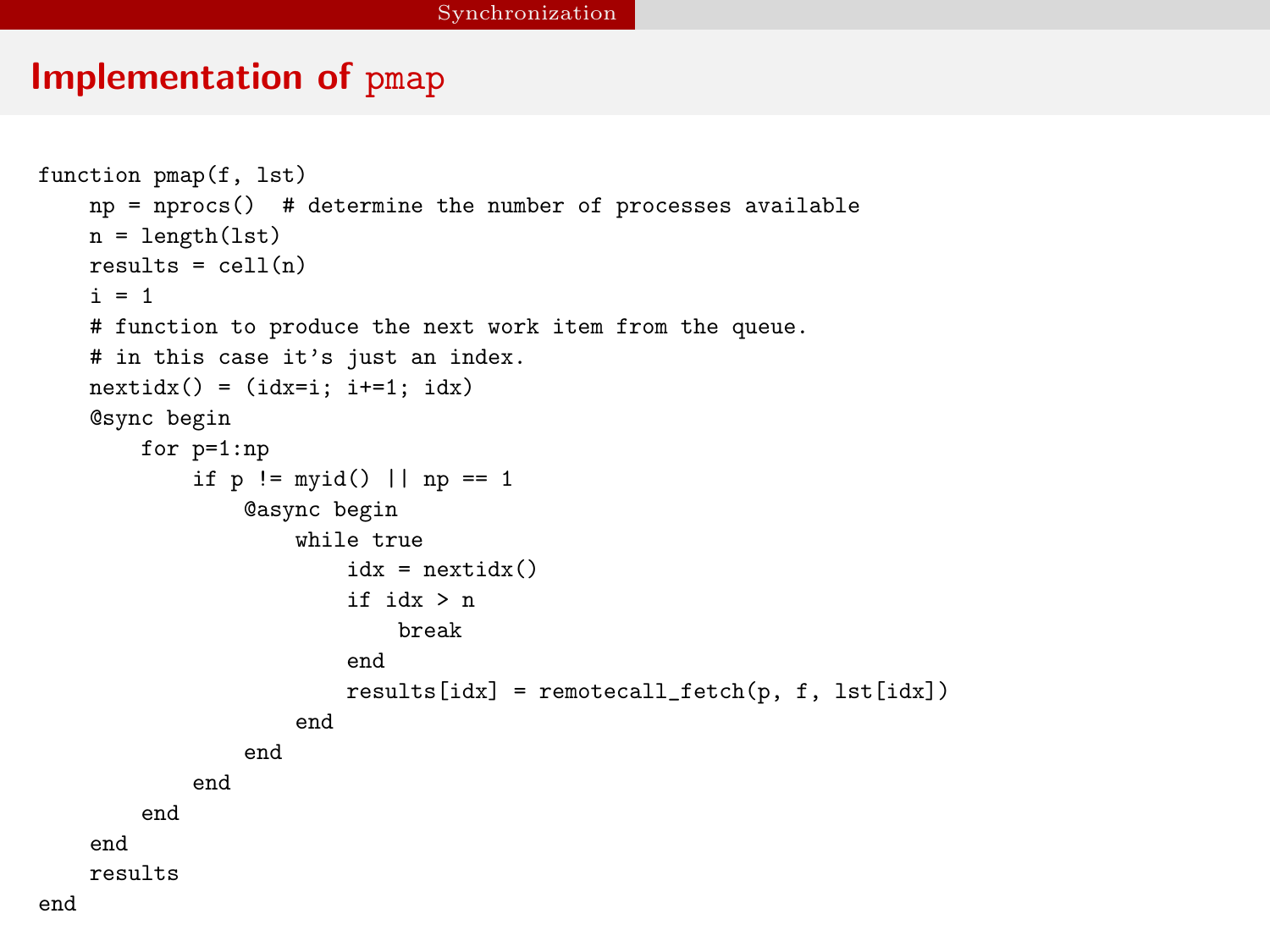# Implementation of pmap

```
function pmap(f, lst)
    np = nprocs()  # determine the number of processes available
    n = length(lst)
    results = cell(n)
    i = 1
    # function to produce the next work item from the queue.
    # in this case it's just an index.
    nextidx() = (idx=i; i+=1; idx)
    @sync begin
        for p=1:np
            if p != myid() || np == 1
                @async begin
                    while true
                        idx = nextidx()
                        if idx > n
                            break
                        end
                        results[idx] = remotecall_fetch(p, f, lst[idx])
                    end
                end
            end
        end
    end
    results
end
```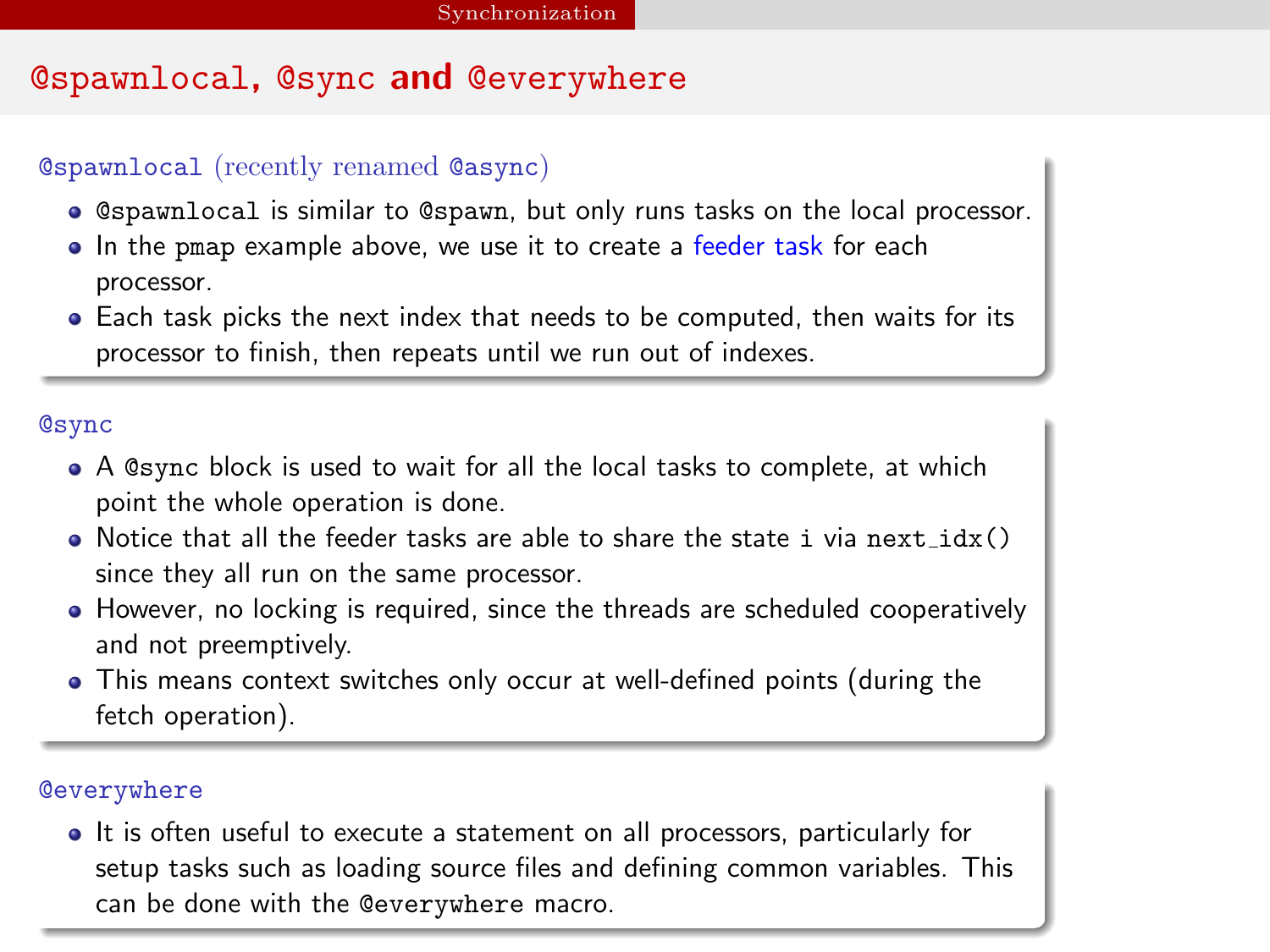# @spawnlocal, @sync and @everywhere

### @spawnlocal (recently renamed @async)

- @spawnlocal is similar to @spawn, but only runs tasks on the local processor.
- In the pmap example above, we use it to create a feeder task for each processor.
- Each task picks the next index that needs to be computed, then waits for its processor to finish, then repeats until we run out of indexes.

### @sync

- A @sync block is used to wait for all the local tasks to complete, at which point the whole operation is done.
- Notice that all the feeder tasks are able to share the state i via next_idx() since they all run on the same processor.
- However, no locking is required, since the threads are scheduled cooperatively and not preemptively.
- This means context switches only occur at well-defined points (during the fetch operation).

### @everywhere

- It is often useful to execute a statement on all processors, particularly for setup tasks such as loading source files and defining common variables. This can be done with the @everywhere macro.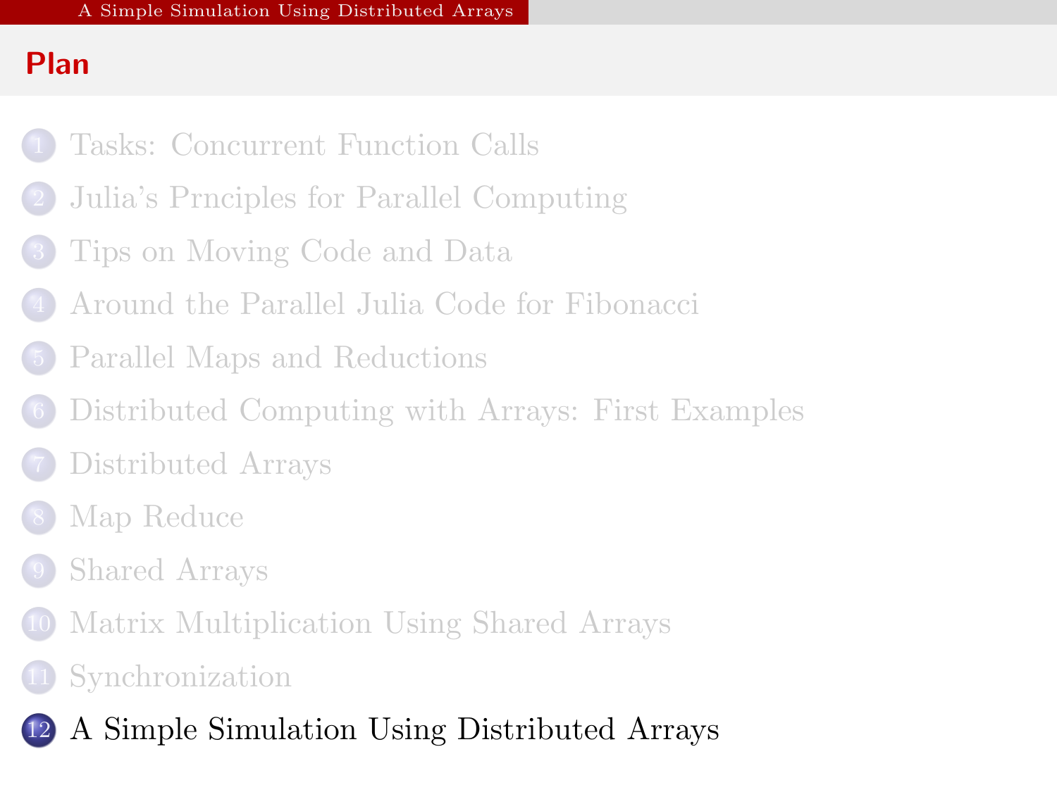## Plan

1. Tasks: Concurrent Function Calls
2. Julia's Prnciples for Parallel Computing
3. Tips on Moving Code and Data
4. Around the Parallel Julia Code for Fibonacci
5. Parallel Maps and Reductions
6. Distributed Computing with Arrays: First Examples
7. Distributed Arrays
8. Map Reduce
9. Shared Arrays
10. Matrix Multiplication Using Shared Arrays
11. Synchronization
12. A Simple Simulation Using Distributed Arrays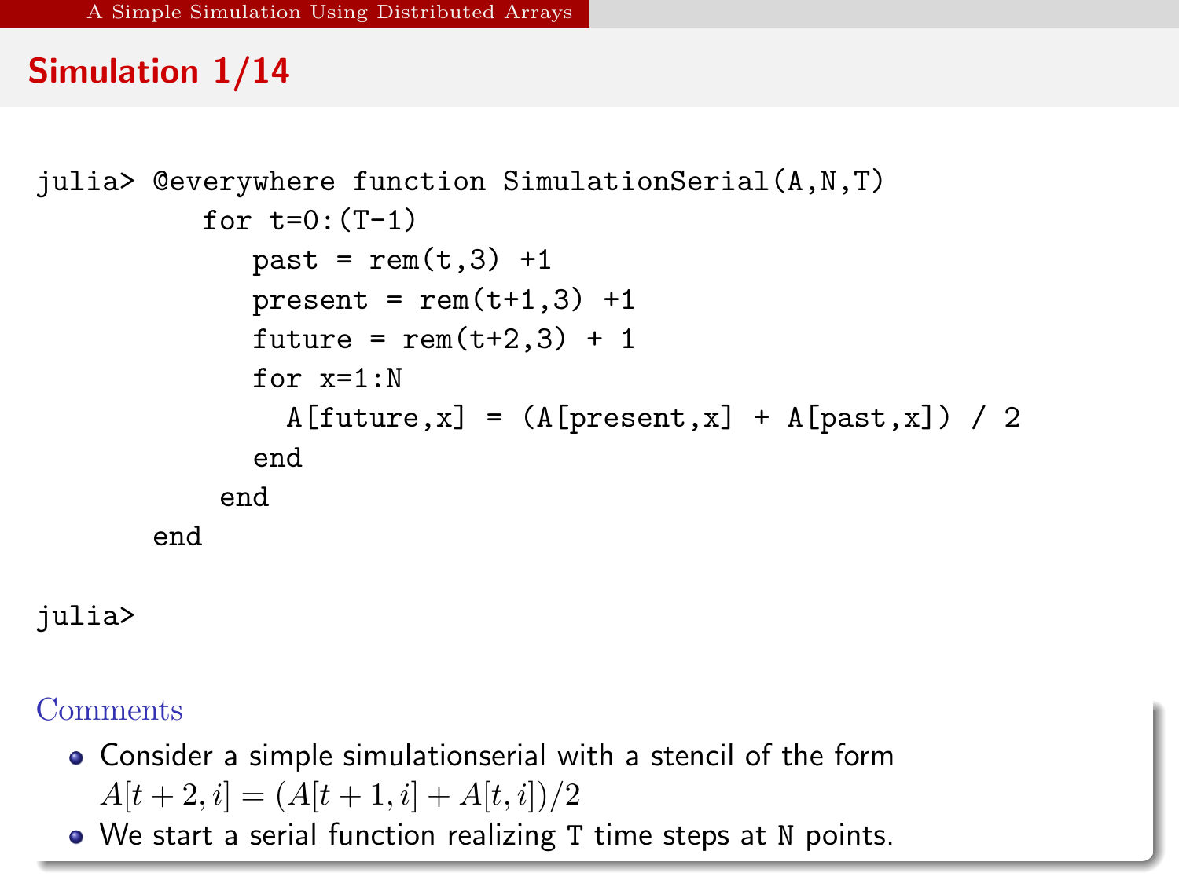## Simulation 1/14

```
julia> @everywhere function SimulationSerial(A,N,T)
         for t=0:(T-1)
            past = rem(t,3) +1
            present = rem(t+1,3) +1
            future = rem(t+2,3) + 1
            for x=1:N
              A[future,x] = (A[present,x] + A[past,x]) / 2
            end
          end
       end

julia>
```

### Comments

- Consider a simple simulationserial with a stencil of the form $A[t+2,i] = (A[t+1,i] + A[t,i])/2$
- We start a serial function realizing `T` time steps at `N` points.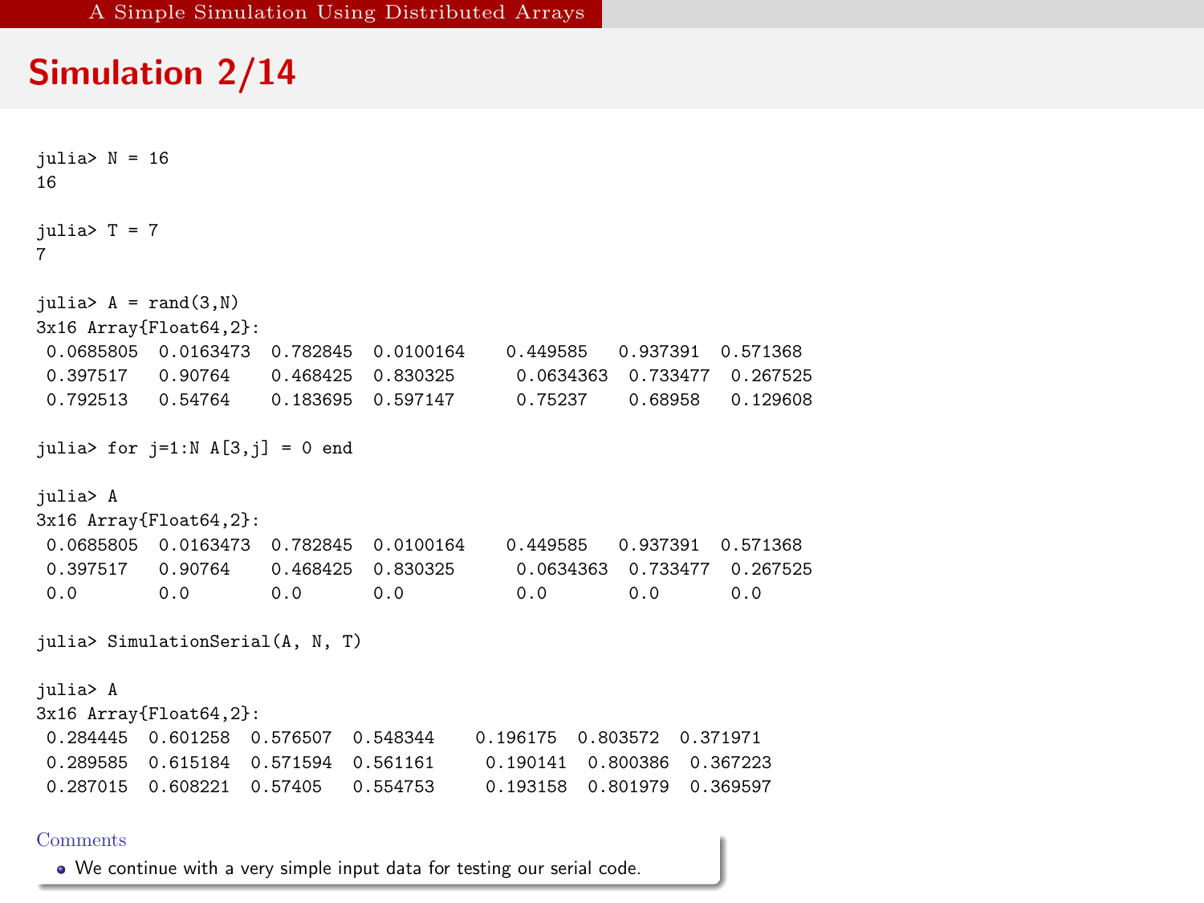# Simulation 2/14

```
julia> N = 16
16

julia> T = 7
7

julia> A = rand(3,N)
3x16 Array{Float64,2}:
 0.0685805  0.0163473  0.782845  0.0100164    0.449585   0.937391  0.571368
 0.397517   0.90764    0.468425  0.830325      0.0634363  0.733477  0.267525
 0.792513   0.54764    0.183695  0.597147      0.75237    0.68958   0.129608

julia> for j=1:N A[3,j] = 0 end

julia> A
3x16 Array{Float64,2}:
 0.0685805  0.0163473  0.782845  0.0100164    0.449585   0.937391  0.571368
 0.397517   0.90764    0.468425  0.830325      0.0634363  0.733477  0.267525
 0.0        0.0        0.0       0.0           0.0        0.0       0.0

julia> SimulationSerial(A, N, T)

julia> A
3x16 Array{Float64,2}:
 0.284445  0.601258  0.576507  0.548344    0.196175  0.803572  0.371971
 0.289585  0.615184  0.571594  0.561161     0.190141  0.800386  0.367223
 0.287015  0.608221  0.57405   0.554753     0.193158  0.801979  0.369597
```

Comments

- We continue with a very simple input data for testing our serial code.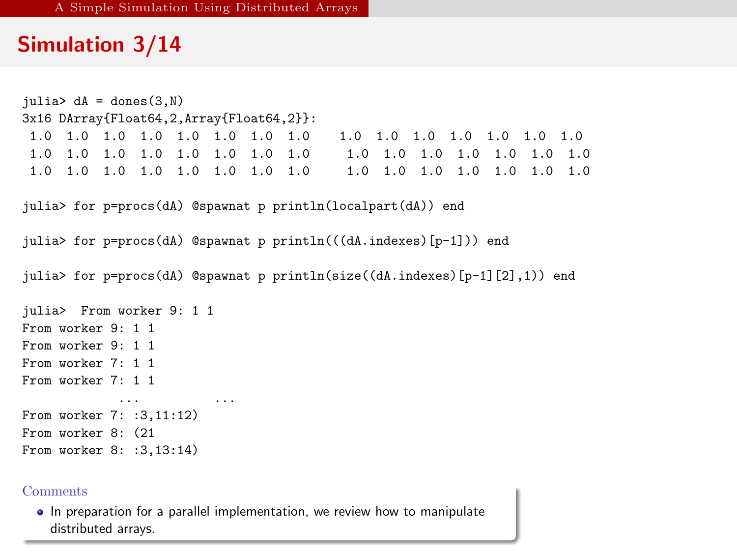## Simulation 3/14

```
julia> dA = dones(3,N)
3x16 DArray{Float64,2,Array{Float64,2}}:
 1.0  1.0  1.0  1.0  1.0  1.0  1.0  1.0    1.0  1.0  1.0  1.0  1.0  1.0  1.0
 1.0  1.0  1.0  1.0  1.0  1.0  1.0  1.0     1.0  1.0  1.0  1.0  1.0  1.0  1.0
 1.0  1.0  1.0  1.0  1.0  1.0  1.0  1.0     1.0  1.0  1.0  1.0  1.0  1.0  1.0

julia> for p=procs(dA) @spawnat p println(localpart(dA)) end

julia> for p=procs(dA) @spawnat p println(((dA.indexes)[p-1])) end

julia> for p=procs(dA) @spawnat p println(size((dA.indexes)[p-1][2],1)) end

julia>  From worker 9: 1 1
From worker 9: 1 1
From worker 9: 1 1
From worker 7: 1 1
From worker 7: 1 1
             ...          ...
From worker 7: :3,11:12)
From worker 8: (21
From worker 8: :3,13:14)
```

**Comments**

- In preparation for a parallel implementation, we review how to manipulate distributed arrays.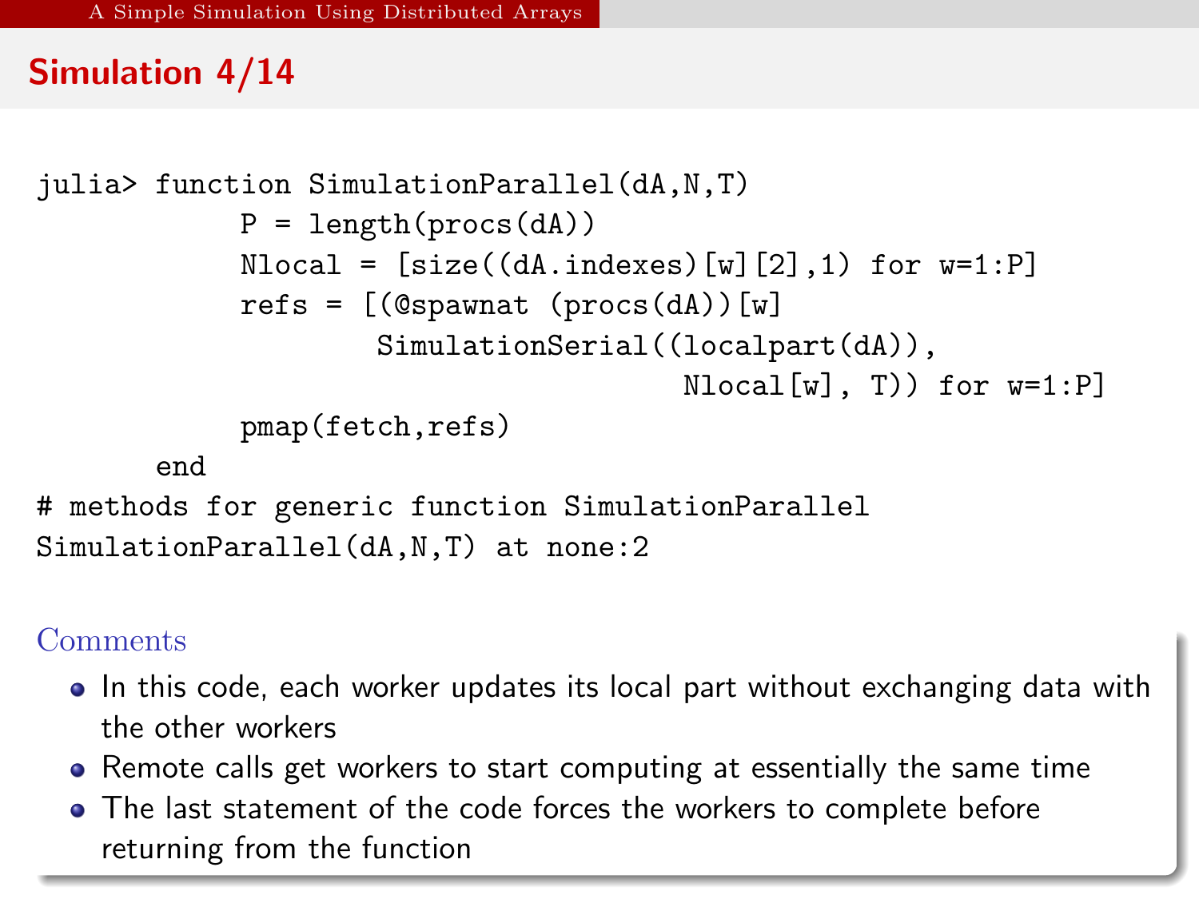## Simulation 4/14

```
julia> function SimulationParallel(dA,N,T)
           P = length(procs(dA))
           Nlocal = [size((dA.indexes)[w][2],1) for w=1:P]
           refs = [(@spawnat (procs(dA))[w]
                   SimulationSerial((localpart(dA)),
                                    Nlocal[w], T)) for w=1:P]
           pmap(fetch,refs)
       end
# methods for generic function SimulationParallel
SimulationParallel(dA,N,T) at none:2
```

### Comments

- In this code, each worker updates its local part without exchanging data with the other workers
- Remote calls get workers to start computing at essentially the same time
- The last statement of the code forces the workers to complete before returning from the function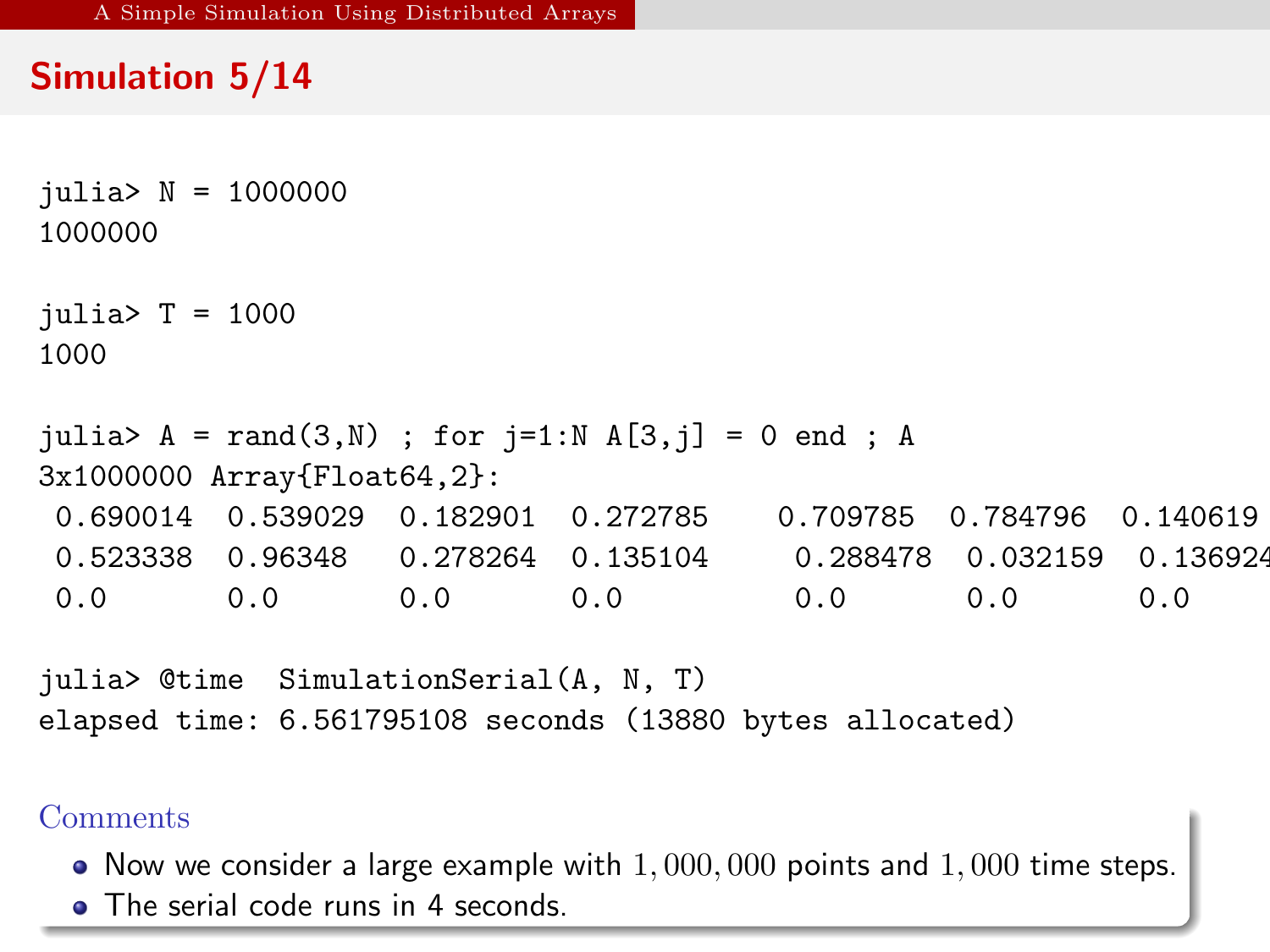## Simulation 5/14

```
julia> N = 1000000
1000000

julia> T = 1000
1000

julia> A = rand(3,N) ; for j=1:N A[3,j] = 0 end ; A
3x1000000 Array{Float64,2}:
 0.690014  0.539029  0.182901  0.272785    0.709785  0.784796  0.140619
 0.523338  0.96348   0.278264  0.135104     0.288478  0.032159  0.136924
 0.0       0.0       0.0       0.0          0.0       0.0       0.0

julia> @time  SimulationSerial(A, N, T)
elapsed time: 6.561795108 seconds (13880 bytes allocated)
```

**Comments**

- Now we consider a large example with $1,000,000$ points and $1,000$ time steps.
- The serial code runs in 4 seconds.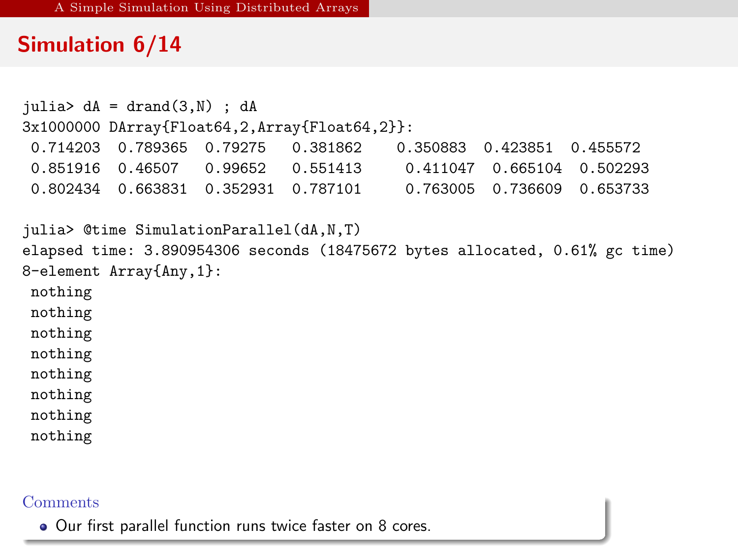## Simulation 6/14

```
julia> dA = drand(3,N) ; dA
3x1000000 DArray{Float64,2,Array{Float64,2}}:
 0.714203  0.789365  0.79275   0.381862    0.350883  0.423851  0.455572
 0.851916  0.46507   0.99652   0.551413     0.411047  0.665104  0.502293
 0.802434  0.663831  0.352931  0.787101     0.763005  0.736609  0.653733

julia> @time SimulationParallel(dA,N,T)
elapsed time: 3.890954306 seconds (18475672 bytes allocated, 0.61% gc time)
8-element Array{Any,1}:
 nothing
 nothing
 nothing
 nothing
 nothing
 nothing
 nothing
 nothing
```

**Comments**

- Our first parallel function runs twice faster on 8 cores.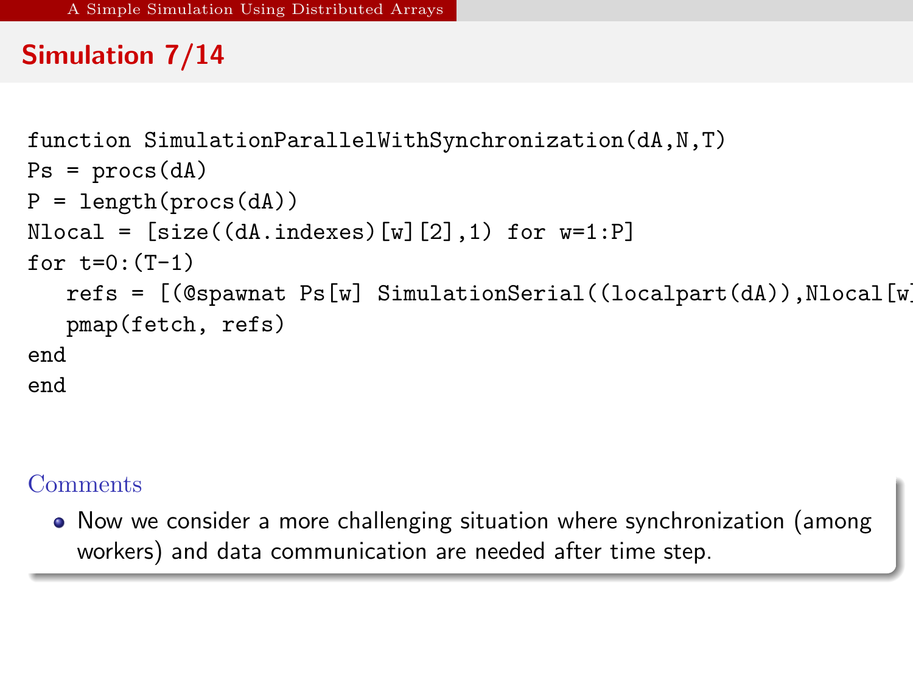## Simulation 7/14

```
function SimulationParallelWithSynchronization(dA,N,T)
Ps = procs(dA)
P = length(procs(dA))
Nlocal = [size((dA.indexes)[w][2],1) for w=1:P]
for t=0:(T-1)
   refs = [(@spawnat Ps[w] SimulationSerial((localpart(dA)),Nlocal[w
   pmap(fetch, refs)
end
end
```

### Comments

- Now we consider a more challenging situation where synchronization (among workers) and data communication are needed after time step.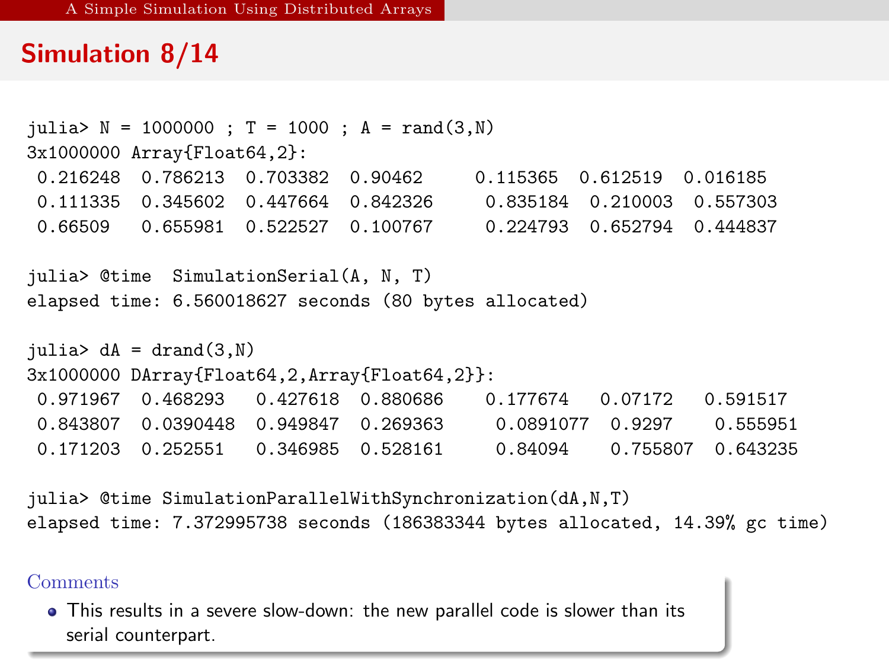## Simulation 8/14

```
julia> N = 1000000 ; T = 1000 ; A = rand(3,N)
3x1000000 Array{Float64,2}:
 0.216248  0.786213  0.703382  0.90462     0.115365  0.612519  0.016185
 0.111335  0.345602  0.447664  0.842326     0.835184  0.210003  0.557303
 0.66509   0.655981  0.522527  0.100767     0.224793  0.652794  0.444837

julia> @time  SimulationSerial(A, N, T)
elapsed time: 6.560018627 seconds (80 bytes allocated)

julia> dA = drand(3,N)
3x1000000 DArray{Float64,2,Array{Float64,2}}:
 0.971967  0.468293   0.427618  0.880686     0.177674   0.07172   0.591517
 0.843807  0.0390448  0.949847  0.269363     0.0891077  0.9297    0.555951
 0.171203  0.252551   0.346985  0.528161     0.84094    0.755807  0.643235

julia> @time SimulationParallelWithSynchronization(dA,N,T)
elapsed time: 7.372995738 seconds (186383344 bytes allocated, 14.39% gc time)
```

**Comments**

- This results in a severe slow-down: the new parallel code is slower than its serial counterpart.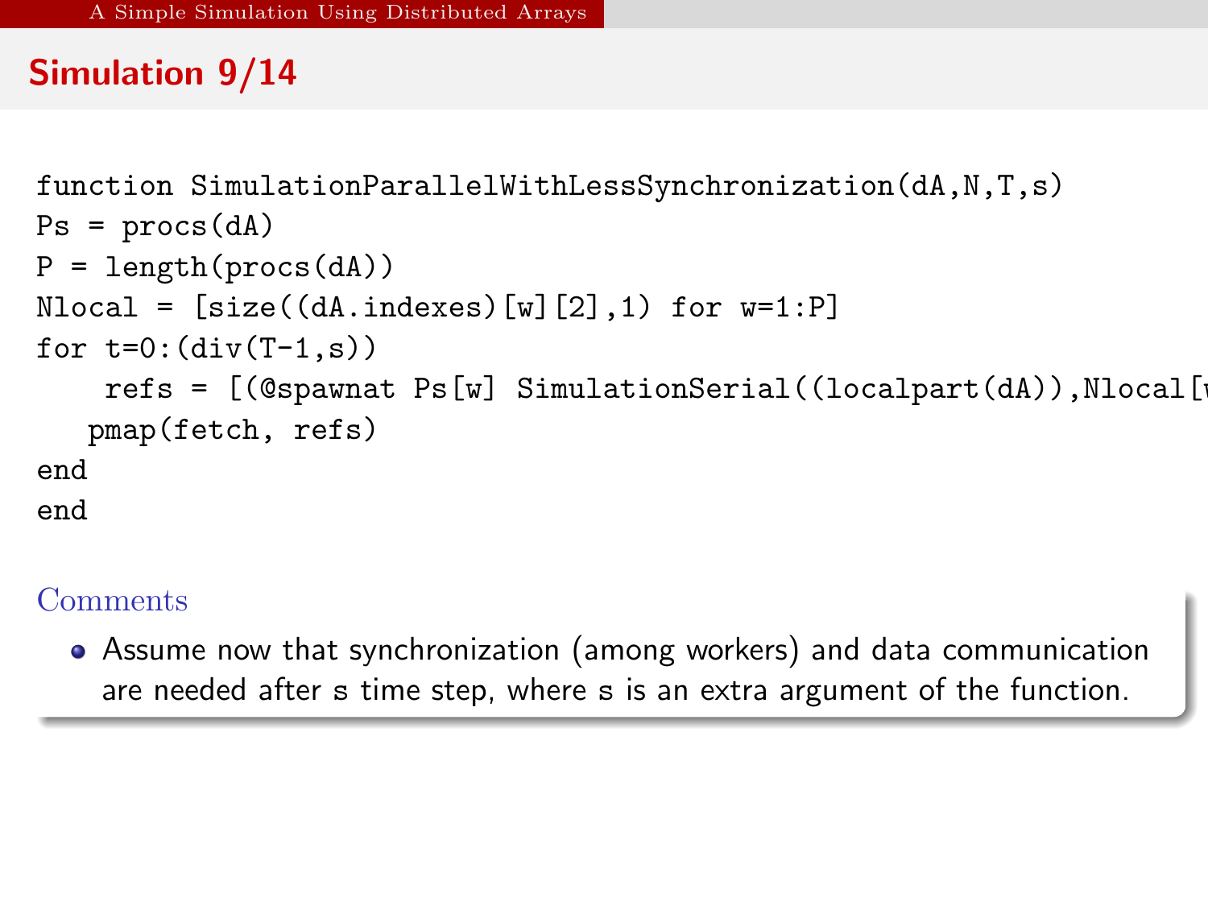## Simulation 9/14

```
function SimulationParallelWithLessSynchronization(dA,N,T,s)
Ps = procs(dA)
P = length(procs(dA))
Nlocal = [size((dA.indexes)[w][2],1) for w=1:P]
for t=0:(div(T-1,s))
    refs = [(@spawnat Ps[w] SimulationSerial((localpart(dA)),Nlocal[w
   pmap(fetch, refs)
end
end
```

**Comments**

- Assume now that synchronization (among workers) and data communication are needed after `s` time step, where `s` is an extra argument of the function.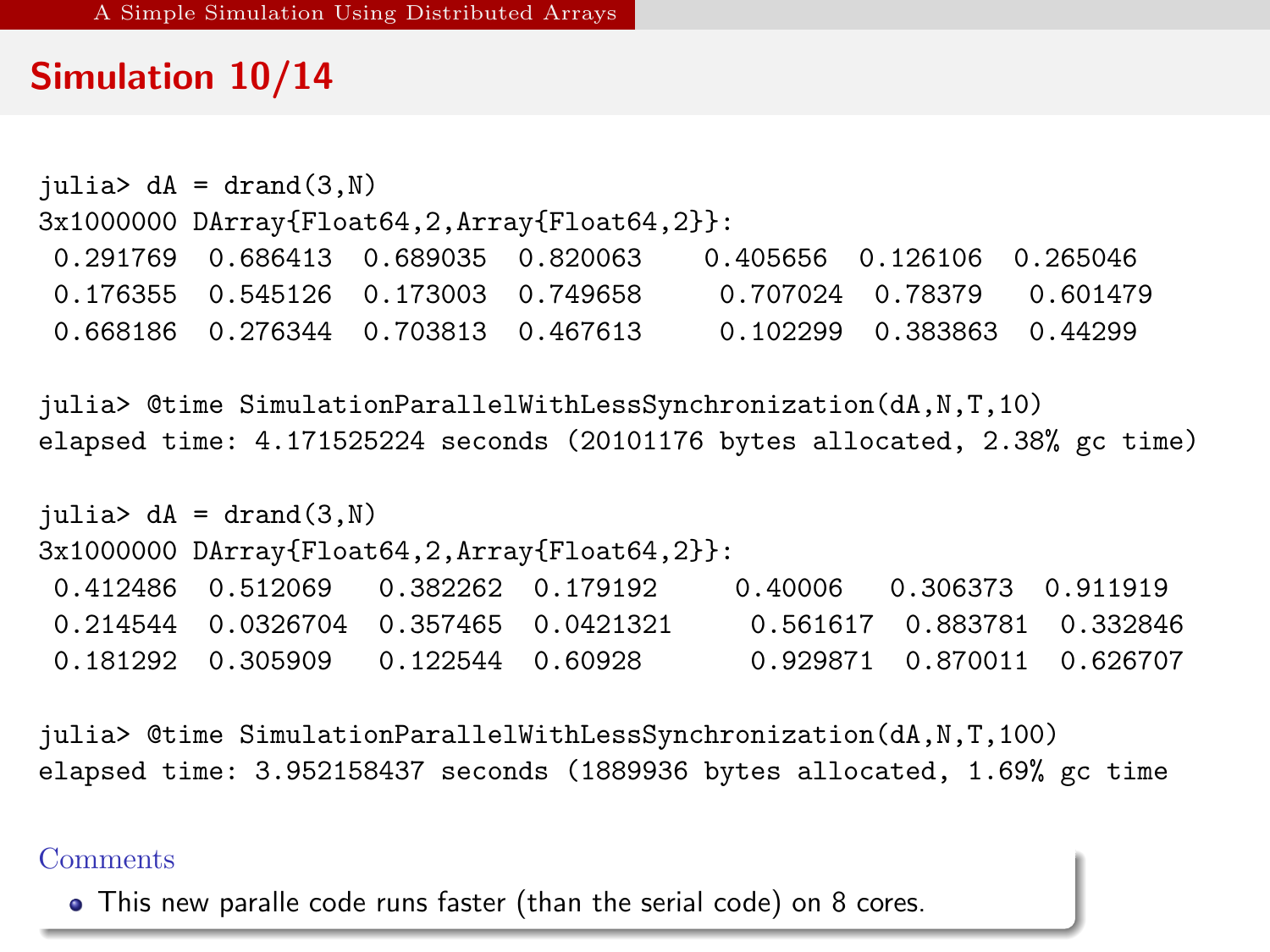# Simulation 10/14

```
julia> dA = drand(3,N)
3x1000000 DArray{Float64,2,Array{Float64,2}}:
 0.291769  0.686413  0.689035  0.820063    0.405656  0.126106  0.265046
 0.176355  0.545126  0.173003  0.749658     0.707024  0.78379   0.601479
 0.668186  0.276344  0.703813  0.467613     0.102299  0.383863  0.44299

julia> @time SimulationParallelWithLessSynchronization(dA,N,T,10)
elapsed time: 4.171525224 seconds (20101176 bytes allocated, 2.38% gc time)

julia> dA = drand(3,N)
3x1000000 DArray{Float64,2,Array{Float64,2}}:
 0.412486  0.512069   0.382262  0.179192     0.40006   0.306373  0.911919
 0.214544  0.0326704  0.357465  0.0421321     0.561617  0.883781  0.332846
 0.181292  0.305909   0.122544  0.60928       0.929871  0.870011  0.626707

julia> @time SimulationParallelWithLessSynchronization(dA,N,T,100)
elapsed time: 3.952158437 seconds (1889936 bytes allocated, 1.69% gc time
```

**Comments**

- This new paralle code runs faster (than the serial code) on 8 cores.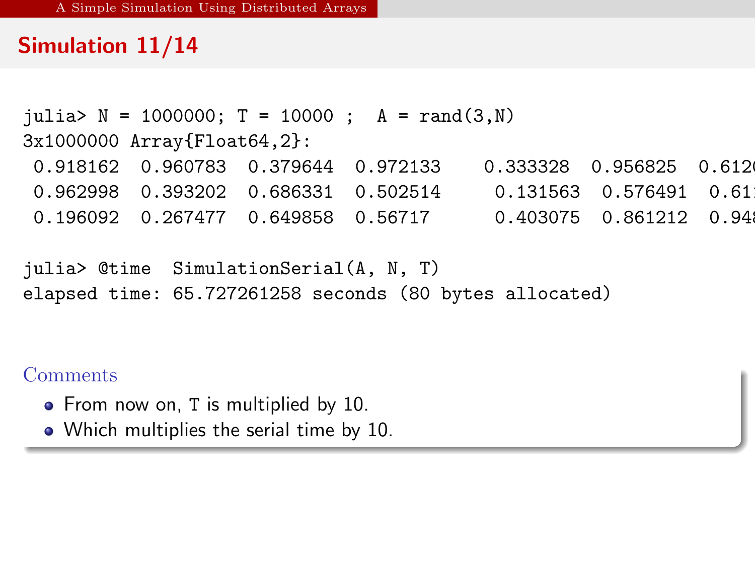## Simulation 11/14

```
julia> N = 1000000; T = 10000 ;  A = rand(3,N)
3x1000000 Array{Float64,2}:
 0.918162  0.960783  0.379644  0.972133    0.333328  0.956825  0.612
 0.962998  0.393202  0.686331  0.502514     0.131563  0.576491  0.61
 0.196092  0.267477  0.649858  0.56717      0.403075  0.861212  0.94

julia> @time  SimulationSerial(A, N, T)
elapsed time: 65.727261258 seconds (80 bytes allocated)
```

### Comments

- From now on, T is multiplied by 10.
- Which multiplies the serial time by 10.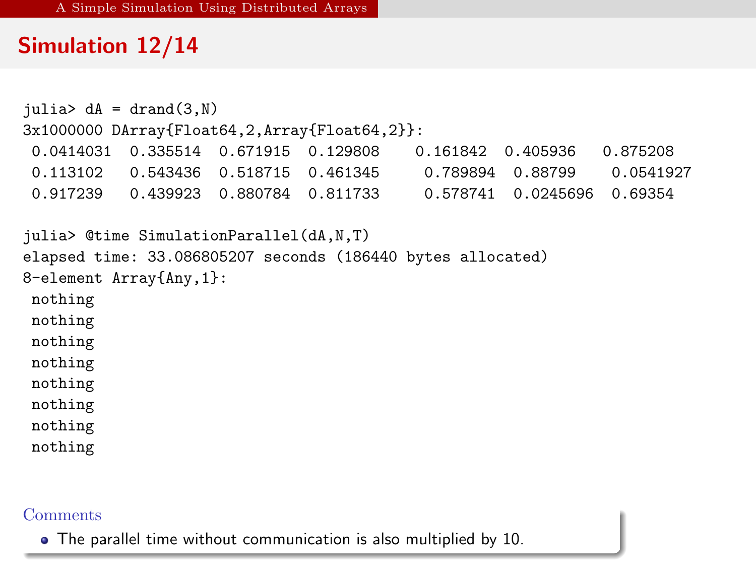## Simulation 12/14

```
julia> dA = drand(3,N)
3x1000000 DArray{Float64,2,Array{Float64,2}}:
 0.0414031  0.335514  0.671915  0.129808    0.161842  0.405936   0.875208
 0.113102   0.543436  0.518715  0.461345     0.789894  0.88799    0.0541927
 0.917239   0.439923  0.880784  0.811733     0.578741  0.0245696  0.69354

julia> @time SimulationParallel(dA,N,T)
elapsed time: 33.086805207 seconds (186440 bytes allocated)
8-element Array{Any,1}:
 nothing
 nothing
 nothing
 nothing
 nothing
 nothing
 nothing
 nothing
```

**Comments**

- The parallel time without communication is also multiplied by 10.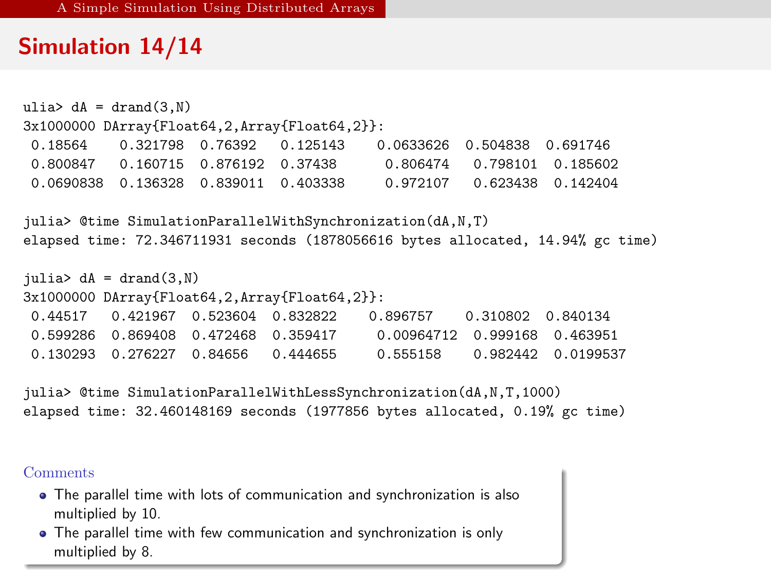## Simulation 14/14

```
ulia> dA = drand(3,N)
3x1000000 DArray{Float64,2,Array{Float64,2}}:
 0.18564    0.321798  0.76392   0.125143    0.0633626  0.504838  0.691746
 0.800847   0.160715  0.876192  0.37438      0.806474   0.798101  0.185602
 0.0690838  0.136328  0.839011  0.403338     0.972107   0.623438  0.142404

julia> @time SimulationParallelWithSynchronization(dA,N,T)
elapsed time: 72.346711931 seconds (1878056616 bytes allocated, 14.94% gc time)

julia> dA = drand(3,N)
3x1000000 DArray{Float64,2,Array{Float64,2}}:
 0.44517   0.421967  0.523604  0.832822    0.896757    0.310802  0.840134
 0.599286  0.869408  0.472468  0.359417     0.00964712  0.999168  0.463951
 0.130293  0.276227  0.84656   0.444655     0.555158    0.982442  0.0199537

julia> @time SimulationParallelWithLessSynchronization(dA,N,T,1000)
elapsed time: 32.460148169 seconds (1977856 bytes allocated, 0.19% gc time)
```

**Comments**

- The parallel time with lots of communication and synchronization is also multiplied by 10.
- The parallel time with few communication and synchronization is only multiplied by 8.